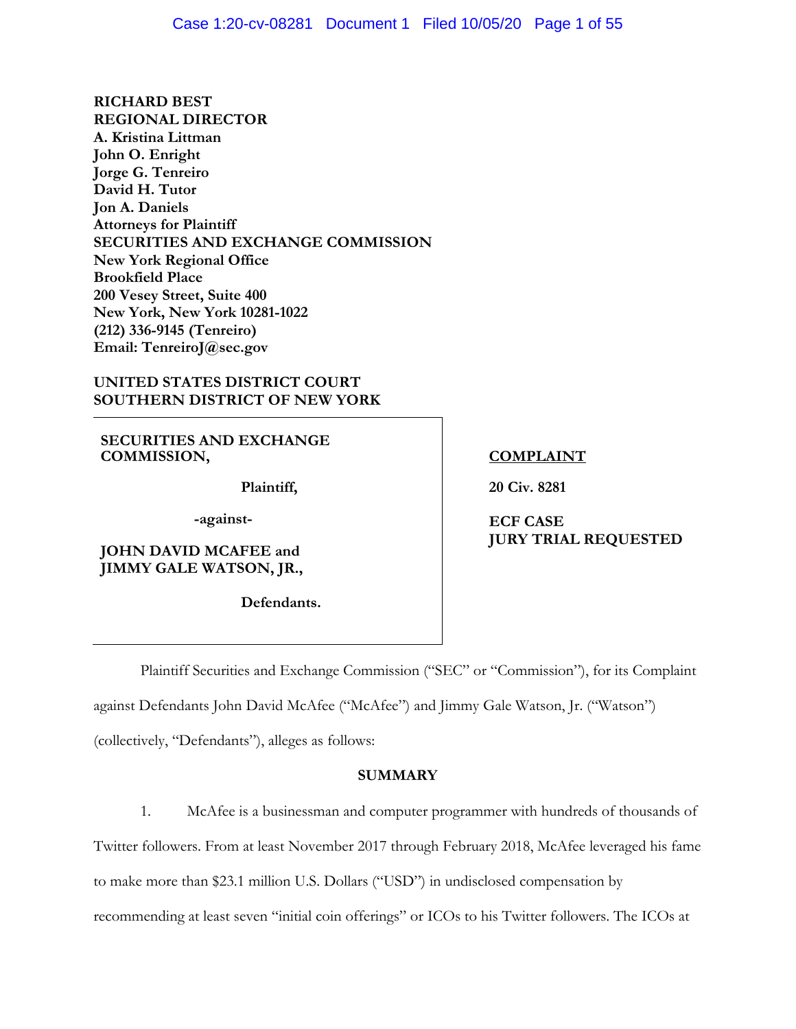**RICHARD BEST**
**REGIONAL DIRECTOR**
**A. Kristina Littman**
**John O. Enright**
**Jorge G. Tenreiro**
**David H. Tutor**
**Jon A. Daniels**
**Attorneys for Plaintiff**
**SECURITIES AND EXCHANGE COMMISSION**
**New York Regional Office**
**Brookfield Place**
**200 Vesey Street, Suite 400**
**New York, New York 10281-1022**
**(212) 336-9145 (Tenreiro)**
**Email: TenreiroJ@sec.gov**

**UNITED STATES DISTRICT COURT**
**SOUTHERN DISTRICT OF NEW YORK**

| | |
|---|---|
| **SECURITIES AND EXCHANGE COMMISSION,**<br><br>**Plaintiff,**<br><br>**-against-**<br><br>**JOHN DAVID MCAFEE and JIMMY GALE WATSON, JR.,**<br><br>**Defendants.** | **<u>COMPLAINT</u>**<br><br>**20 Civ. 8281**<br><br>**ECF CASE**<br>**JURY TRIAL REQUESTED** |

Plaintiff Securities and Exchange Commission ("SEC" or "Commission"), for its Complaint against Defendants John David McAfee ("McAfee") and Jimmy Gale Watson, Jr. ("Watson") (collectively, "Defendants"), alleges as follows:

## SUMMARY

1. McAfee is a businessman and computer programmer with hundreds of thousands of Twitter followers. From at least November 2017 through February 2018, McAfee leveraged his fame to make more than $23.1 million U.S. Dollars ("USD") in undisclosed compensation by recommending at least seven "initial coin offerings" or ICOs to his Twitter followers. The ICOs at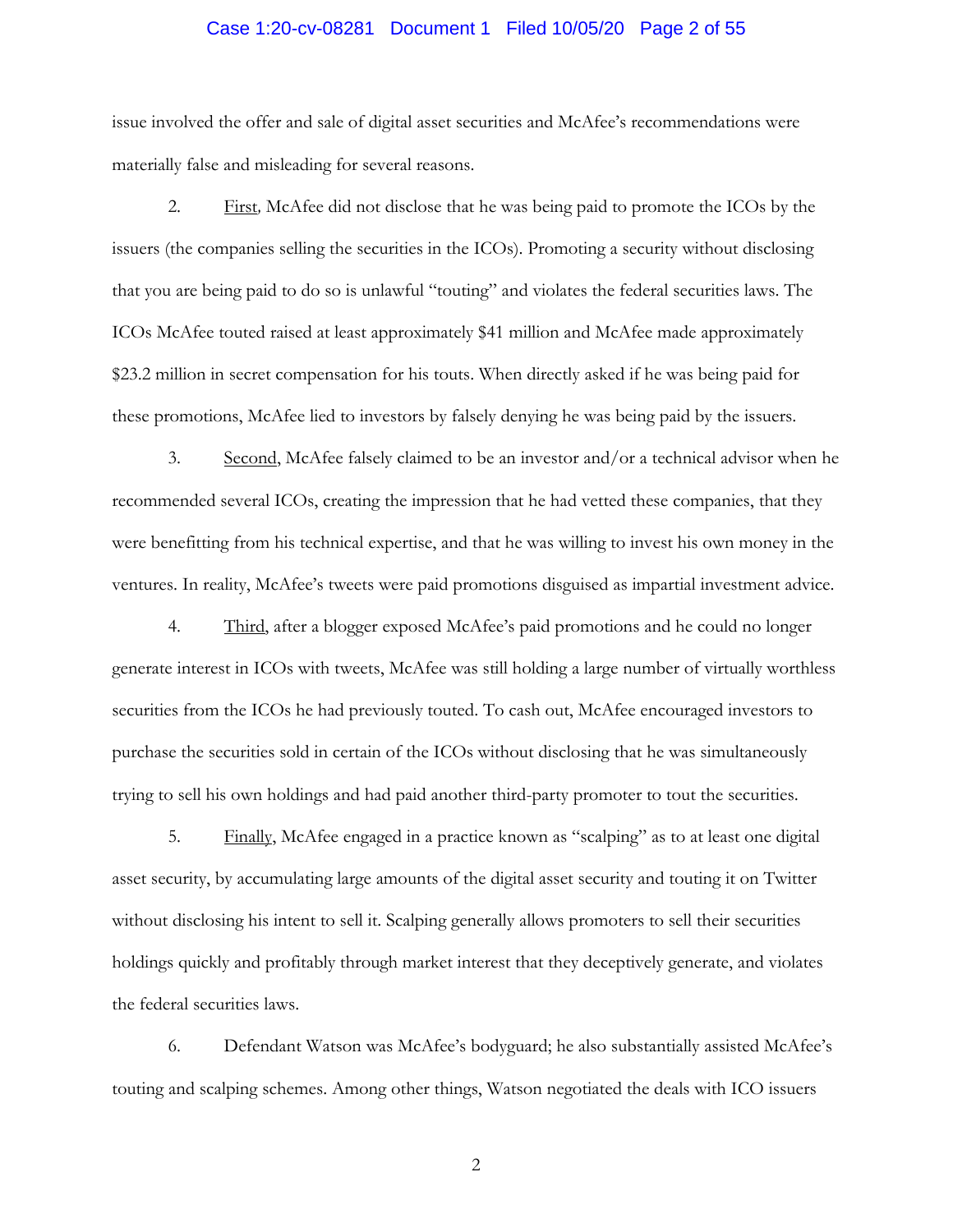issue involved the offer and sale of digital asset securities and McAfee's recommendations were materially false and misleading for several reasons.

2. First, McAfee did not disclose that he was being paid to promote the ICOs by the issuers (the companies selling the securities in the ICOs). Promoting a security without disclosing that you are being paid to do so is unlawful "touting" and violates the federal securities laws. The ICOs McAfee touted raised at least approximately $41 million and McAfee made approximately $23.2 million in secret compensation for his touts. When directly asked if he was being paid for these promotions, McAfee lied to investors by falsely denying he was being paid by the issuers.

3. Second, McAfee falsely claimed to be an investor and/or a technical advisor when he recommended several ICOs, creating the impression that he had vetted these companies, that they were benefitting from his technical expertise, and that he was willing to invest his own money in the ventures. In reality, McAfee's tweets were paid promotions disguised as impartial investment advice.

4. Third, after a blogger exposed McAfee's paid promotions and he could no longer generate interest in ICOs with tweets, McAfee was still holding a large number of virtually worthless securities from the ICOs he had previously touted. To cash out, McAfee encouraged investors to purchase the securities sold in certain of the ICOs without disclosing that he was simultaneously trying to sell his own holdings and had paid another third-party promoter to tout the securities.

5. Finally, McAfee engaged in a practice known as "scalping" as to at least one digital asset security, by accumulating large amounts of the digital asset security and touting it on Twitter without disclosing his intent to sell it. Scalping generally allows promoters to sell their securities holdings quickly and profitably through market interest that they deceptively generate, and violates the federal securities laws.

6. Defendant Watson was McAfee's bodyguard; he also substantially assisted McAfee's touting and scalping schemes. Among other things, Watson negotiated the deals with ICO issuers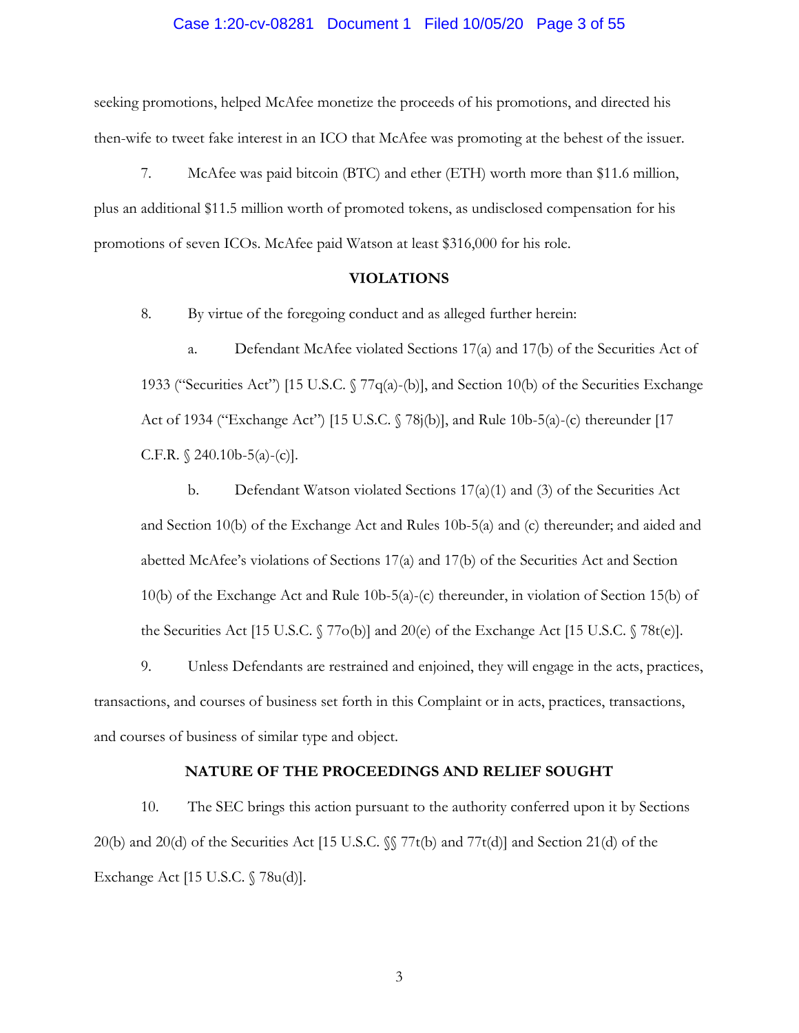seeking promotions, helped McAfee monetize the proceeds of his promotions, and directed his then-wife to tweet fake interest in an ICO that McAfee was promoting at the behest of the issuer.

7. McAfee was paid bitcoin (BTC) and ether (ETH) worth more than $11.6 million, plus an additional $11.5 million worth of promoted tokens, as undisclosed compensation for his promotions of seven ICOs. McAfee paid Watson at least $316,000 for his role.

## VIOLATIONS

8. By virtue of the foregoing conduct and as alleged further herein:

a. Defendant McAfee violated Sections 17(a) and 17(b) of the Securities Act of 1933 ("Securities Act") [15 U.S.C. § 77q(a)-(b)], and Section 10(b) of the Securities Exchange Act of 1934 ("Exchange Act") [15 U.S.C. § 78j(b)], and Rule 10b-5(a)-(c) thereunder [17 C.F.R. § 240.10b-5(a)-(c)].

b. Defendant Watson violated Sections 17(a)(1) and (3) of the Securities Act and Section 10(b) of the Exchange Act and Rules 10b-5(a) and (c) thereunder; and aided and abetted McAfee's violations of Sections 17(a) and 17(b) of the Securities Act and Section 10(b) of the Exchange Act and Rule 10b-5(a)-(c) thereunder, in violation of Section 15(b) of the Securities Act [15 U.S.C. § 77o(b)] and 20(e) of the Exchange Act [15 U.S.C. § 78t(e)].

9. Unless Defendants are restrained and enjoined, they will engage in the acts, practices, transactions, and courses of business set forth in this Complaint or in acts, practices, transactions, and courses of business of similar type and object.

## NATURE OF THE PROCEEDINGS AND RELIEF SOUGHT

10. The SEC brings this action pursuant to the authority conferred upon it by Sections 20(b) and 20(d) of the Securities Act [15 U.S.C. §§ 77t(b) and 77t(d)] and Section 21(d) of the Exchange Act [15 U.S.C. § 78u(d)].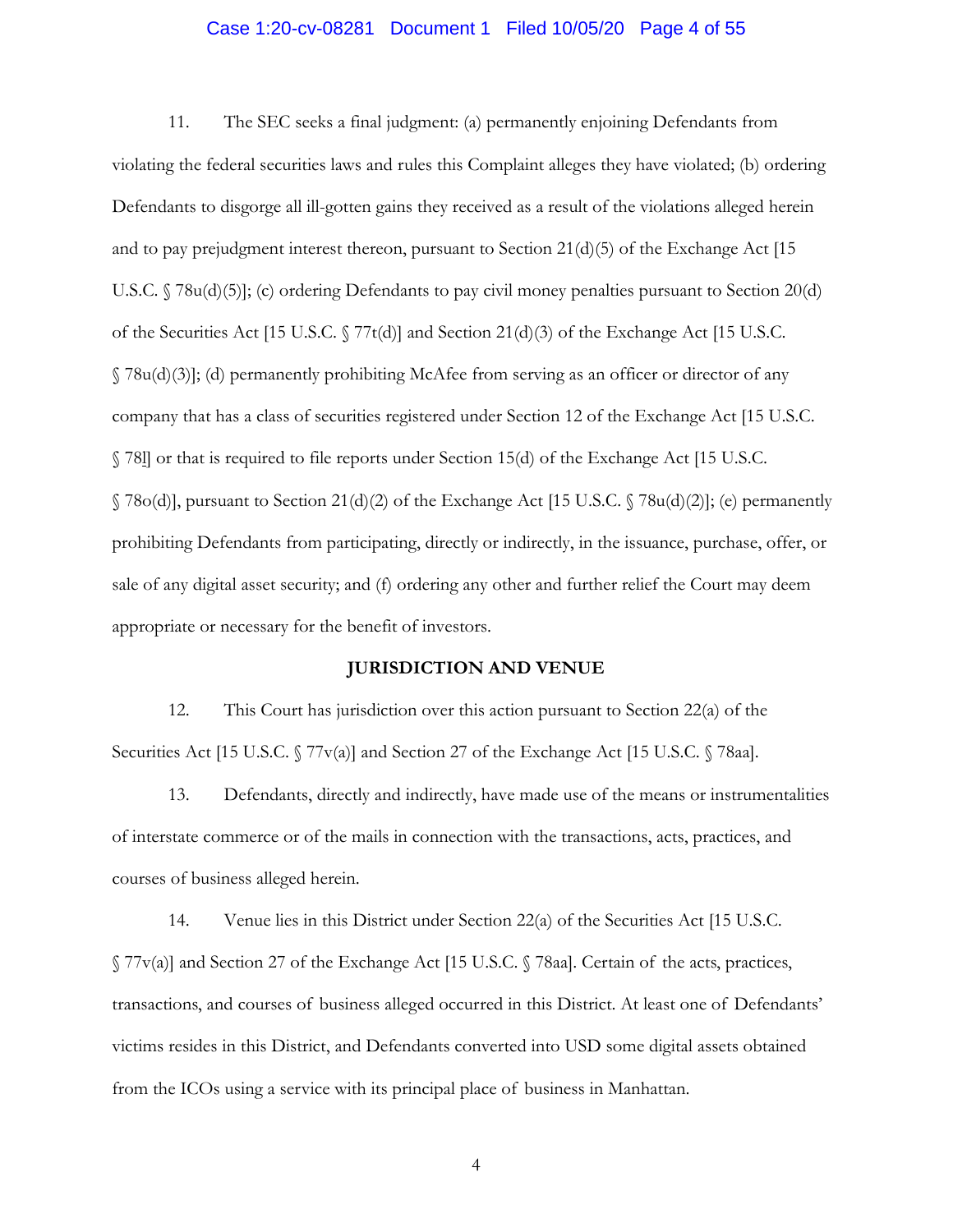11. The SEC seeks a final judgment: (a) permanently enjoining Defendants from violating the federal securities laws and rules this Complaint alleges they have violated; (b) ordering Defendants to disgorge all ill-gotten gains they received as a result of the violations alleged herein and to pay prejudgment interest thereon, pursuant to Section 21(d)(5) of the Exchange Act [15 U.S.C. § 78u(d)(5)]; (c) ordering Defendants to pay civil money penalties pursuant to Section 20(d) of the Securities Act [15 U.S.C. § 77t(d)] and Section 21(d)(3) of the Exchange Act [15 U.S.C. § 78u(d)(3)]; (d) permanently prohibiting McAfee from serving as an officer or director of any company that has a class of securities registered under Section 12 of the Exchange Act [15 U.S.C. § 78l] or that is required to file reports under Section 15(d) of the Exchange Act [15 U.S.C. § 78o(d)], pursuant to Section 21(d)(2) of the Exchange Act [15 U.S.C. § 78u(d)(2)]; (e) permanently prohibiting Defendants from participating, directly or indirectly, in the issuance, purchase, offer, or sale of any digital asset security; and (f) ordering any other and further relief the Court may deem appropriate or necessary for the benefit of investors.

## JURISDICTION AND VENUE

12. This Court has jurisdiction over this action pursuant to Section 22(a) of the Securities Act [15 U.S.C. § 77v(a)] and Section 27 of the Exchange Act [15 U.S.C. § 78aa].

13. Defendants, directly and indirectly, have made use of the means or instrumentalities of interstate commerce or of the mails in connection with the transactions, acts, practices, and courses of business alleged herein.

14. Venue lies in this District under Section 22(a) of the Securities Act [15 U.S.C. § 77v(a)] and Section 27 of the Exchange Act [15 U.S.C. § 78aa]. Certain of the acts, practices, transactions, and courses of business alleged occurred in this District. At least one of Defendants' victims resides in this District, and Defendants converted into USD some digital assets obtained from the ICOs using a service with its principal place of business in Manhattan.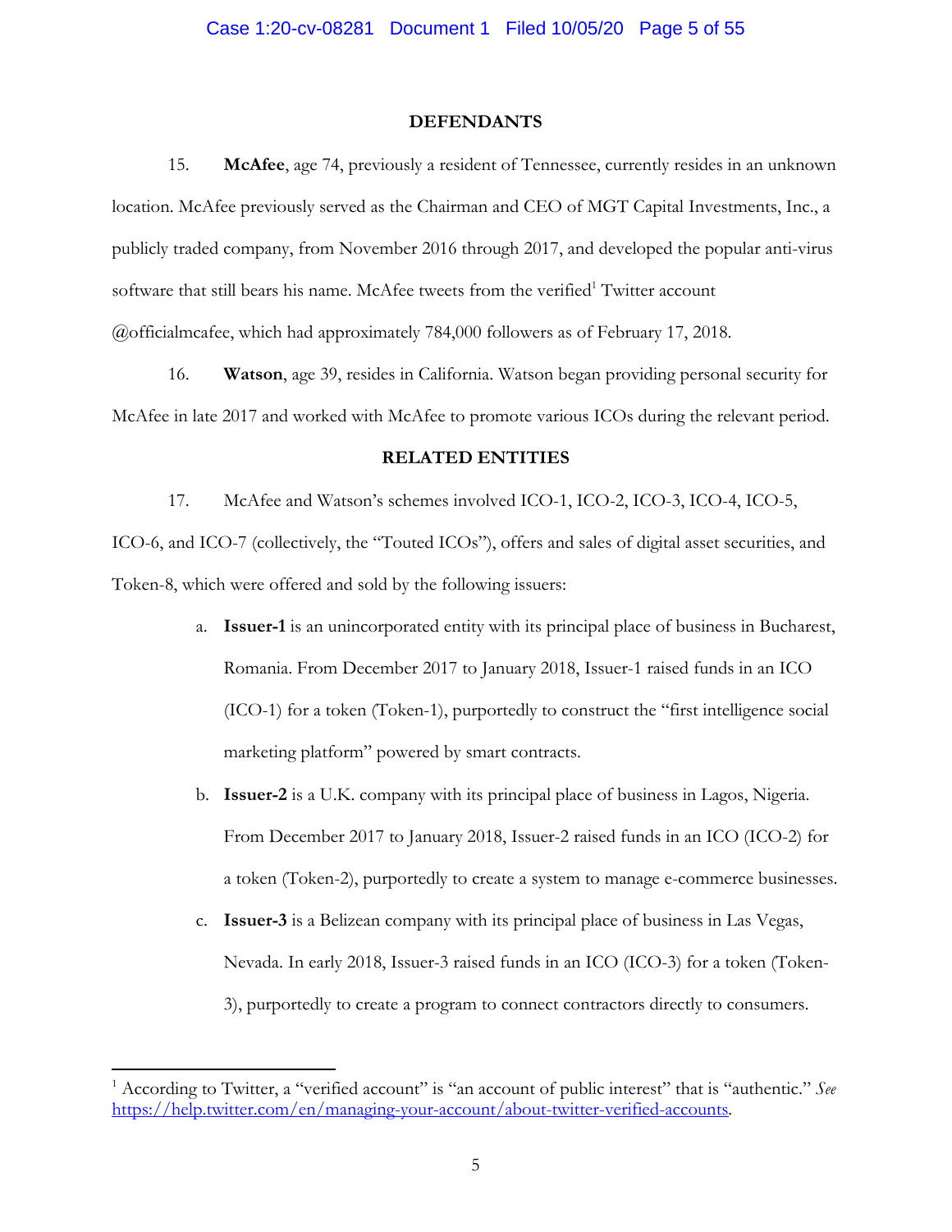## DEFENDANTS

15. **McAfee**, age 74, previously a resident of Tennessee, currently resides in an unknown location. McAfee previously served as the Chairman and CEO of MGT Capital Investments, Inc., a publicly traded company, from November 2016 through 2017, and developed the popular anti-virus software that still bears his name. McAfee tweets from the verified[1] Twitter account @officialmcafee, which had approximately 784,000 followers as of February 17, 2018.

16. **Watson**, age 39, resides in California. Watson began providing personal security for McAfee in late 2017 and worked with McAfee to promote various ICOs during the relevant period.

## RELATED ENTITIES

17. McAfee and Watson's schemes involved ICO-1, ICO-2, ICO-3, ICO-4, ICO-5, ICO-6, and ICO-7 (collectively, the "Touted ICOs"), offers and sales of digital asset securities, and Token-8, which were offered and sold by the following issuers:

a. **Issuer-1** is an unincorporated entity with its principal place of business in Bucharest, Romania. From December 2017 to January 2018, Issuer-1 raised funds in an ICO (ICO-1) for a token (Token-1), purportedly to construct the "first intelligence social marketing platform" powered by smart contracts.

b. **Issuer-2** is a U.K. company with its principal place of business in Lagos, Nigeria. From December 2017 to January 2018, Issuer-2 raised funds in an ICO (ICO-2) for a token (Token-2), purportedly to create a system to manage e-commerce businesses.

c. **Issuer-3** is a Belizean company with its principal place of business in Las Vegas, Nevada. In early 2018, Issuer-3 raised funds in an ICO (ICO-3) for a token (Token-3), purportedly to create a program to connect contractors directly to consumers.

---

[1] According to Twitter, a "verified account" is "an account of public interest" that is "authentic." *See* https://help.twitter.com/en/managing-your-account/about-twitter-verified-accounts.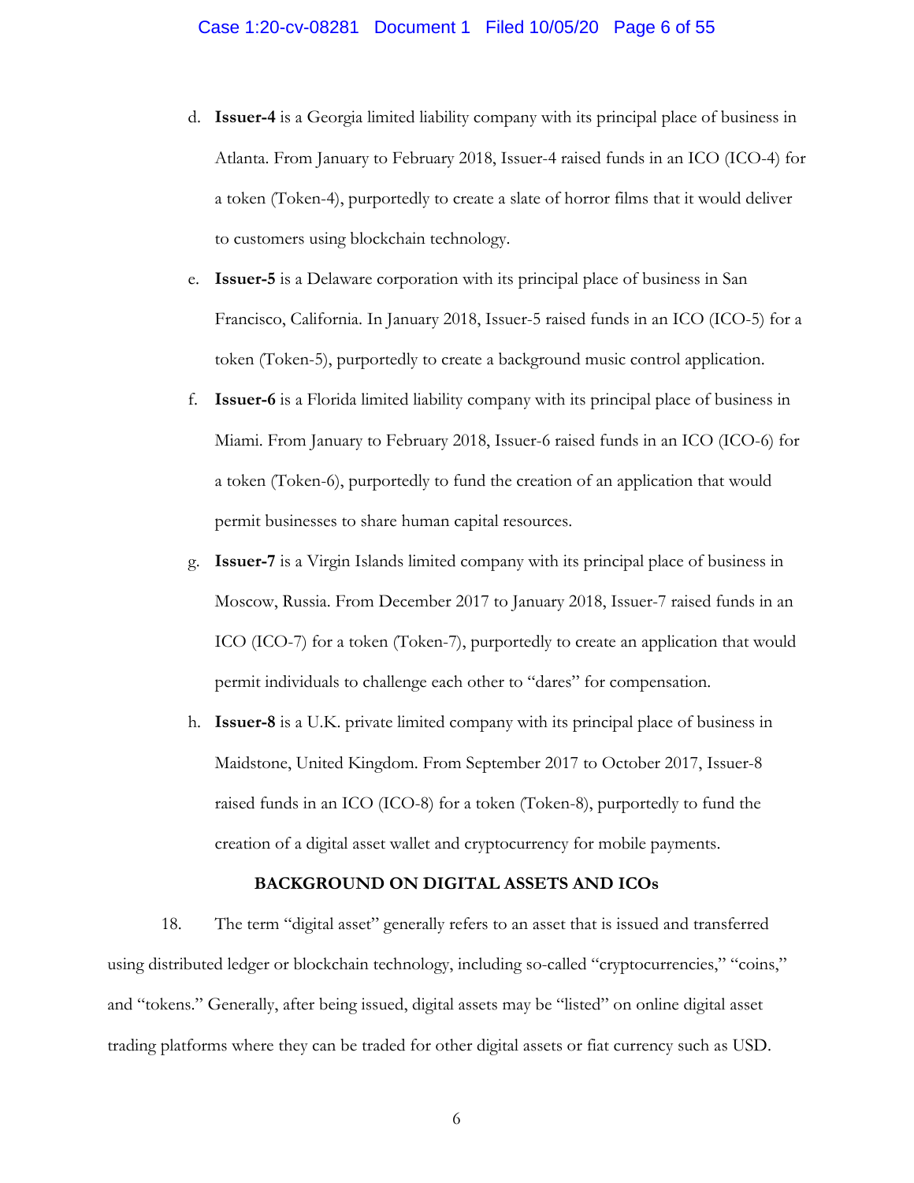d. **Issuer-4** is a Georgia limited liability company with its principal place of business in Atlanta. From January to February 2018, Issuer-4 raised funds in an ICO (ICO-4) for a token (Token-4), purportedly to create a slate of horror films that it would deliver to customers using blockchain technology.

e. **Issuer-5** is a Delaware corporation with its principal place of business in San Francisco, California. In January 2018, Issuer-5 raised funds in an ICO (ICO-5) for a token (Token-5), purportedly to create a background music control application.

f. **Issuer-6** is a Florida limited liability company with its principal place of business in Miami. From January to February 2018, Issuer-6 raised funds in an ICO (ICO-6) for a token (Token-6), purportedly to fund the creation of an application that would permit businesses to share human capital resources.

g. **Issuer-7** is a Virgin Islands limited company with its principal place of business in Moscow, Russia. From December 2017 to January 2018, Issuer-7 raised funds in an ICO (ICO-7) for a token (Token-7), purportedly to create an application that would permit individuals to challenge each other to "dares" for compensation.

h. **Issuer-8** is a U.K. private limited company with its principal place of business in Maidstone, United Kingdom. From September 2017 to October 2017, Issuer-8 raised funds in an ICO (ICO-8) for a token (Token-8), purportedly to fund the creation of a digital asset wallet and cryptocurrency for mobile payments.

## BACKGROUND ON DIGITAL ASSETS AND ICOs

18. The term "digital asset" generally refers to an asset that is issued and transferred using distributed ledger or blockchain technology, including so-called "cryptocurrencies," "coins," and "tokens." Generally, after being issued, digital assets may be "listed" on online digital asset trading platforms where they can be traded for other digital assets or fiat currency such as USD.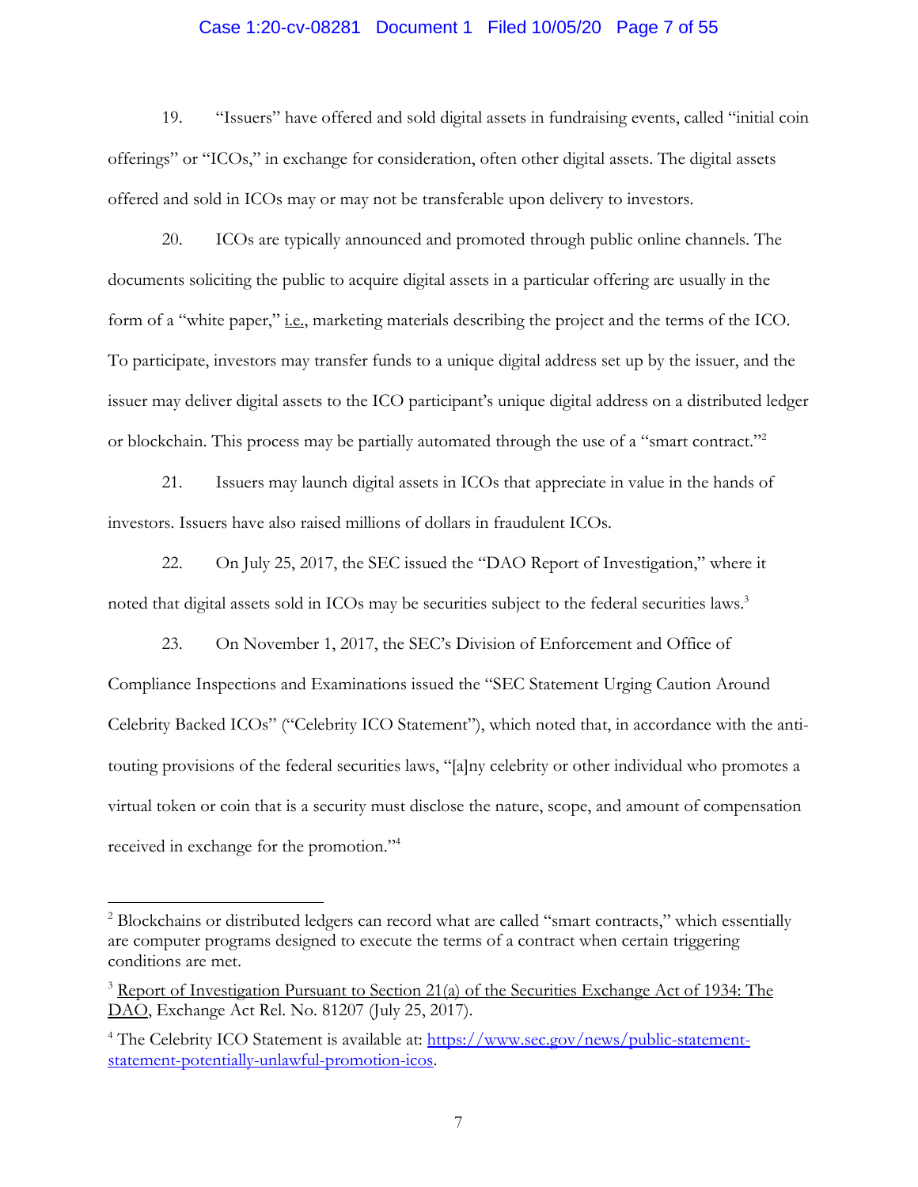19. "Issuers" have offered and sold digital assets in fundraising events, called "initial coin offerings" or "ICOs," in exchange for consideration, often other digital assets. The digital assets offered and sold in ICOs may or may not be transferable upon delivery to investors.

20. ICOs are typically announced and promoted through public online channels. The documents soliciting the public to acquire digital assets in a particular offering are usually in the form of a "white paper," i.e., marketing materials describing the project and the terms of the ICO. To participate, investors may transfer funds to a unique digital address set up by the issuer, and the issuer may deliver digital assets to the ICO participant's unique digital address on a distributed ledger or blockchain. This process may be partially automated through the use of a "smart contract."[2]

21. Issuers may launch digital assets in ICOs that appreciate in value in the hands of investors. Issuers have also raised millions of dollars in fraudulent ICOs.

22. On July 25, 2017, the SEC issued the "DAO Report of Investigation," where it noted that digital assets sold in ICOs may be securities subject to the federal securities laws.[3]

23. On November 1, 2017, the SEC's Division of Enforcement and Office of Compliance Inspections and Examinations issued the "SEC Statement Urging Caution Around Celebrity Backed ICOs" ("Celebrity ICO Statement"), which noted that, in accordance with the anti-touting provisions of the federal securities laws, "[a]ny celebrity or other individual who promotes a virtual token or coin that is a security must disclose the nature, scope, and amount of compensation received in exchange for the promotion."[4]

---

[2] Blockchains or distributed ledgers can record what are called "smart contracts," which essentially are computer programs designed to execute the terms of a contract when certain triggering conditions are met.

[3] Report of Investigation Pursuant to Section 21(a) of the Securities Exchange Act of 1934: The DAO, Exchange Act Rel. No. 81207 (July 25, 2017).

[4] The Celebrity ICO Statement is available at: https://www.sec.gov/news/public-statement-statement-potentially-unlawful-promotion-icos.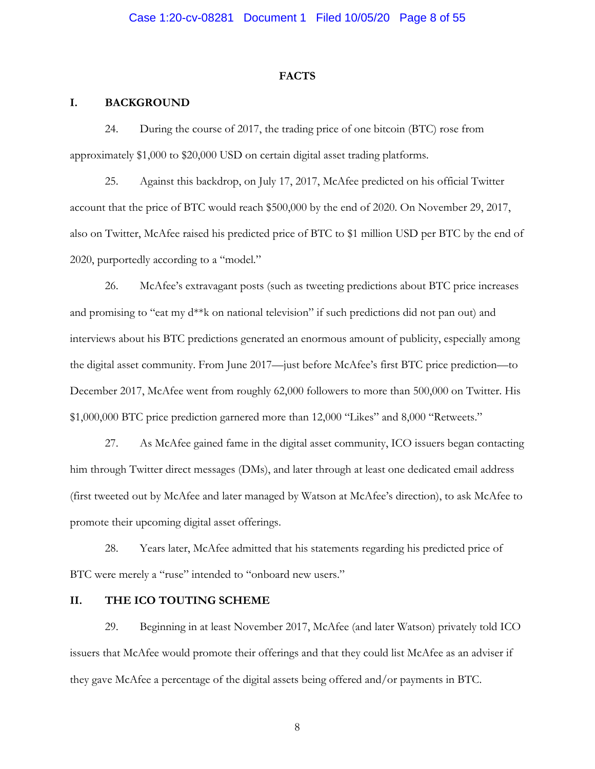## FACTS

### I. BACKGROUND

24. During the course of 2017, the trading price of one bitcoin (BTC) rose from approximately $1,000 to $20,000 USD on certain digital asset trading platforms.

25. Against this backdrop, on July 17, 2017, McAfee predicted on his official Twitter account that the price of BTC would reach $500,000 by the end of 2020. On November 29, 2017, also on Twitter, McAfee raised his predicted price of BTC to $1 million USD per BTC by the end of 2020, purportedly according to a "model."

26. McAfee's extravagant posts (such as tweeting predictions about BTC price increases and promising to "eat my d**k on national television" if such predictions did not pan out) and interviews about his BTC predictions generated an enormous amount of publicity, especially among the digital asset community. From June 2017—just before McAfee's first BTC price prediction—to December 2017, McAfee went from roughly 62,000 followers to more than 500,000 on Twitter. His $1,000,000 BTC price prediction garnered more than 12,000 "Likes" and 8,000 "Retweets."

27. As McAfee gained fame in the digital asset community, ICO issuers began contacting him through Twitter direct messages (DMs), and later through at least one dedicated email address (first tweeted out by McAfee and later managed by Watson at McAfee's direction), to ask McAfee to promote their upcoming digital asset offerings.

28. Years later, McAfee admitted that his statements regarding his predicted price of BTC were merely a "ruse" intended to "onboard new users."

### II. THE ICO TOUTING SCHEME

29. Beginning in at least November 2017, McAfee (and later Watson) privately told ICO issuers that McAfee would promote their offerings and that they could list McAfee as an adviser if they gave McAfee a percentage of the digital assets being offered and/or payments in BTC.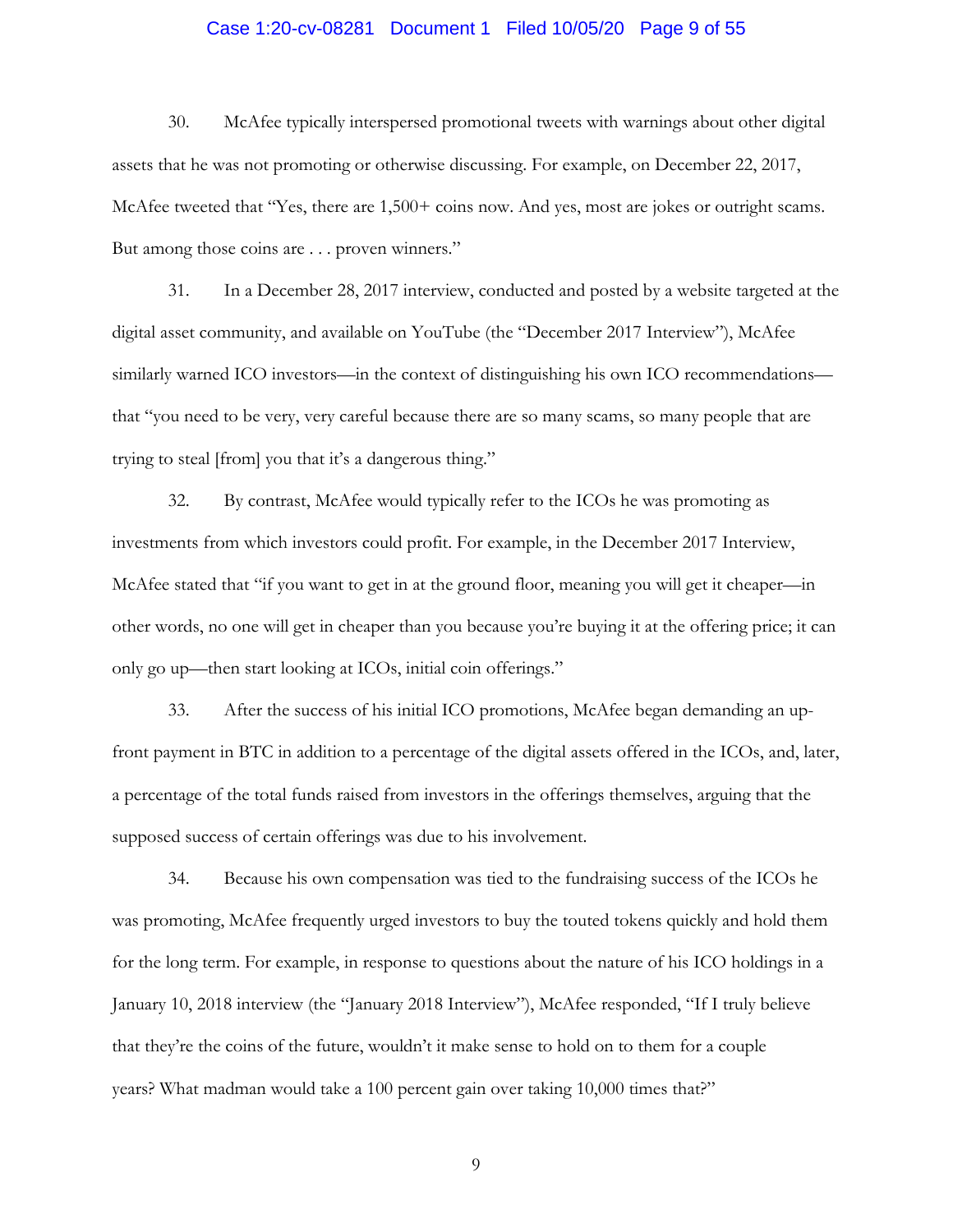30. McAfee typically interspersed promotional tweets with warnings about other digital assets that he was not promoting or otherwise discussing. For example, on December 22, 2017, McAfee tweeted that "Yes, there are 1,500+ coins now. And yes, most are jokes or outright scams. But among those coins are . . . proven winners."

31. In a December 28, 2017 interview, conducted and posted by a website targeted at the digital asset community, and available on YouTube (the "December 2017 Interview"), McAfee similarly warned ICO investors—in the context of distinguishing his own ICO recommendations—that "you need to be very, very careful because there are so many scams, so many people that are trying to steal [from] you that it's a dangerous thing."

32. By contrast, McAfee would typically refer to the ICOs he was promoting as investments from which investors could profit. For example, in the December 2017 Interview, McAfee stated that "if you want to get in at the ground floor, meaning you will get it cheaper—in other words, no one will get in cheaper than you because you're buying it at the offering price; it can only go up—then start looking at ICOs, initial coin offerings."

33. After the success of his initial ICO promotions, McAfee began demanding an up-front payment in BTC in addition to a percentage of the digital assets offered in the ICOs, and, later, a percentage of the total funds raised from investors in the offerings themselves, arguing that the supposed success of certain offerings was due to his involvement.

34. Because his own compensation was tied to the fundraising success of the ICOs he was promoting, McAfee frequently urged investors to buy the touted tokens quickly and hold them for the long term. For example, in response to questions about the nature of his ICO holdings in a January 10, 2018 interview (the "January 2018 Interview"), McAfee responded, "If I truly believe that they're the coins of the future, wouldn't it make sense to hold on to them for a couple years? What madman would take a 100 percent gain over taking 10,000 times that?"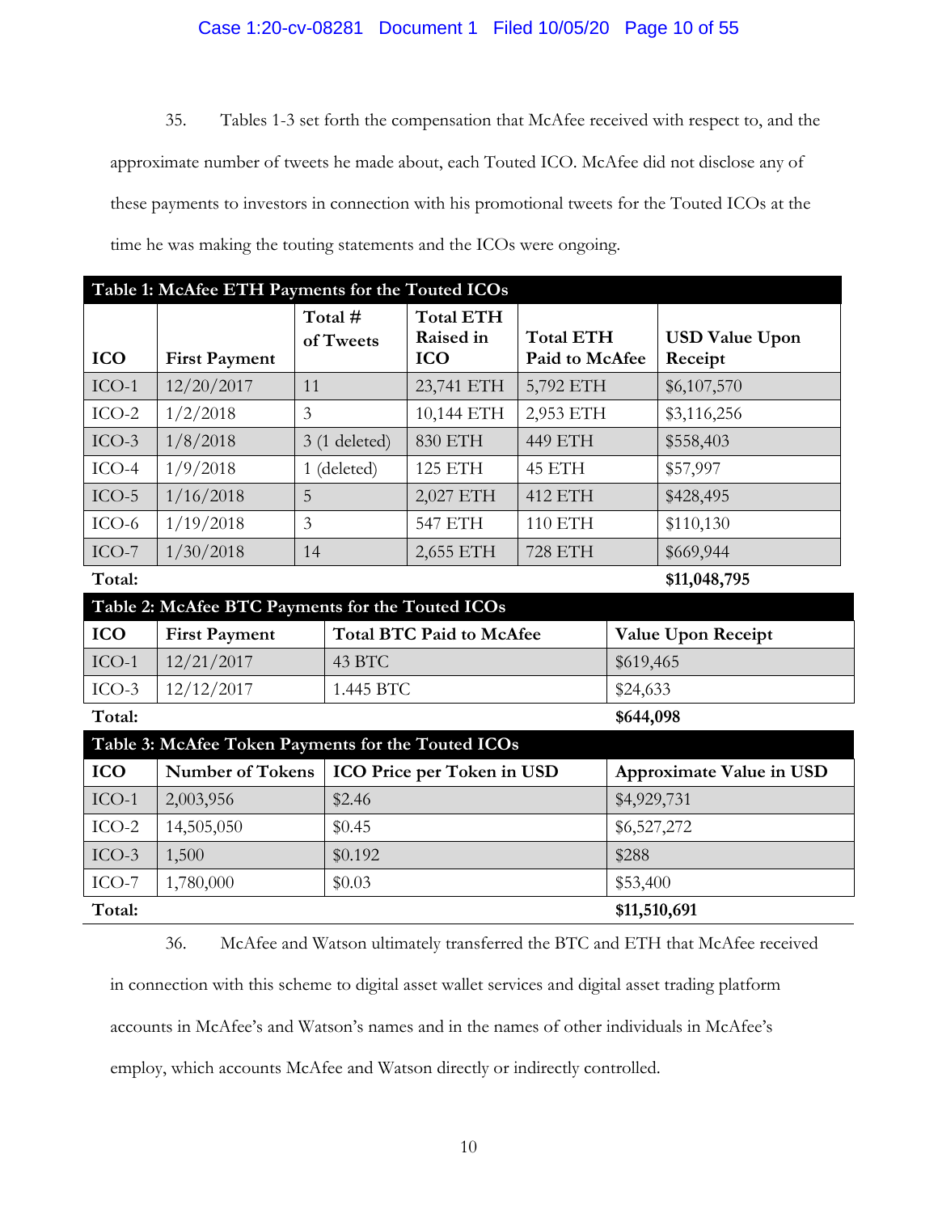35. Tables 1-3 set forth the compensation that McAfee received with respect to, and the approximate number of tweets he made about, each Touted ICO. McAfee did not disclose any of these payments to investors in connection with his promotional tweets for the Touted ICOs at the time he was making the touting statements and the ICOs were ongoing.

**Table 1: McAfee ETH Payments for the Touted ICOs**

| ICO | First Payment | Total # of Tweets | Total ETH Raised in ICO | Total ETH Paid to McAfee | USD Value Upon Receipt |
|---|---|---|---|---|---|
| ICO-1 | 12/20/2017 | 11 | 23,741 ETH | 5,792 ETH | $6,107,570 |
| ICO-2 | 1/2/2018 | 3 | 10,144 ETH | 2,953 ETH | $3,116,256 |
| ICO-3 | 1/8/2018 | 3 (1 deleted) | 830 ETH | 449 ETH | $558,403 |
| ICO-4 | 1/9/2018 | 1 (deleted) | 125 ETH | 45 ETH | $57,997 |
| ICO-5 | 1/16/2018 | 5 | 2,027 ETH | 412 ETH | $428,495 |
| ICO-6 | 1/19/2018 | 3 | 547 ETH | 110 ETH | $110,130 |
| ICO-7 | 1/30/2018 | 14 | 2,655 ETH | 728 ETH | $669,944 |
| **Total:** | | | | | **$11,048,795** |

**Table 2: McAfee BTC Payments for the Touted ICOs**

| ICO | First Payment | Total BTC Paid to McAfee | Value Upon Receipt |
|---|---|---|---|
| ICO-1 | 12/21/2017 | 43 BTC | $619,465 |
| ICO-3 | 12/12/2017 | 1.445 BTC | $24,633 |
| **Total:** | | | **$644,098** |

**Table 3: McAfee Token Payments for the Touted ICOs**

| ICO | Number of Tokens | ICO Price per Token in USD | Approximate Value in USD |
|---|---|---|---|
| ICO-1 | 2,003,956 | $2.46 | $4,929,731 |
| ICO-2 | 14,505,050 | $0.45 | $6,527,272 |
| ICO-3 | 1,500 | $0.192 | $288 |
| ICO-7 | 1,780,000 | $0.03 | $53,400 |
| **Total:** | | | **$11,510,691** |

36. McAfee and Watson ultimately transferred the BTC and ETH that McAfee received in connection with this scheme to digital asset wallet services and digital asset trading platform accounts in McAfee's and Watson's names and in the names of other individuals in McAfee's employ, which accounts McAfee and Watson directly or indirectly controlled.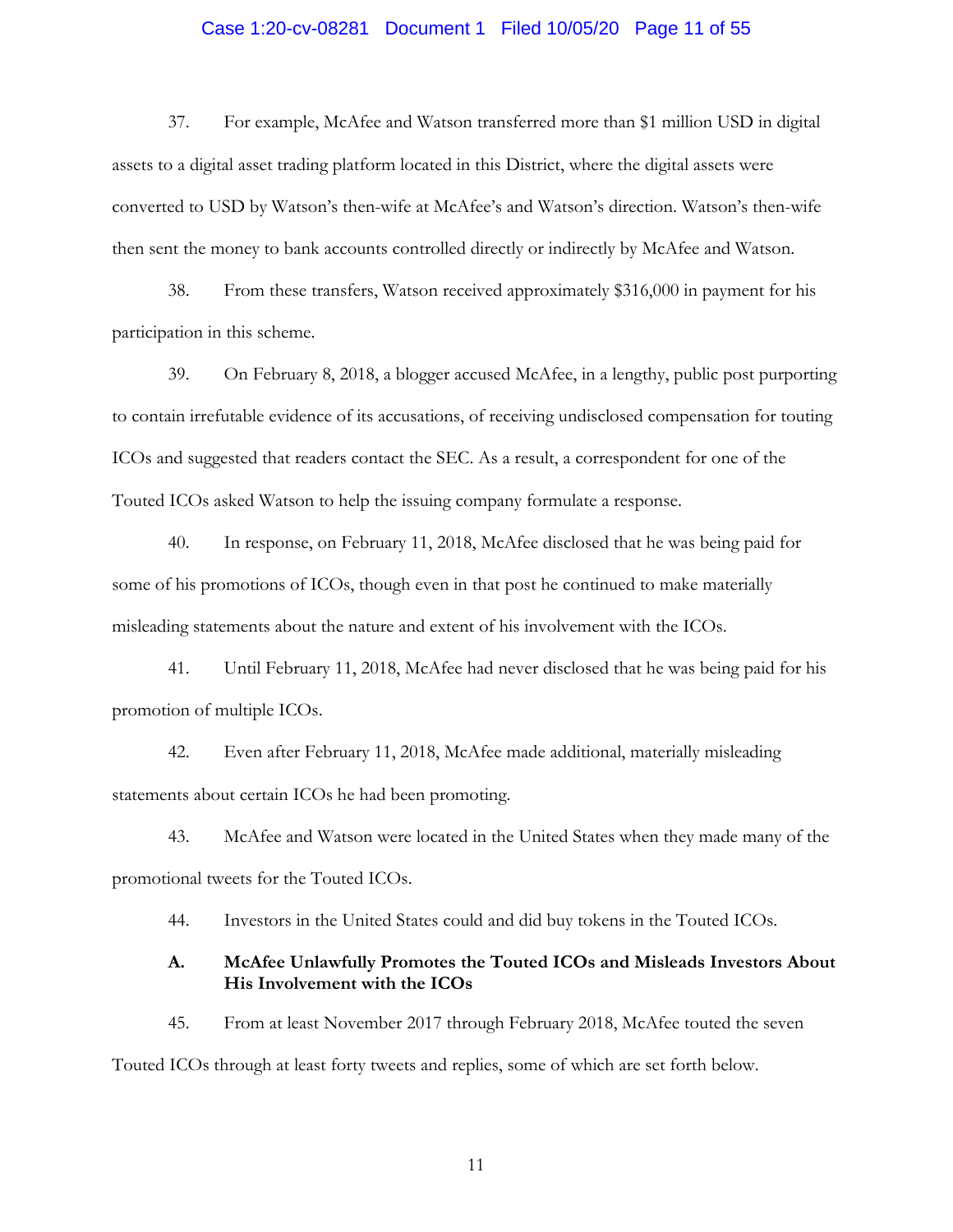37. For example, McAfee and Watson transferred more than $1 million USD in digital assets to a digital asset trading platform located in this District, where the digital assets were converted to USD by Watson's then-wife at McAfee's and Watson's direction. Watson's then-wife then sent the money to bank accounts controlled directly or indirectly by McAfee and Watson.

38. From these transfers, Watson received approximately $316,000 in payment for his participation in this scheme.

39. On February 8, 2018, a blogger accused McAfee, in a lengthy, public post purporting to contain irrefutable evidence of its accusations, of receiving undisclosed compensation for touting ICOs and suggested that readers contact the SEC. As a result, a correspondent for one of the Touted ICOs asked Watson to help the issuing company formulate a response.

40. In response, on February 11, 2018, McAfee disclosed that he was being paid for some of his promotions of ICOs, though even in that post he continued to make materially misleading statements about the nature and extent of his involvement with the ICOs.

41. Until February 11, 2018, McAfee had never disclosed that he was being paid for his promotion of multiple ICOs.

42. Even after February 11, 2018, McAfee made additional, materially misleading statements about certain ICOs he had been promoting.

43. McAfee and Watson were located in the United States when they made many of the promotional tweets for the Touted ICOs.

44. Investors in the United States could and did buy tokens in the Touted ICOs.

### A. McAfee Unlawfully Promotes the Touted ICOs and Misleads Investors About His Involvement with the ICOs

45. From at least November 2017 through February 2018, McAfee touted the seven Touted ICOs through at least forty tweets and replies, some of which are set forth below.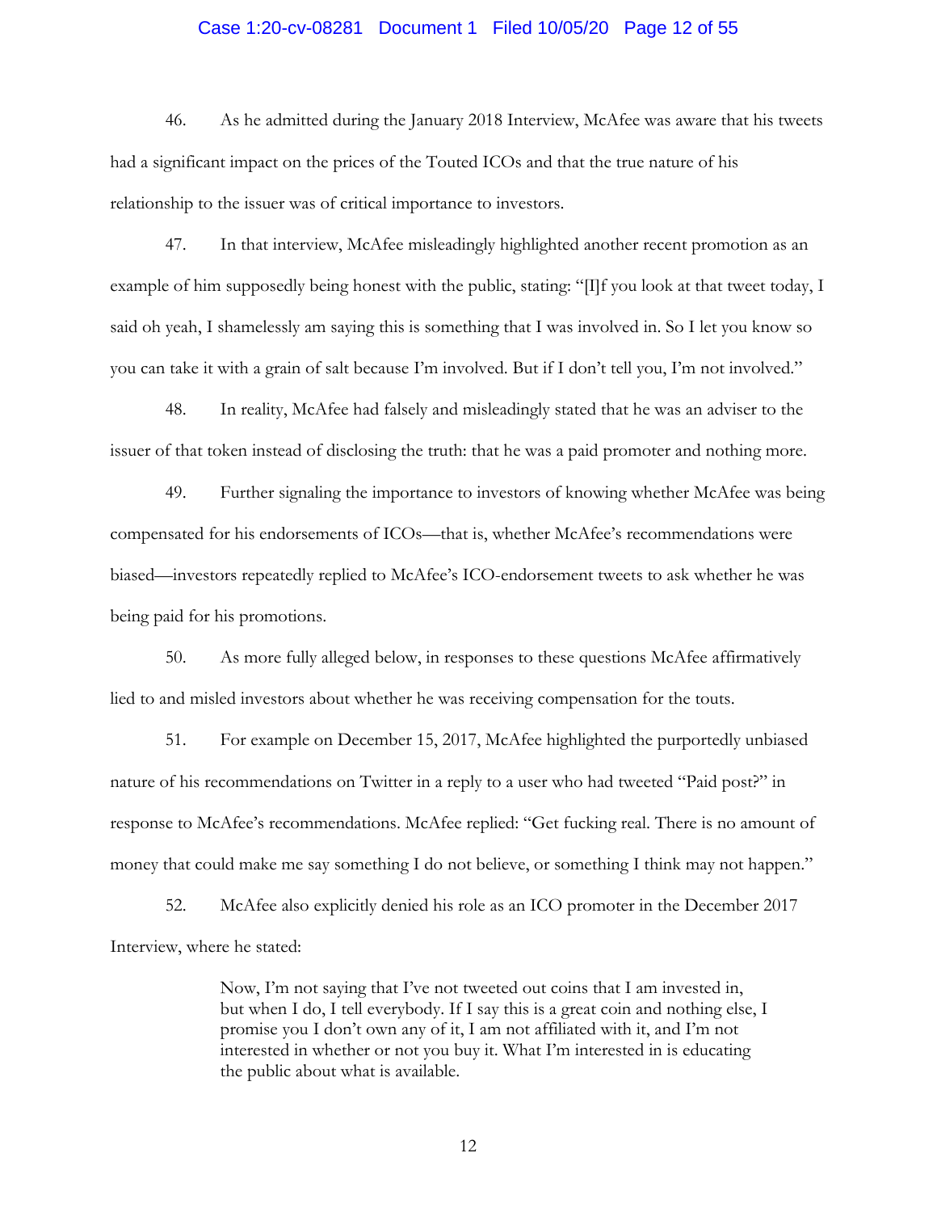46. As he admitted during the January 2018 Interview, McAfee was aware that his tweets had a significant impact on the prices of the Touted ICOs and that the true nature of his relationship to the issuer was of critical importance to investors.

47. In that interview, McAfee misleadingly highlighted another recent promotion as an example of him supposedly being honest with the public, stating: "[I]f you look at that tweet today, I said oh yeah, I shamelessly am saying this is something that I was involved in. So I let you know so you can take it with a grain of salt because I'm involved. But if I don't tell you, I'm not involved."

48. In reality, McAfee had falsely and misleadingly stated that he was an adviser to the issuer of that token instead of disclosing the truth: that he was a paid promoter and nothing more.

49. Further signaling the importance to investors of knowing whether McAfee was being compensated for his endorsements of ICOs—that is, whether McAfee's recommendations were biased—investors repeatedly replied to McAfee's ICO-endorsement tweets to ask whether he was being paid for his promotions.

50. As more fully alleged below, in responses to these questions McAfee affirmatively lied to and misled investors about whether he was receiving compensation for the touts.

51. For example on December 15, 2017, McAfee highlighted the purportedly unbiased nature of his recommendations on Twitter in a reply to a user who had tweeted "Paid post?" in response to McAfee's recommendations. McAfee replied: "Get fucking real. There is no amount of money that could make me say something I do not believe, or something I think may not happen."

52. McAfee also explicitly denied his role as an ICO promoter in the December 2017 Interview, where he stated:

> Now, I'm not saying that I've not tweeted out coins that I am invested in, but when I do, I tell everybody. If I say this is a great coin and nothing else, I promise you I don't own any of it, I am not affiliated with it, and I'm not interested in whether or not you buy it. What I'm interested in is educating the public about what is available.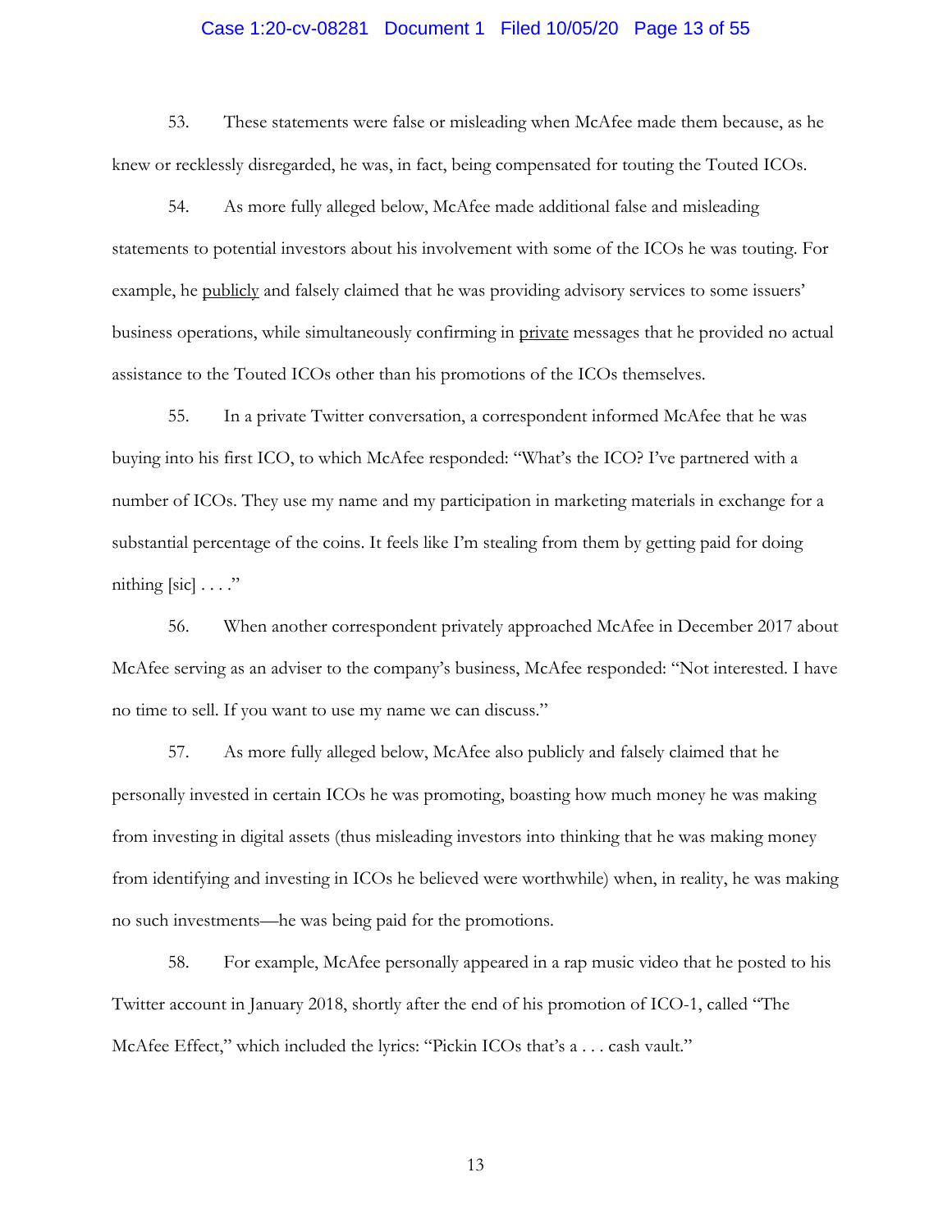53. These statements were false or misleading when McAfee made them because, as he knew or recklessly disregarded, he was, in fact, being compensated for touting the Touted ICOs.

54. As more fully alleged below, McAfee made additional false and misleading statements to potential investors about his involvement with some of the ICOs he was touting. For example, he <u>publicly</u> and falsely claimed that he was providing advisory services to some issuers' business operations, while simultaneously confirming in <u>private</u> messages that he provided no actual assistance to the Touted ICOs other than his promotions of the ICOs themselves.

55. In a private Twitter conversation, a correspondent informed McAfee that he was buying into his first ICO, to which McAfee responded: "What's the ICO? I've partnered with a number of ICOs. They use my name and my participation in marketing materials in exchange for a substantial percentage of the coins. It feels like I'm stealing from them by getting paid for doing nithing [sic] . . . ."

56. When another correspondent privately approached McAfee in December 2017 about McAfee serving as an adviser to the company's business, McAfee responded: "Not interested. I have no time to sell. If you want to use my name we can discuss."

57. As more fully alleged below, McAfee also publicly and falsely claimed that he personally invested in certain ICOs he was promoting, boasting how much money he was making from investing in digital assets (thus misleading investors into thinking that he was making money from identifying and investing in ICOs he believed were worthwhile) when, in reality, he was making no such investments—he was being paid for the promotions.

58. For example, McAfee personally appeared in a rap music video that he posted to his Twitter account in January 2018, shortly after the end of his promotion of ICO-1, called "The McAfee Effect," which included the lyrics: "Pickin ICOs that's a . . . cash vault."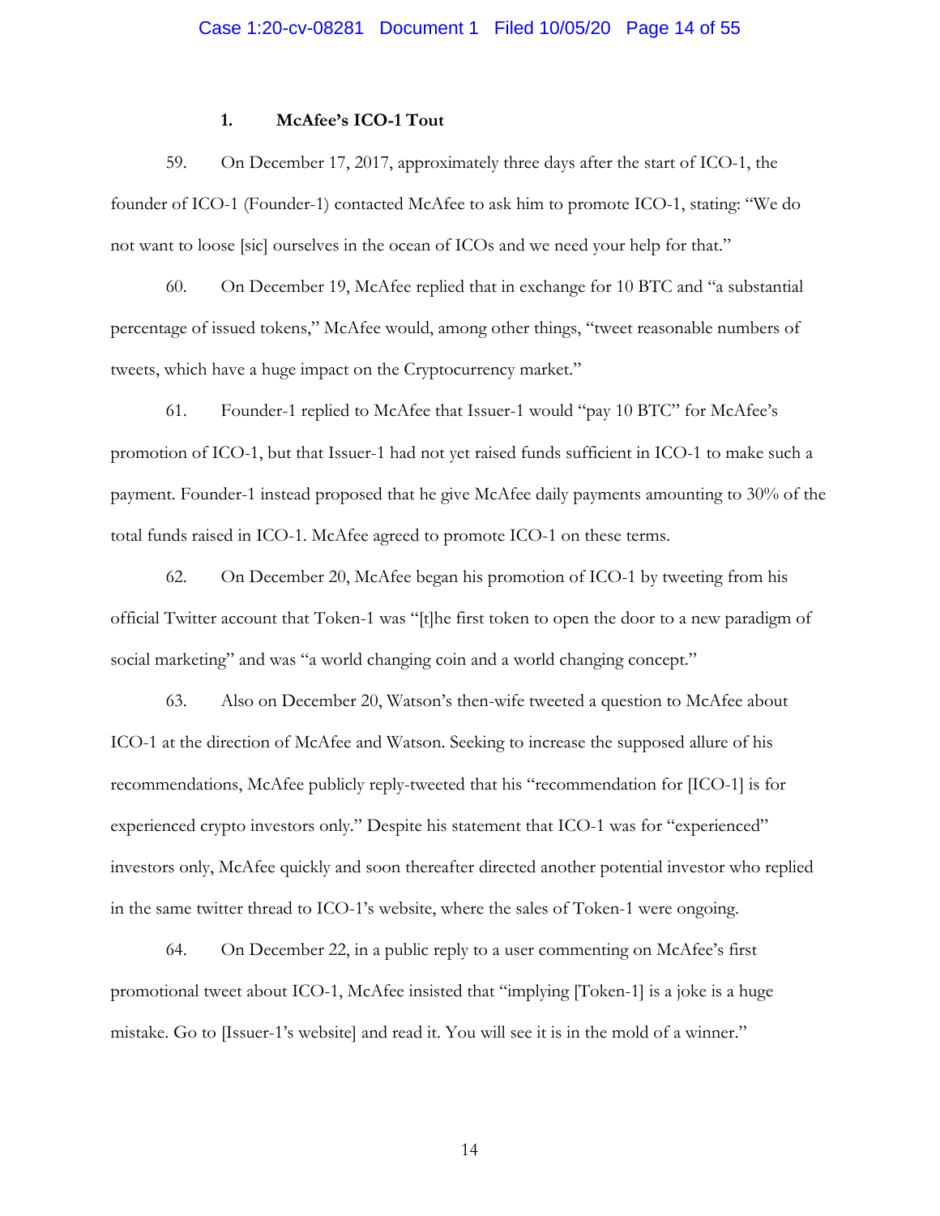### 1. McAfee's ICO-1 Tout

59. On December 17, 2017, approximately three days after the start of ICO-1, the founder of ICO-1 (Founder-1) contacted McAfee to ask him to promote ICO-1, stating: "We do not want to loose [sic] ourselves in the ocean of ICOs and we need your help for that."

60. On December 19, McAfee replied that in exchange for 10 BTC and "a substantial percentage of issued tokens," McAfee would, among other things, "tweet reasonable numbers of tweets, which have a huge impact on the Cryptocurrency market."

61. Founder-1 replied to McAfee that Issuer-1 would "pay 10 BTC" for McAfee's promotion of ICO-1, but that Issuer-1 had not yet raised funds sufficient in ICO-1 to make such a payment. Founder-1 instead proposed that he give McAfee daily payments amounting to 30% of the total funds raised in ICO-1. McAfee agreed to promote ICO-1 on these terms.

62. On December 20, McAfee began his promotion of ICO-1 by tweeting from his official Twitter account that Token-1 was "[t]he first token to open the door to a new paradigm of social marketing" and was "a world changing coin and a world changing concept."

63. Also on December 20, Watson's then-wife tweeted a question to McAfee about ICO-1 at the direction of McAfee and Watson. Seeking to increase the supposed allure of his recommendations, McAfee publicly reply-tweeted that his "recommendation for [ICO-1] is for experienced crypto investors only." Despite his statement that ICO-1 was for "experienced" investors only, McAfee quickly and soon thereafter directed another potential investor who replied in the same twitter thread to ICO-1's website, where the sales of Token-1 were ongoing.

64. On December 22, in a public reply to a user commenting on McAfee's first promotional tweet about ICO-1, McAfee insisted that "implying [Token-1] is a joke is a huge mistake. Go to [Issuer-1's website] and read it. You will see it is in the mold of a winner."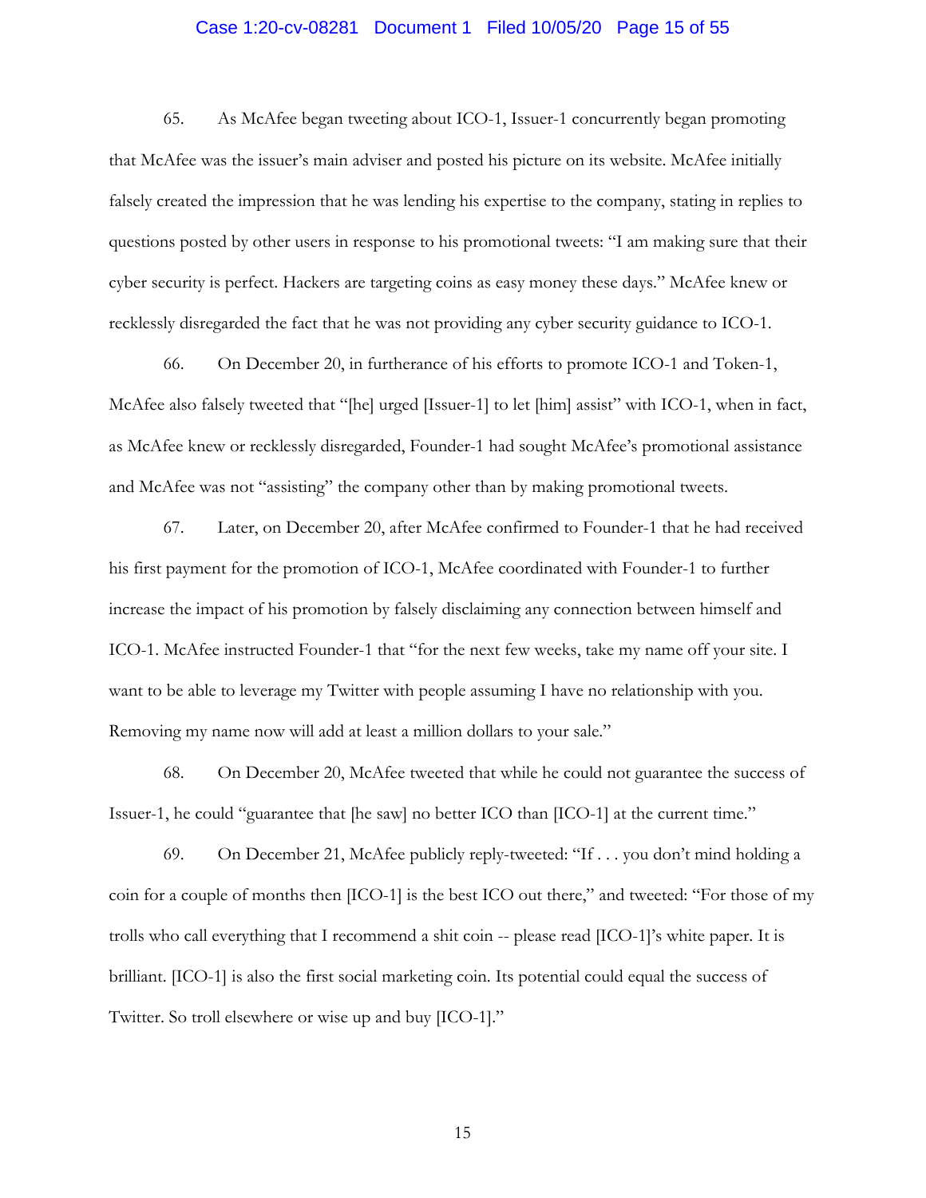65. As McAfee began tweeting about ICO-1, Issuer-1 concurrently began promoting that McAfee was the issuer's main adviser and posted his picture on its website. McAfee initially falsely created the impression that he was lending his expertise to the company, stating in replies to questions posted by other users in response to his promotional tweets: "I am making sure that their cyber security is perfect. Hackers are targeting coins as easy money these days." McAfee knew or recklessly disregarded the fact that he was not providing any cyber security guidance to ICO-1.

66. On December 20, in furtherance of his efforts to promote ICO-1 and Token-1, McAfee also falsely tweeted that "[he] urged [Issuer-1] to let [him] assist" with ICO-1, when in fact, as McAfee knew or recklessly disregarded, Founder-1 had sought McAfee's promotional assistance and McAfee was not "assisting" the company other than by making promotional tweets.

67. Later, on December 20, after McAfee confirmed to Founder-1 that he had received his first payment for the promotion of ICO-1, McAfee coordinated with Founder-1 to further increase the impact of his promotion by falsely disclaiming any connection between himself and ICO-1. McAfee instructed Founder-1 that "for the next few weeks, take my name off your site. I want to be able to leverage my Twitter with people assuming I have no relationship with you. Removing my name now will add at least a million dollars to your sale."

68. On December 20, McAfee tweeted that while he could not guarantee the success of Issuer-1, he could "guarantee that [he saw] no better ICO than [ICO-1] at the current time."

69. On December 21, McAfee publicly reply-tweeted: "If . . . you don't mind holding a coin for a couple of months then [ICO-1] is the best ICO out there," and tweeted: "For those of my trolls who call everything that I recommend a shit coin -- please read [ICO-1]'s white paper. It is brilliant. [ICO-1] is also the first social marketing coin. Its potential could equal the success of Twitter. So troll elsewhere or wise up and buy [ICO-1]."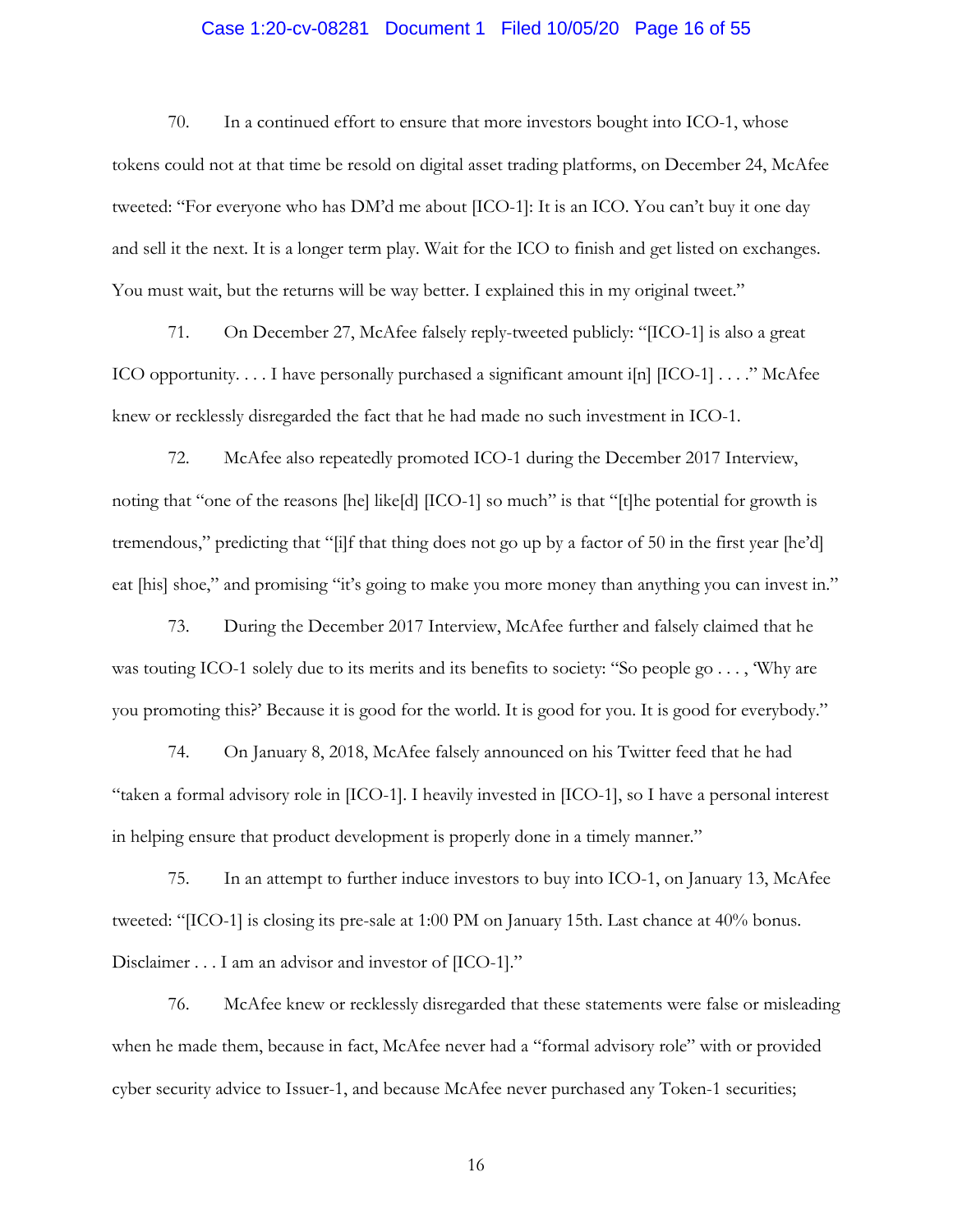70. In a continued effort to ensure that more investors bought into ICO-1, whose tokens could not at that time be resold on digital asset trading platforms, on December 24, McAfee tweeted: "For everyone who has DM'd me about [ICO-1]: It is an ICO. You can't buy it one day and sell it the next. It is a longer term play. Wait for the ICO to finish and get listed on exchanges. You must wait, but the returns will be way better. I explained this in my original tweet."

71. On December 27, McAfee falsely reply-tweeted publicly: "[ICO-1] is also a great ICO opportunity. . . . I have personally purchased a significant amount i[n] [ICO-1] . . . ." McAfee knew or recklessly disregarded the fact that he had made no such investment in ICO-1.

72. McAfee also repeatedly promoted ICO-1 during the December 2017 Interview, noting that "one of the reasons [he] like[d] [ICO-1] so much" is that "[t]he potential for growth is tremendous," predicting that "[i]f that thing does not go up by a factor of 50 in the first year [he'd] eat [his] shoe," and promising "it's going to make you more money than anything you can invest in."

73. During the December 2017 Interview, McAfee further and falsely claimed that he was touting ICO-1 solely due to its merits and its benefits to society: "So people go . . . , 'Why are you promoting this?' Because it is good for the world. It is good for you. It is good for everybody."

74. On January 8, 2018, McAfee falsely announced on his Twitter feed that he had "taken a formal advisory role in [ICO-1]. I heavily invested in [ICO-1], so I have a personal interest in helping ensure that product development is properly done in a timely manner."

75. In an attempt to further induce investors to buy into ICO-1, on January 13, McAfee tweeted: "[ICO-1] is closing its pre-sale at 1:00 PM on January 15th. Last chance at 40% bonus. Disclaimer . . . I am an advisor and investor of [ICO-1]."

76. McAfee knew or recklessly disregarded that these statements were false or misleading when he made them, because in fact, McAfee never had a "formal advisory role" with or provided cyber security advice to Issuer-1, and because McAfee never purchased any Token-1 securities;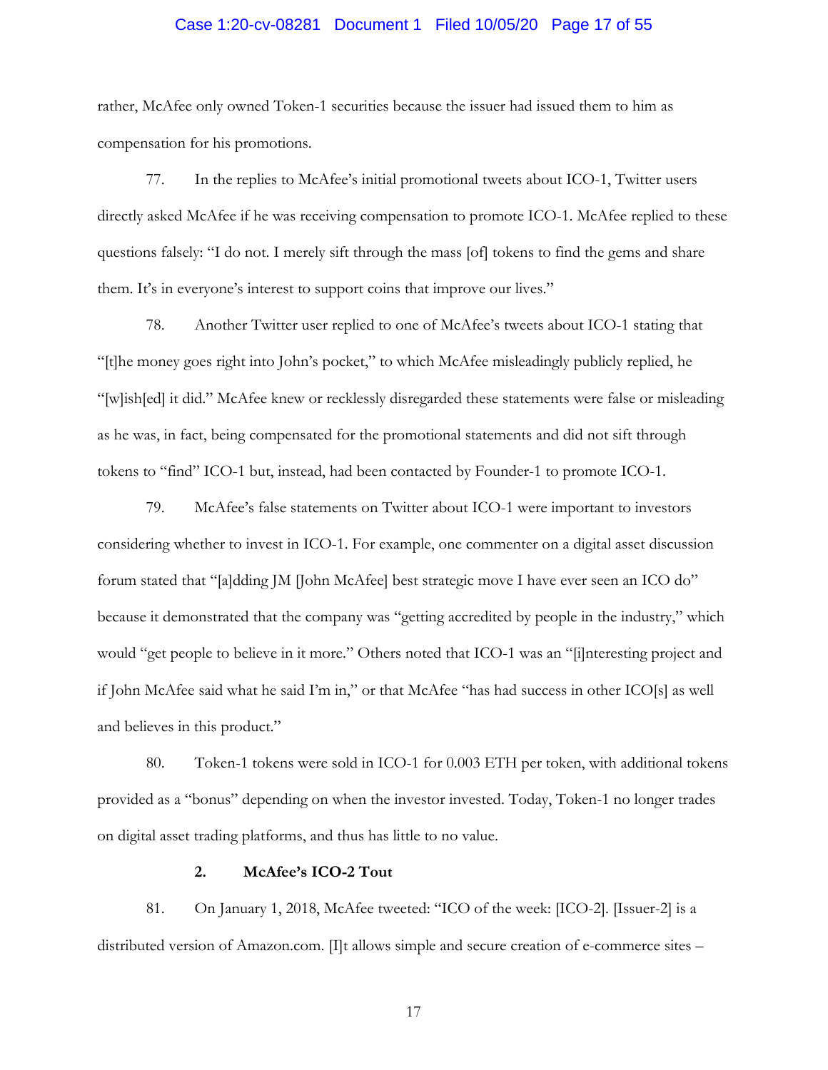rather, McAfee only owned Token-1 securities because the issuer had issued them to him as compensation for his promotions.

77. In the replies to McAfee's initial promotional tweets about ICO-1, Twitter users directly asked McAfee if he was receiving compensation to promote ICO-1. McAfee replied to these questions falsely: "I do not. I merely sift through the mass [of] tokens to find the gems and share them. It's in everyone's interest to support coins that improve our lives."

78. Another Twitter user replied to one of McAfee's tweets about ICO-1 stating that "[t]he money goes right into John's pocket," to which McAfee misleadingly publicly replied, he "[w]ish[ed] it did." McAfee knew or recklessly disregarded these statements were false or misleading as he was, in fact, being compensated for the promotional statements and did not sift through tokens to "find" ICO-1 but, instead, had been contacted by Founder-1 to promote ICO-1.

79. McAfee's false statements on Twitter about ICO-1 were important to investors considering whether to invest in ICO-1. For example, one commenter on a digital asset discussion forum stated that "[a]dding JM [John McAfee] best strategic move I have ever seen an ICO do" because it demonstrated that the company was "getting accredited by people in the industry," which would "get people to believe in it more." Others noted that ICO-1 was an "[i]nteresting project and if John McAfee said what he said I'm in," or that McAfee "has had success in other ICO[s] as well and believes in this product."

80. Token-1 tokens were sold in ICO-1 for 0.003 ETH per token, with additional tokens provided as a "bonus" depending on when the investor invested. Today, Token-1 no longer trades on digital asset trading platforms, and thus has little to no value.

### 2. McAfee's ICO-2 Tout

81. On January 1, 2018, McAfee tweeted: "ICO of the week: [ICO-2]. [Issuer-2] is a distributed version of Amazon.com. [I]t allows simple and secure creation of e-commerce sites –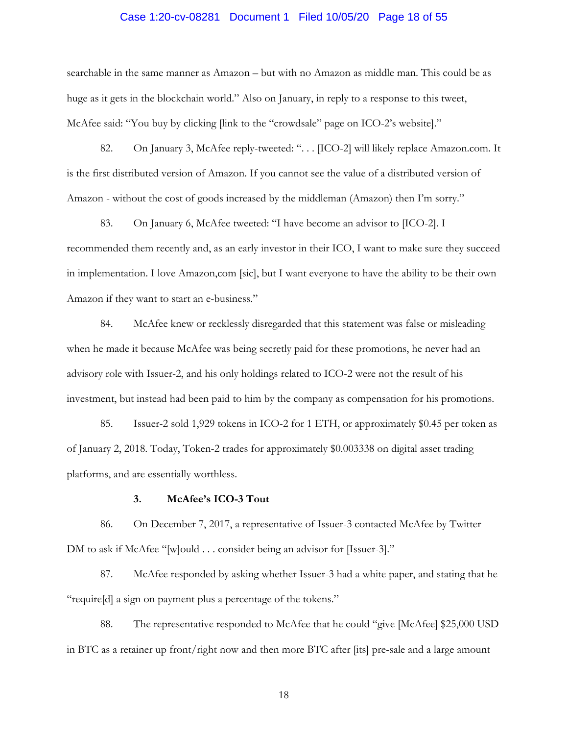searchable in the same manner as Amazon – but with no Amazon as middle man. This could be as huge as it gets in the blockchain world." Also on January, in reply to a response to this tweet, McAfee said: "You buy by clicking [link to the "crowdsale" page on ICO-2's website]."

82. On January 3, McAfee reply-tweeted: ". . . [ICO-2] will likely replace Amazon.com. It is the first distributed version of Amazon. If you cannot see the value of a distributed version of Amazon - without the cost of goods increased by the middleman (Amazon) then I'm sorry."

83. On January 6, McAfee tweeted: "I have become an advisor to [ICO-2]. I recommended them recently and, as an early investor in their ICO, I want to make sure they succeed in implementation. I love Amazon,com [sic], but I want everyone to have the ability to be their own Amazon if they want to start an e-business."

84. McAfee knew or recklessly disregarded that this statement was false or misleading when he made it because McAfee was being secretly paid for these promotions, he never had an advisory role with Issuer-2, and his only holdings related to ICO-2 were not the result of his investment, but instead had been paid to him by the company as compensation for his promotions.

85. Issuer-2 sold 1,929 tokens in ICO-2 for 1 ETH, or approximately $0.45 per token as of January 2, 2018. Today, Token-2 trades for approximately $0.003338 on digital asset trading platforms, and are essentially worthless.

### 3. McAfee's ICO-3 Tout

86. On December 7, 2017, a representative of Issuer-3 contacted McAfee by Twitter DM to ask if McAfee "[w]ould . . . consider being an advisor for [Issuer-3]."

87. McAfee responded by asking whether Issuer-3 had a white paper, and stating that he "require[d] a sign on payment plus a percentage of the tokens."

88. The representative responded to McAfee that he could "give [McAfee] $25,000 USD in BTC as a retainer up front/right now and then more BTC after [its] pre-sale and a large amount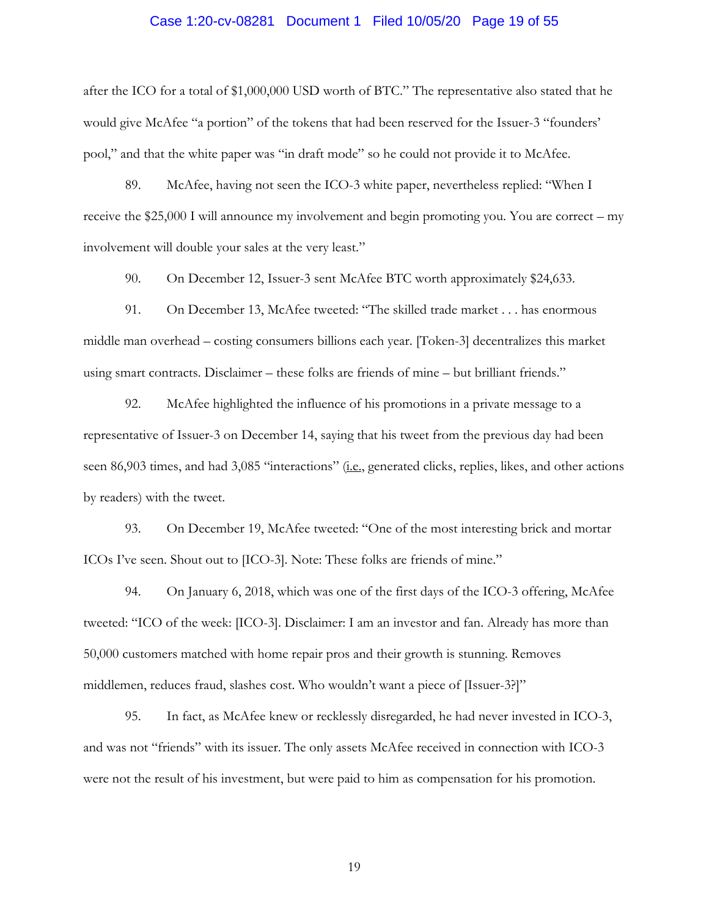after the ICO for a total of $1,000,000 USD worth of BTC." The representative also stated that he would give McAfee "a portion" of the tokens that had been reserved for the Issuer-3 "founders' pool," and that the white paper was "in draft mode" so he could not provide it to McAfee.

89. McAfee, having not seen the ICO-3 white paper, nevertheless replied: "When I receive the $25,000 I will announce my involvement and begin promoting you. You are correct – my involvement will double your sales at the very least."

90. On December 12, Issuer-3 sent McAfee BTC worth approximately $24,633.

91. On December 13, McAfee tweeted: "The skilled trade market . . . has enormous middle man overhead – costing consumers billions each year. [Token-3] decentralizes this market using smart contracts. Disclaimer – these folks are friends of mine – but brilliant friends."

92. McAfee highlighted the influence of his promotions in a private message to a representative of Issuer-3 on December 14, saying that his tweet from the previous day had been seen 86,903 times, and had 3,085 "interactions" (i.e., generated clicks, replies, likes, and other actions by readers) with the tweet.

93. On December 19, McAfee tweeted: "One of the most interesting brick and mortar ICOs I've seen. Shout out to [ICO-3]. Note: These folks are friends of mine."

94. On January 6, 2018, which was one of the first days of the ICO-3 offering, McAfee tweeted: "ICO of the week: [ICO-3]. Disclaimer: I am an investor and fan. Already has more than 50,000 customers matched with home repair pros and their growth is stunning. Removes middlemen, reduces fraud, slashes cost. Who wouldn't want a piece of [Issuer-3?]"

95. In fact, as McAfee knew or recklessly disregarded, he had never invested in ICO-3, and was not "friends" with its issuer. The only assets McAfee received in connection with ICO-3 were not the result of his investment, but were paid to him as compensation for his promotion.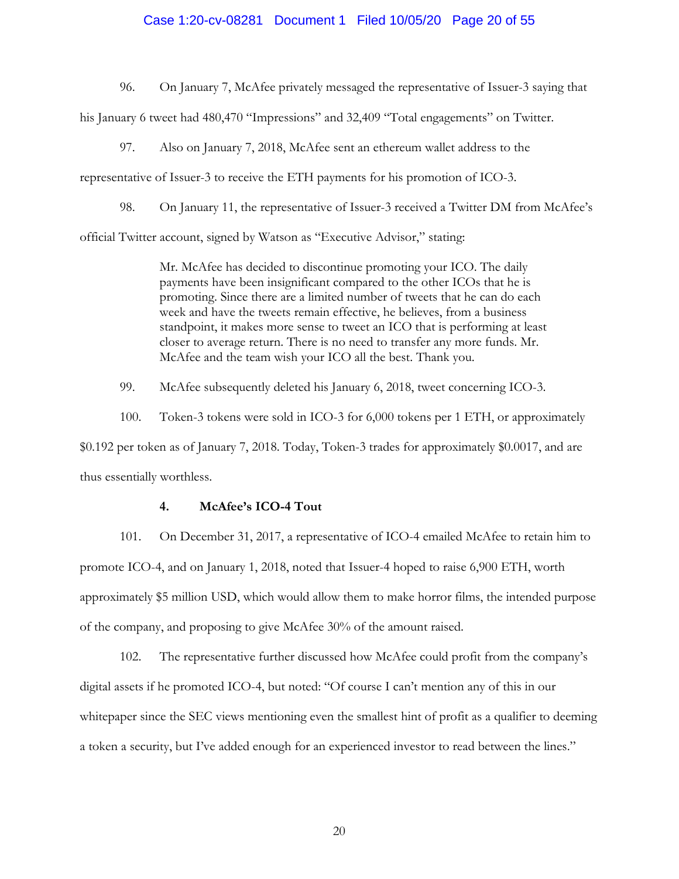96. On January 7, McAfee privately messaged the representative of Issuer-3 saying that his January 6 tweet had 480,470 "Impressions" and 32,409 "Total engagements" on Twitter.

97. Also on January 7, 2018, McAfee sent an ethereum wallet address to the representative of Issuer-3 to receive the ETH payments for his promotion of ICO-3.

98. On January 11, the representative of Issuer-3 received a Twitter DM from McAfee's official Twitter account, signed by Watson as "Executive Advisor," stating:

> Mr. McAfee has decided to discontinue promoting your ICO. The daily payments have been insignificant compared to the other ICOs that he is promoting. Since there are a limited number of tweets that he can do each week and have the tweets remain effective, he believes, from a business standpoint, it makes more sense to tweet an ICO that is performing at least closer to average return. There is no need to transfer any more funds. Mr. McAfee and the team wish your ICO all the best. Thank you.

99. McAfee subsequently deleted his January 6, 2018, tweet concerning ICO-3.

100. Token-3 tokens were sold in ICO-3 for 6,000 tokens per 1 ETH, or approximately $0.192 per token as of January 7, 2018. Today, Token-3 trades for approximately $0.0017, and are thus essentially worthless.

#### 4. McAfee's ICO-4 Tout

101. On December 31, 2017, a representative of ICO-4 emailed McAfee to retain him to promote ICO-4, and on January 1, 2018, noted that Issuer-4 hoped to raise 6,900 ETH, worth approximately $5 million USD, which would allow them to make horror films, the intended purpose of the company, and proposing to give McAfee 30% of the amount raised.

102. The representative further discussed how McAfee could profit from the company's digital assets if he promoted ICO-4, but noted: "Of course I can't mention any of this in our whitepaper since the SEC views mentioning even the smallest hint of profit as a qualifier to deeming a token a security, but I've added enough for an experienced investor to read between the lines."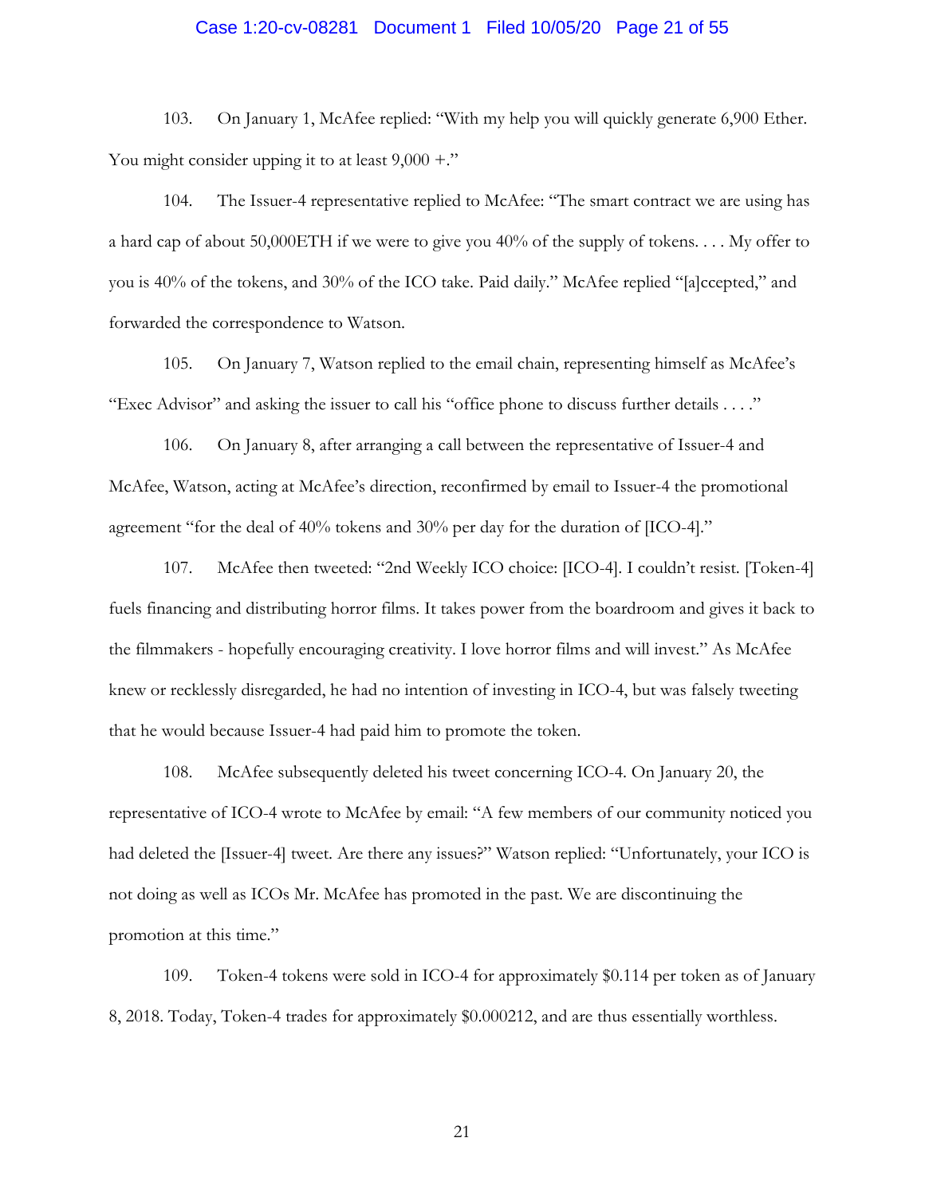103. On January 1, McAfee replied: "With my help you will quickly generate 6,900 Ether. You might consider upping it to at least 9,000 +."

104. The Issuer-4 representative replied to McAfee: "The smart contract we are using has a hard cap of about 50,000ETH if we were to give you 40% of the supply of tokens. . . . My offer to you is 40% of the tokens, and 30% of the ICO take. Paid daily." McAfee replied "[a]ccepted," and forwarded the correspondence to Watson.

105. On January 7, Watson replied to the email chain, representing himself as McAfee's "Exec Advisor" and asking the issuer to call his "office phone to discuss further details . . . ."

106. On January 8, after arranging a call between the representative of Issuer-4 and McAfee, Watson, acting at McAfee's direction, reconfirmed by email to Issuer-4 the promotional agreement "for the deal of 40% tokens and 30% per day for the duration of [ICO-4]."

107. McAfee then tweeted: "2nd Weekly ICO choice: [ICO-4]. I couldn't resist. [Token-4] fuels financing and distributing horror films. It takes power from the boardroom and gives it back to the filmmakers - hopefully encouraging creativity. I love horror films and will invest." As McAfee knew or recklessly disregarded, he had no intention of investing in ICO-4, but was falsely tweeting that he would because Issuer-4 had paid him to promote the token.

108. McAfee subsequently deleted his tweet concerning ICO-4. On January 20, the representative of ICO-4 wrote to McAfee by email: "A few members of our community noticed you had deleted the [Issuer-4] tweet. Are there any issues?" Watson replied: "Unfortunately, your ICO is not doing as well as ICOs Mr. McAfee has promoted in the past. We are discontinuing the promotion at this time."

109. Token-4 tokens were sold in ICO-4 for approximately $0.114 per token as of January 8, 2018. Today, Token-4 trades for approximately $0.000212, and are thus essentially worthless.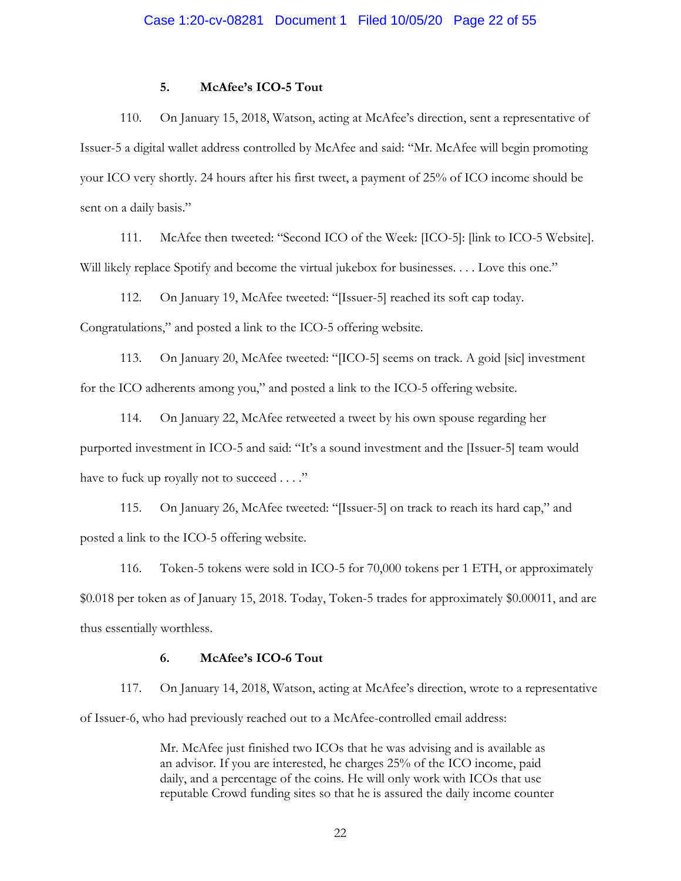### 5. McAfee's ICO-5 Tout

110. On January 15, 2018, Watson, acting at McAfee's direction, sent a representative of Issuer-5 a digital wallet address controlled by McAfee and said: "Mr. McAfee will begin promoting your ICO very shortly. 24 hours after his first tweet, a payment of 25% of ICO income should be sent on a daily basis."

111. McAfee then tweeted: "Second ICO of the Week: [ICO-5]: [link to ICO-5 Website]. Will likely replace Spotify and become the virtual jukebox for businesses. . . . Love this one."

112. On January 19, McAfee tweeted: "[Issuer-5] reached its soft cap today. Congratulations," and posted a link to the ICO-5 offering website.

113. On January 20, McAfee tweeted: "[ICO-5] seems on track. A goid [sic] investment for the ICO adherents among you," and posted a link to the ICO-5 offering website.

114. On January 22, McAfee retweeted a tweet by his own spouse regarding her purported investment in ICO-5 and said: "It's a sound investment and the [Issuer-5] team would have to fuck up royally not to succeed . . . ."

115. On January 26, McAfee tweeted: "[Issuer-5] on track to reach its hard cap," and posted a link to the ICO-5 offering website.

116. Token-5 tokens were sold in ICO-5 for 70,000 tokens per 1 ETH, or approximately $0.018 per token as of January 15, 2018. Today, Token-5 trades for approximately $0.00011, and are thus essentially worthless.

### 6. McAfee's ICO-6 Tout

117. On January 14, 2018, Watson, acting at McAfee's direction, wrote to a representative of Issuer-6, who had previously reached out to a McAfee-controlled email address:

> Mr. McAfee just finished two ICOs that he was advising and is available as an advisor. If you are interested, he charges 25% of the ICO income, paid daily, and a percentage of the coins. He will only work with ICOs that use reputable Crowd funding sites so that he is assured the daily income counter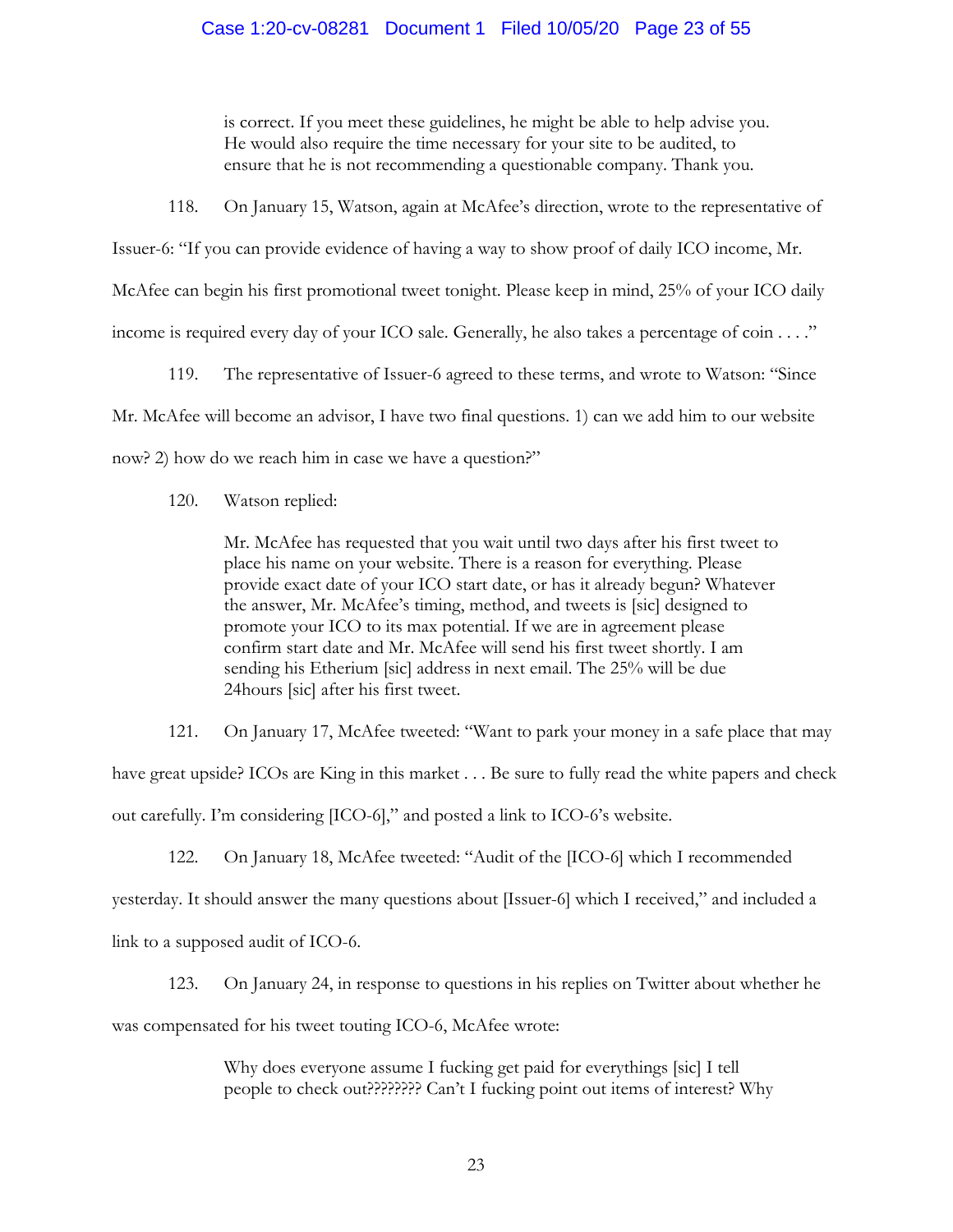> is correct. If you meet these guidelines, he might be able to help advise you. He would also require the time necessary for your site to be audited, to ensure that he is not recommending a questionable company. Thank you.

118. On January 15, Watson, again at McAfee's direction, wrote to the representative of Issuer-6: "If you can provide evidence of having a way to show proof of daily ICO income, Mr. McAfee can begin his first promotional tweet tonight. Please keep in mind, 25% of your ICO daily income is required every day of your ICO sale. Generally, he also takes a percentage of coin . . . ."

119. The representative of Issuer-6 agreed to these terms, and wrote to Watson: "Since Mr. McAfee will become an advisor, I have two final questions. 1) can we add him to our website now? 2) how do we reach him in case we have a question?"

120. Watson replied:

> Mr. McAfee has requested that you wait until two days after his first tweet to place his name on your website. There is a reason for everything. Please provide exact date of your ICO start date, or has it already begun? Whatever the answer, Mr. McAfee's timing, method, and tweets is [sic] designed to promote your ICO to its max potential. If we are in agreement please confirm start date and Mr. McAfee will send his first tweet shortly. I am sending his Etherium [sic] address in next email. The 25% will be due 24hours [sic] after his first tweet.

121. On January 17, McAfee tweeted: "Want to park your money in a safe place that may have great upside? ICOs are King in this market . . . Be sure to fully read the white papers and check out carefully. I'm considering [ICO-6]," and posted a link to ICO-6's website.

122. On January 18, McAfee tweeted: "Audit of the [ICO-6] which I recommended yesterday. It should answer the many questions about [Issuer-6] which I received," and included a link to a supposed audit of ICO-6.

123. On January 24, in response to questions in his replies on Twitter about whether he was compensated for his tweet touting ICO-6, McAfee wrote:

> Why does everyone assume I fucking get paid for everythings [sic] I tell people to check out???????? Can't I fucking point out items of interest? Why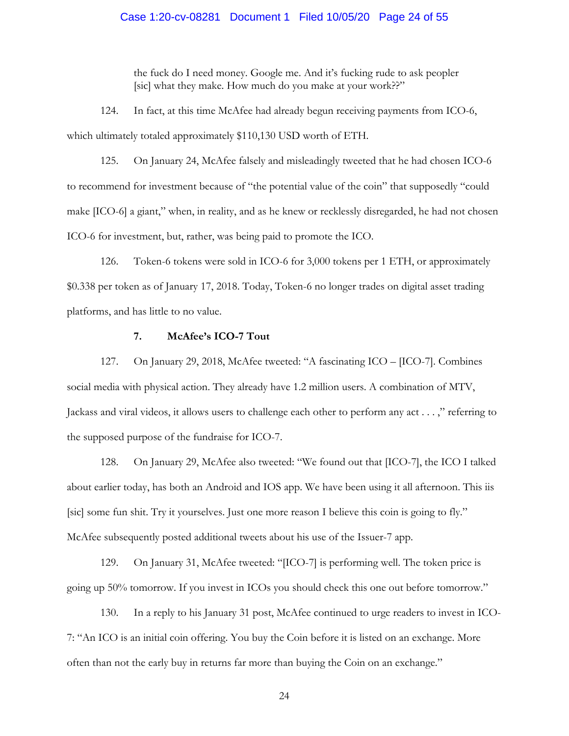> the fuck do I need money. Google me. And it's fucking rude to ask peopler [sic] what they make. How much do you make at your work??"

124. In fact, at this time McAfee had already begun receiving payments from ICO-6, which ultimately totaled approximately $110,130 USD worth of ETH.

125. On January 24, McAfee falsely and misleadingly tweeted that he had chosen ICO-6 to recommend for investment because of "the potential value of the coin" that supposedly "could make [ICO-6] a giant," when, in reality, and as he knew or recklessly disregarded, he had not chosen ICO-6 for investment, but, rather, was being paid to promote the ICO.

126. Token-6 tokens were sold in ICO-6 for 3,000 tokens per 1 ETH, or approximately $0.338 per token as of January 17, 2018. Today, Token-6 no longer trades on digital asset trading platforms, and has little to no value.

### 7. McAfee's ICO-7 Tout

127. On January 29, 2018, McAfee tweeted: "A fascinating ICO – [ICO-7]. Combines social media with physical action. They already have 1.2 million users. A combination of MTV, Jackass and viral videos, it allows users to challenge each other to perform any act . . . ," referring to the supposed purpose of the fundraise for ICO-7.

128. On January 29, McAfee also tweeted: "We found out that [ICO-7], the ICO I talked about earlier today, has both an Android and IOS app. We have been using it all afternoon. This iis [sic] some fun shit. Try it yourselves. Just one more reason I believe this coin is going to fly." McAfee subsequently posted additional tweets about his use of the Issuer-7 app.

129. On January 31, McAfee tweeted: "[ICO-7] is performing well. The token price is going up 50% tomorrow. If you invest in ICOs you should check this one out before tomorrow."

130. In a reply to his January 31 post, McAfee continued to urge readers to invest in ICO-7: "An ICO is an initial coin offering. You buy the Coin before it is listed on an exchange. More often than not the early buy in returns far more than buying the Coin on an exchange."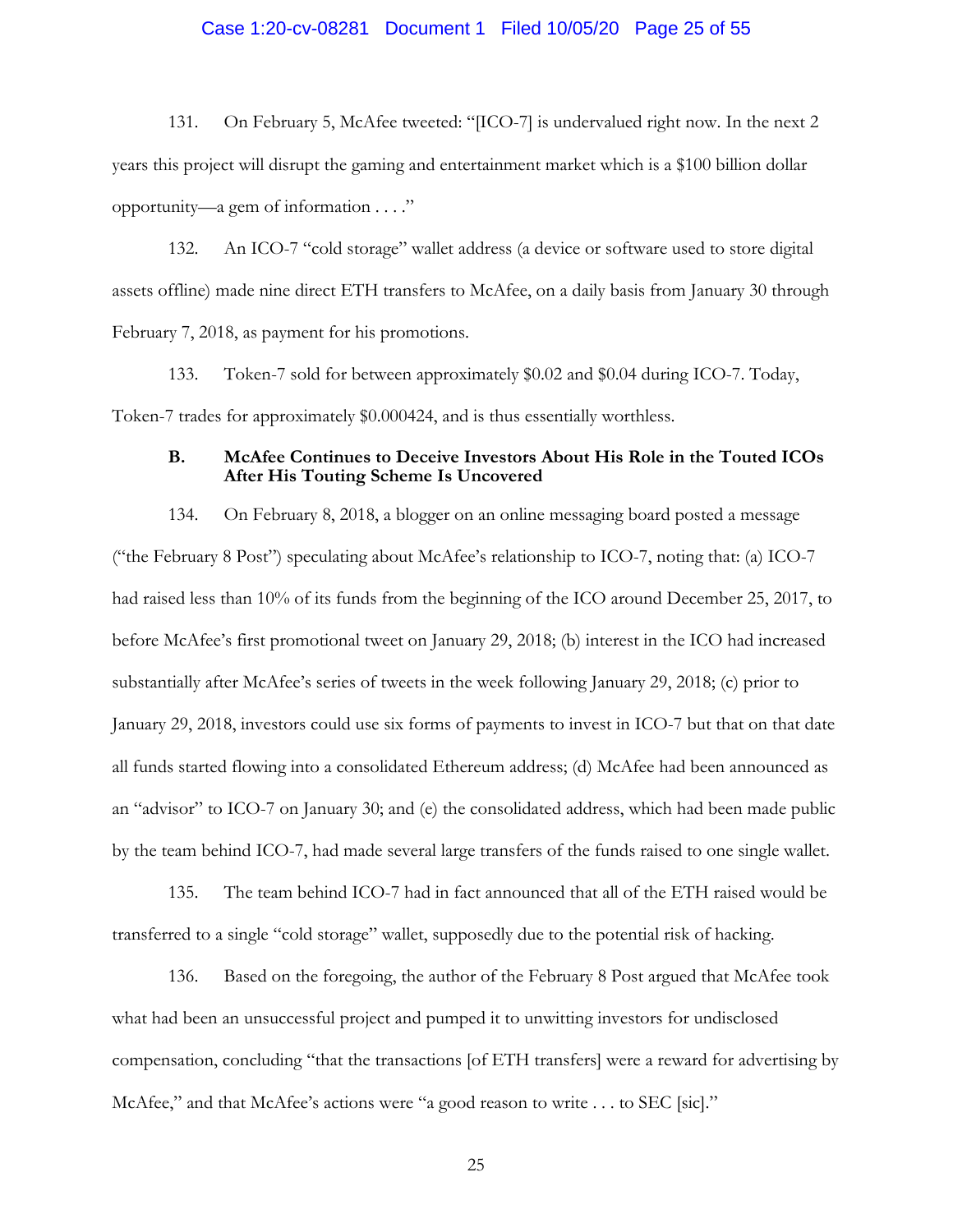131. On February 5, McAfee tweeted: "[ICO-7] is undervalued right now. In the next 2 years this project will disrupt the gaming and entertainment market which is a $100 billion dollar opportunity—a gem of information . . . ."

132. An ICO-7 "cold storage" wallet address (a device or software used to store digital assets offline) made nine direct ETH transfers to McAfee, on a daily basis from January 30 through February 7, 2018, as payment for his promotions.

133. Token-7 sold for between approximately $0.02 and $0.04 during ICO-7. Today, Token-7 trades for approximately $0.000424, and is thus essentially worthless.

### B. McAfee Continues to Deceive Investors About His Role in the Touted ICOs After His Touting Scheme Is Uncovered

134. On February 8, 2018, a blogger on an online messaging board posted a message ("the February 8 Post") speculating about McAfee's relationship to ICO-7, noting that: (a) ICO-7 had raised less than 10% of its funds from the beginning of the ICO around December 25, 2017, to before McAfee's first promotional tweet on January 29, 2018; (b) interest in the ICO had increased substantially after McAfee's series of tweets in the week following January 29, 2018; (c) prior to January 29, 2018, investors could use six forms of payments to invest in ICO-7 but that on that date all funds started flowing into a consolidated Ethereum address; (d) McAfee had been announced as an "advisor" to ICO-7 on January 30; and (e) the consolidated address, which had been made public by the team behind ICO-7, had made several large transfers of the funds raised to one single wallet.

135. The team behind ICO-7 had in fact announced that all of the ETH raised would be transferred to a single "cold storage" wallet, supposedly due to the potential risk of hacking.

136. Based on the foregoing, the author of the February 8 Post argued that McAfee took what had been an unsuccessful project and pumped it to unwitting investors for undisclosed compensation, concluding "that the transactions [of ETH transfers] were a reward for advertising by McAfee," and that McAfee's actions were "a good reason to write . . . to SEC [sic]."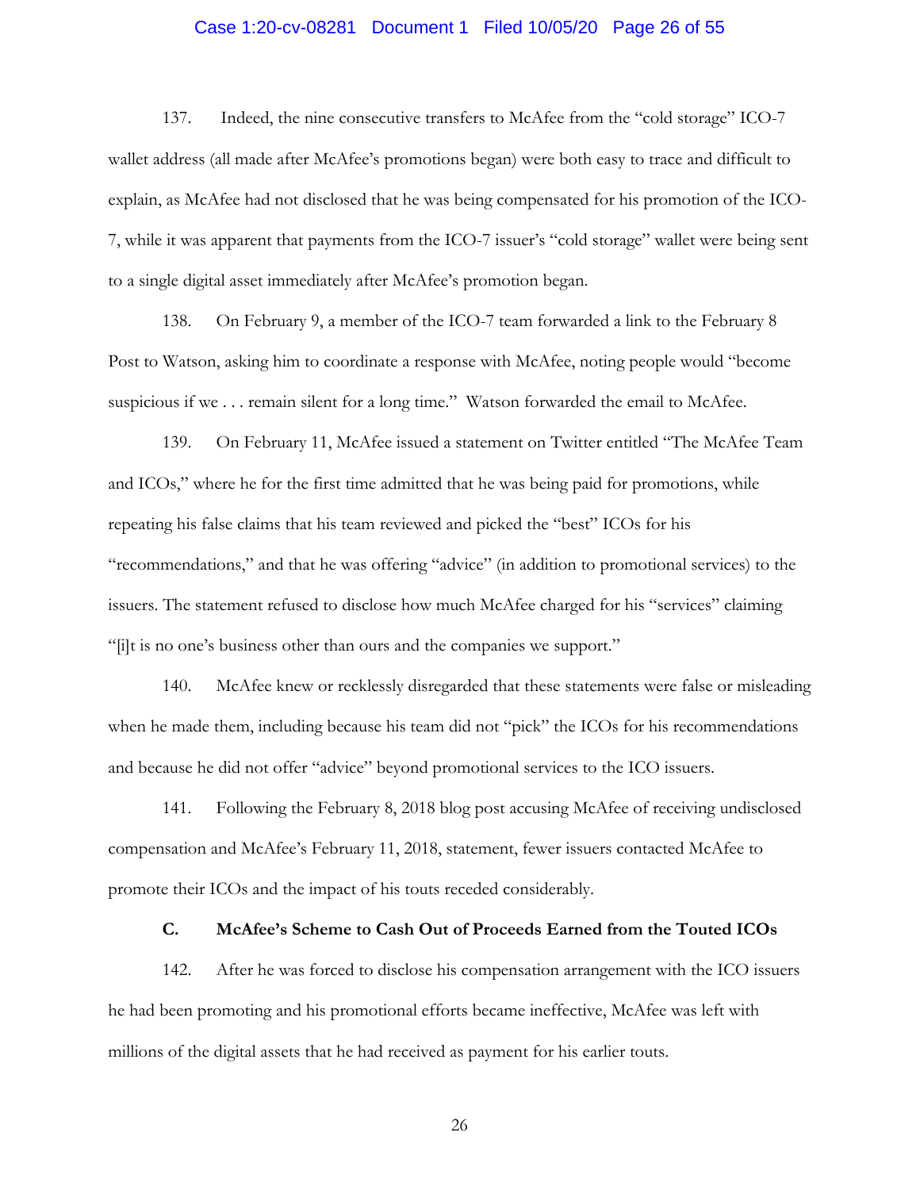137. Indeed, the nine consecutive transfers to McAfee from the "cold storage" ICO-7 wallet address (all made after McAfee's promotions began) were both easy to trace and difficult to explain, as McAfee had not disclosed that he was being compensated for his promotion of the ICO-7, while it was apparent that payments from the ICO-7 issuer's "cold storage" wallet were being sent to a single digital asset immediately after McAfee's promotion began.

138. On February 9, a member of the ICO-7 team forwarded a link to the February 8 Post to Watson, asking him to coordinate a response with McAfee, noting people would "become suspicious if we . . . remain silent for a long time." Watson forwarded the email to McAfee.

139. On February 11, McAfee issued a statement on Twitter entitled "The McAfee Team and ICOs," where he for the first time admitted that he was being paid for promotions, while repeating his false claims that his team reviewed and picked the "best" ICOs for his "recommendations," and that he was offering "advice" (in addition to promotional services) to the issuers. The statement refused to disclose how much McAfee charged for his "services" claiming "[i]t is no one's business other than ours and the companies we support."

140. McAfee knew or recklessly disregarded that these statements were false or misleading when he made them, including because his team did not "pick" the ICOs for his recommendations and because he did not offer "advice" beyond promotional services to the ICO issuers.

141. Following the February 8, 2018 blog post accusing McAfee of receiving undisclosed compensation and McAfee's February 11, 2018, statement, fewer issuers contacted McAfee to promote their ICOs and the impact of his touts receded considerably.

### C. McAfee's Scheme to Cash Out of Proceeds Earned from the Touted ICOs

142. After he was forced to disclose his compensation arrangement with the ICO issuers he had been promoting and his promotional efforts became ineffective, McAfee was left with millions of the digital assets that he had received as payment for his earlier touts.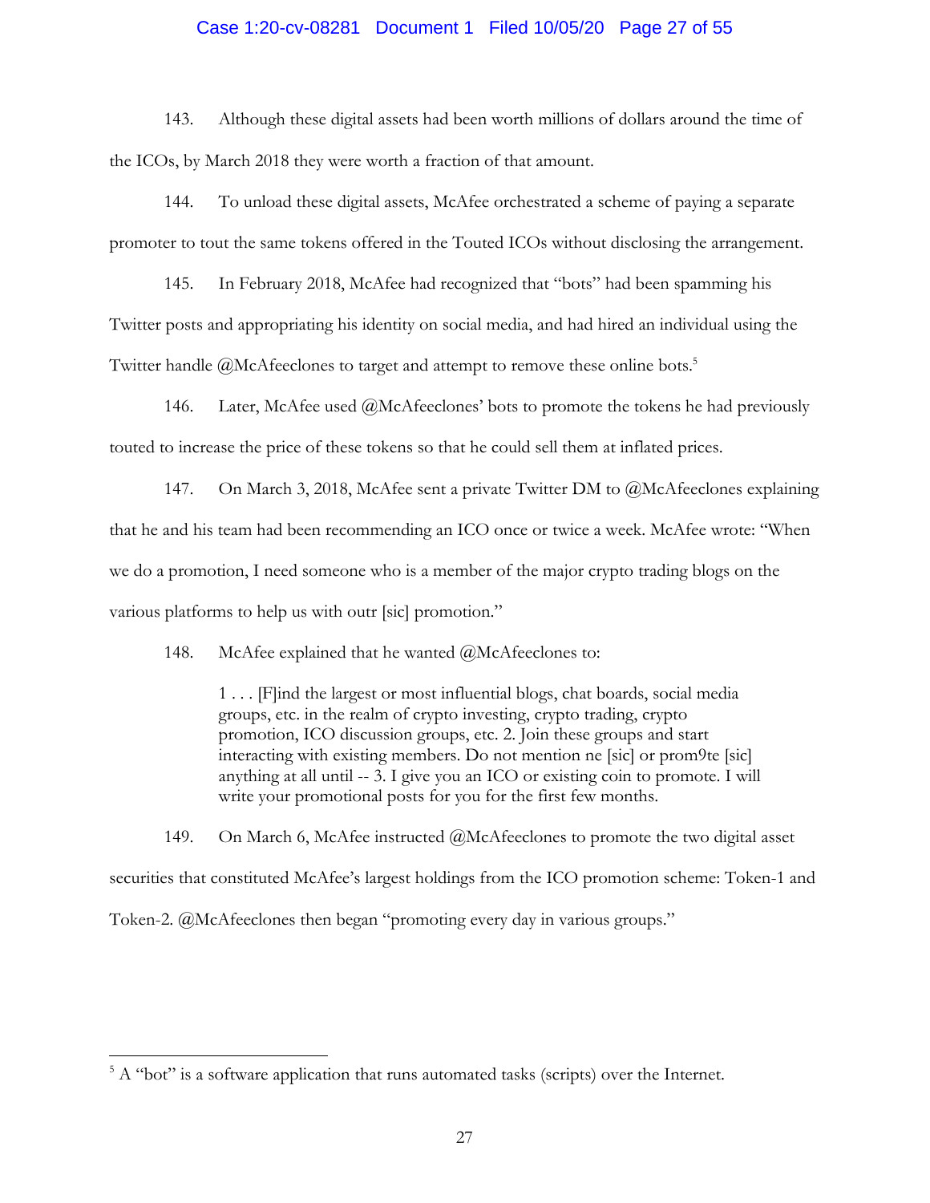143. Although these digital assets had been worth millions of dollars around the time of the ICOs, by March 2018 they were worth a fraction of that amount.

144. To unload these digital assets, McAfee orchestrated a scheme of paying a separate promoter to tout the same tokens offered in the Touted ICOs without disclosing the arrangement.

145. In February 2018, McAfee had recognized that "bots" had been spamming his Twitter posts and appropriating his identity on social media, and had hired an individual using the Twitter handle @McAfeeclones to target and attempt to remove these online bots.[5]

146. Later, McAfee used @McAfeeclones' bots to promote the tokens he had previously touted to increase the price of these tokens so that he could sell them at inflated prices.

147. On March 3, 2018, McAfee sent a private Twitter DM to @McAfeeclones explaining that he and his team had been recommending an ICO once or twice a week. McAfee wrote: "When we do a promotion, I need someone who is a member of the major crypto trading blogs on the various platforms to help us with outr [sic] promotion."

148. McAfee explained that he wanted @McAfeeclones to:

> 1 . . . [F]ind the largest or most influential blogs, chat boards, social media groups, etc. in the realm of crypto investing, crypto trading, crypto promotion, ICO discussion groups, etc. 2. Join these groups and start interacting with existing members. Do not mention ne [sic] or prom9te [sic] anything at all until -- 3. I give you an ICO or existing coin to promote. I will write your promotional posts for you for the first few months.

149. On March 6, McAfee instructed @McAfeeclones to promote the two digital asset securities that constituted McAfee's largest holdings from the ICO promotion scheme: Token-1 and Token-2. @McAfeeclones then began "promoting every day in various groups."

---

[5] A "bot" is a software application that runs automated tasks (scripts) over the Internet.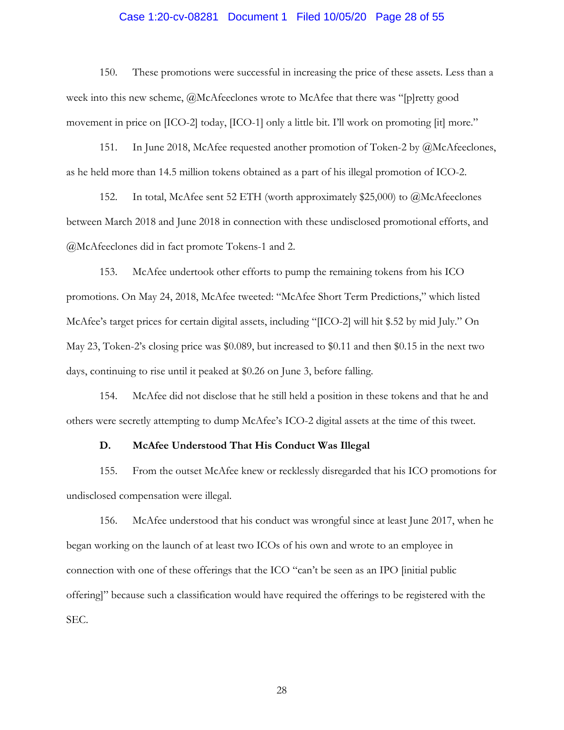150. These promotions were successful in increasing the price of these assets. Less than a week into this new scheme, @McAfeeclones wrote to McAfee that there was "[p]retty good movement in price on [ICO-2] today, [ICO-1] only a little bit. I'll work on promoting [it] more."

151. In June 2018, McAfee requested another promotion of Token-2 by @McAfeeclones, as he held more than 14.5 million tokens obtained as a part of his illegal promotion of ICO-2.

152. In total, McAfee sent 52 ETH (worth approximately $25,000) to @McAfeeclones between March 2018 and June 2018 in connection with these undisclosed promotional efforts, and @McAfeeclones did in fact promote Tokens-1 and 2.

153. McAfee undertook other efforts to pump the remaining tokens from his ICO promotions. On May 24, 2018, McAfee tweeted: "McAfee Short Term Predictions," which listed McAfee's target prices for certain digital assets, including "[ICO-2] will hit $.52 by mid July." On May 23, Token-2's closing price was $0.089, but increased to $0.11 and then $0.15 in the next two days, continuing to rise until it peaked at $0.26 on June 3, before falling.

154. McAfee did not disclose that he still held a position in these tokens and that he and others were secretly attempting to dump McAfee's ICO-2 digital assets at the time of this tweet.

### D. McAfee Understood That His Conduct Was Illegal

155. From the outset McAfee knew or recklessly disregarded that his ICO promotions for undisclosed compensation were illegal.

156. McAfee understood that his conduct was wrongful since at least June 2017, when he began working on the launch of at least two ICOs of his own and wrote to an employee in connection with one of these offerings that the ICO "can't be seen as an IPO [initial public offering]" because such a classification would have required the offerings to be registered with the SEC.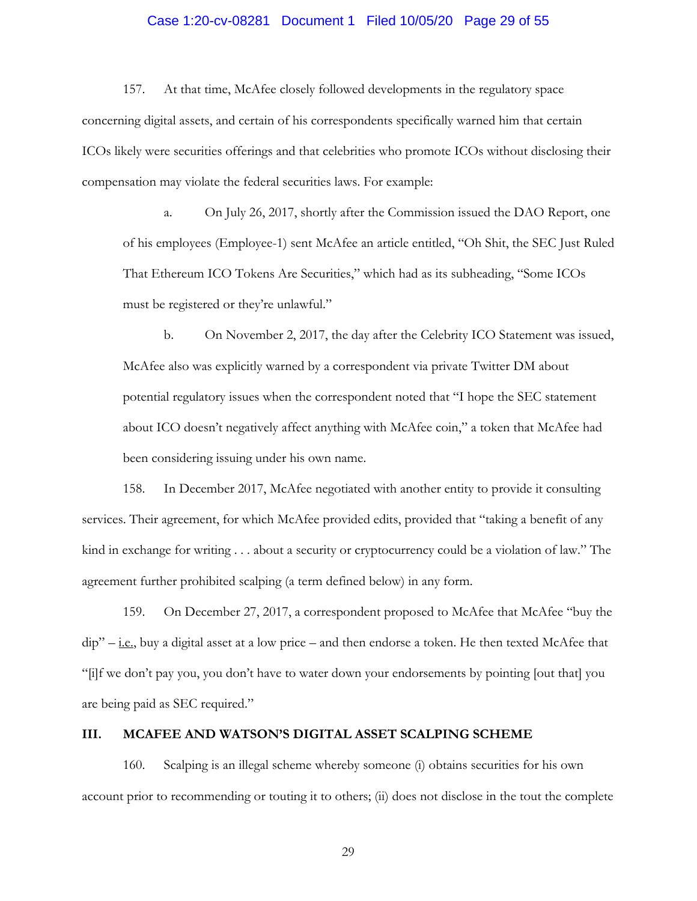157. At that time, McAfee closely followed developments in the regulatory space concerning digital assets, and certain of his correspondents specifically warned him that certain ICOs likely were securities offerings and that celebrities who promote ICOs without disclosing their compensation may violate the federal securities laws. For example:

> a. On July 26, 2017, shortly after the Commission issued the DAO Report, one of his employees (Employee-1) sent McAfee an article entitled, "Oh Shit, the SEC Just Ruled That Ethereum ICO Tokens Are Securities," which had as its subheading, "Some ICOs must be registered or they're unlawful."
>
> b. On November 2, 2017, the day after the Celebrity ICO Statement was issued, McAfee also was explicitly warned by a correspondent via private Twitter DM about potential regulatory issues when the correspondent noted that "I hope the SEC statement about ICO doesn't negatively affect anything with McAfee coin," a token that McAfee had been considering issuing under his own name.

158. In December 2017, McAfee negotiated with another entity to provide it consulting services. Their agreement, for which McAfee provided edits, provided that "taking a benefit of any kind in exchange for writing . . . about a security or cryptocurrency could be a violation of law." The agreement further prohibited scalping (a term defined below) in any form.

159. On December 27, 2017, a correspondent proposed to McAfee that McAfee "buy the dip" – i.e., buy a digital asset at a low price – and then endorse a token. He then texted McAfee that "[i]f we don't pay you, you don't have to water down your endorsements by pointing [out that] you are being paid as SEC required."

## III. MCAFEE AND WATSON'S DIGITAL ASSET SCALPING SCHEME

160. Scalping is an illegal scheme whereby someone (i) obtains securities for his own account prior to recommending or touting it to others; (ii) does not disclose in the tout the complete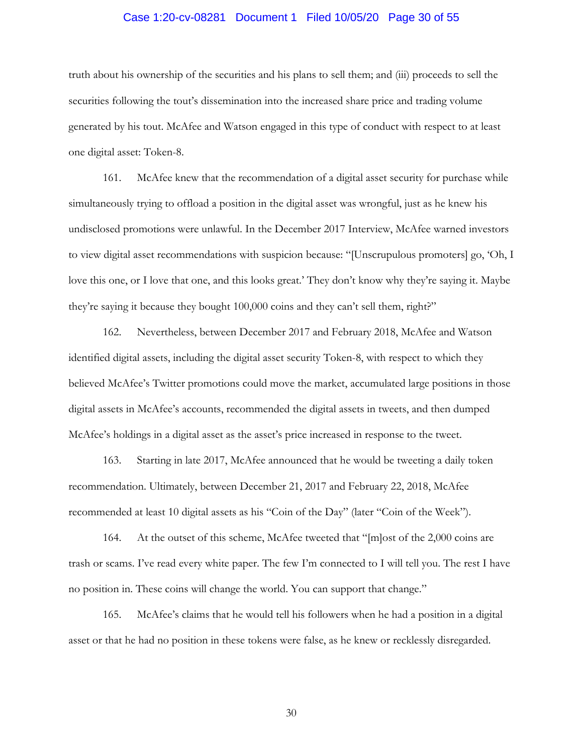truth about his ownership of the securities and his plans to sell them; and (iii) proceeds to sell the securities following the tout's dissemination into the increased share price and trading volume generated by his tout. McAfee and Watson engaged in this type of conduct with respect to at least one digital asset: Token-8.

161. McAfee knew that the recommendation of a digital asset security for purchase while simultaneously trying to offload a position in the digital asset was wrongful, just as he knew his undisclosed promotions were unlawful. In the December 2017 Interview, McAfee warned investors to view digital asset recommendations with suspicion because: "[Unscrupulous promoters] go, 'Oh, I love this one, or I love that one, and this looks great.' They don't know why they're saying it. Maybe they're saying it because they bought 100,000 coins and they can't sell them, right?"

162. Nevertheless, between December 2017 and February 2018, McAfee and Watson identified digital assets, including the digital asset security Token-8, with respect to which they believed McAfee's Twitter promotions could move the market, accumulated large positions in those digital assets in McAfee's accounts, recommended the digital assets in tweets, and then dumped McAfee's holdings in a digital asset as the asset's price increased in response to the tweet.

163. Starting in late 2017, McAfee announced that he would be tweeting a daily token recommendation. Ultimately, between December 21, 2017 and February 22, 2018, McAfee recommended at least 10 digital assets as his "Coin of the Day" (later "Coin of the Week").

164. At the outset of this scheme, McAfee tweeted that "[m]ost of the 2,000 coins are trash or scams. I've read every white paper. The few I'm connected to I will tell you. The rest I have no position in. These coins will change the world. You can support that change."

165. McAfee's claims that he would tell his followers when he had a position in a digital asset or that he had no position in these tokens were false, as he knew or recklessly disregarded.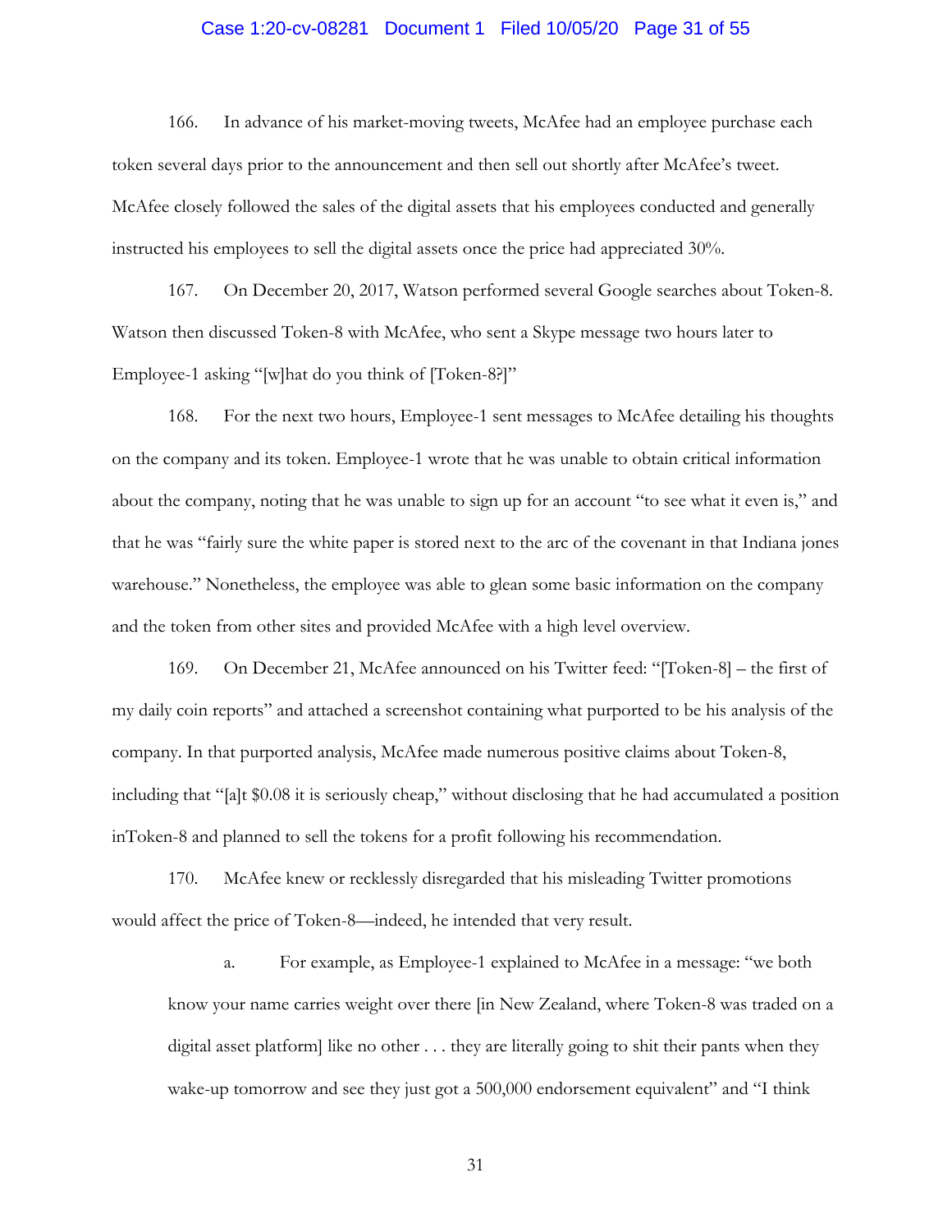166. In advance of his market-moving tweets, McAfee had an employee purchase each token several days prior to the announcement and then sell out shortly after McAfee's tweet. McAfee closely followed the sales of the digital assets that his employees conducted and generally instructed his employees to sell the digital assets once the price had appreciated 30%.

167. On December 20, 2017, Watson performed several Google searches about Token-8. Watson then discussed Token-8 with McAfee, who sent a Skype message two hours later to Employee-1 asking "[w]hat do you think of [Token-8?]"

168. For the next two hours, Employee-1 sent messages to McAfee detailing his thoughts on the company and its token. Employee-1 wrote that he was unable to obtain critical information about the company, noting that he was unable to sign up for an account "to see what it even is," and that he was "fairly sure the white paper is stored next to the arc of the covenant in that Indiana jones warehouse." Nonetheless, the employee was able to glean some basic information on the company and the token from other sites and provided McAfee with a high level overview.

169. On December 21, McAfee announced on his Twitter feed: "[Token-8] – the first of my daily coin reports" and attached a screenshot containing what purported to be his analysis of the company. In that purported analysis, McAfee made numerous positive claims about Token-8, including that "[a]t $0.08 it is seriously cheap," without disclosing that he had accumulated a position inToken-8 and planned to sell the tokens for a profit following his recommendation.

170. McAfee knew or recklessly disregarded that his misleading Twitter promotions would affect the price of Token-8—indeed, he intended that very result.

a. For example, as Employee-1 explained to McAfee in a message: "we both know your name carries weight over there [in New Zealand, where Token-8 was traded on a digital asset platform] like no other . . . they are literally going to shit their pants when they wake-up tomorrow and see they just got a 500,000 endorsement equivalent" and "I think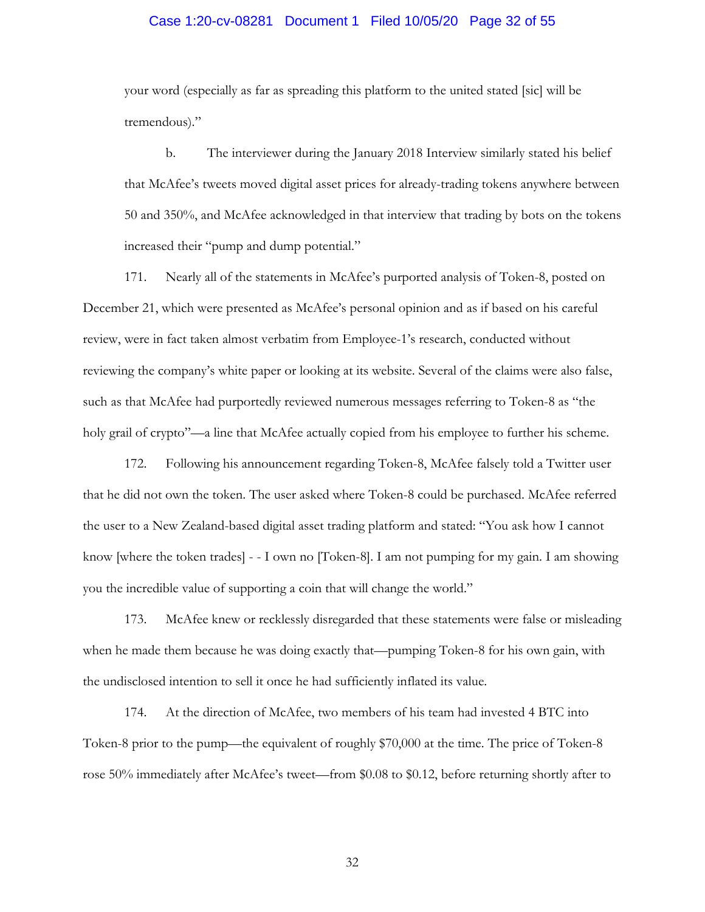your word (especially as far as spreading this platform to the united stated [sic] will be tremendous)."

b. The interviewer during the January 2018 Interview similarly stated his belief that McAfee's tweets moved digital asset prices for already-trading tokens anywhere between 50 and 350%, and McAfee acknowledged in that interview that trading by bots on the tokens increased their "pump and dump potential."

171. Nearly all of the statements in McAfee's purported analysis of Token-8, posted on December 21, which were presented as McAfee's personal opinion and as if based on his careful review, were in fact taken almost verbatim from Employee-1's research, conducted without reviewing the company's white paper or looking at its website. Several of the claims were also false, such as that McAfee had purportedly reviewed numerous messages referring to Token-8 as "the holy grail of crypto"—a line that McAfee actually copied from his employee to further his scheme.

172. Following his announcement regarding Token-8, McAfee falsely told a Twitter user that he did not own the token. The user asked where Token-8 could be purchased. McAfee referred the user to a New Zealand-based digital asset trading platform and stated: "You ask how I cannot know [where the token trades] - - I own no [Token-8]. I am not pumping for my gain. I am showing you the incredible value of supporting a coin that will change the world."

173. McAfee knew or recklessly disregarded that these statements were false or misleading when he made them because he was doing exactly that—pumping Token-8 for his own gain, with the undisclosed intention to sell it once he had sufficiently inflated its value.

174. At the direction of McAfee, two members of his team had invested 4 BTC into Token-8 prior to the pump—the equivalent of roughly $70,000 at the time. The price of Token-8 rose 50% immediately after McAfee's tweet—from $0.08 to $0.12, before returning shortly after to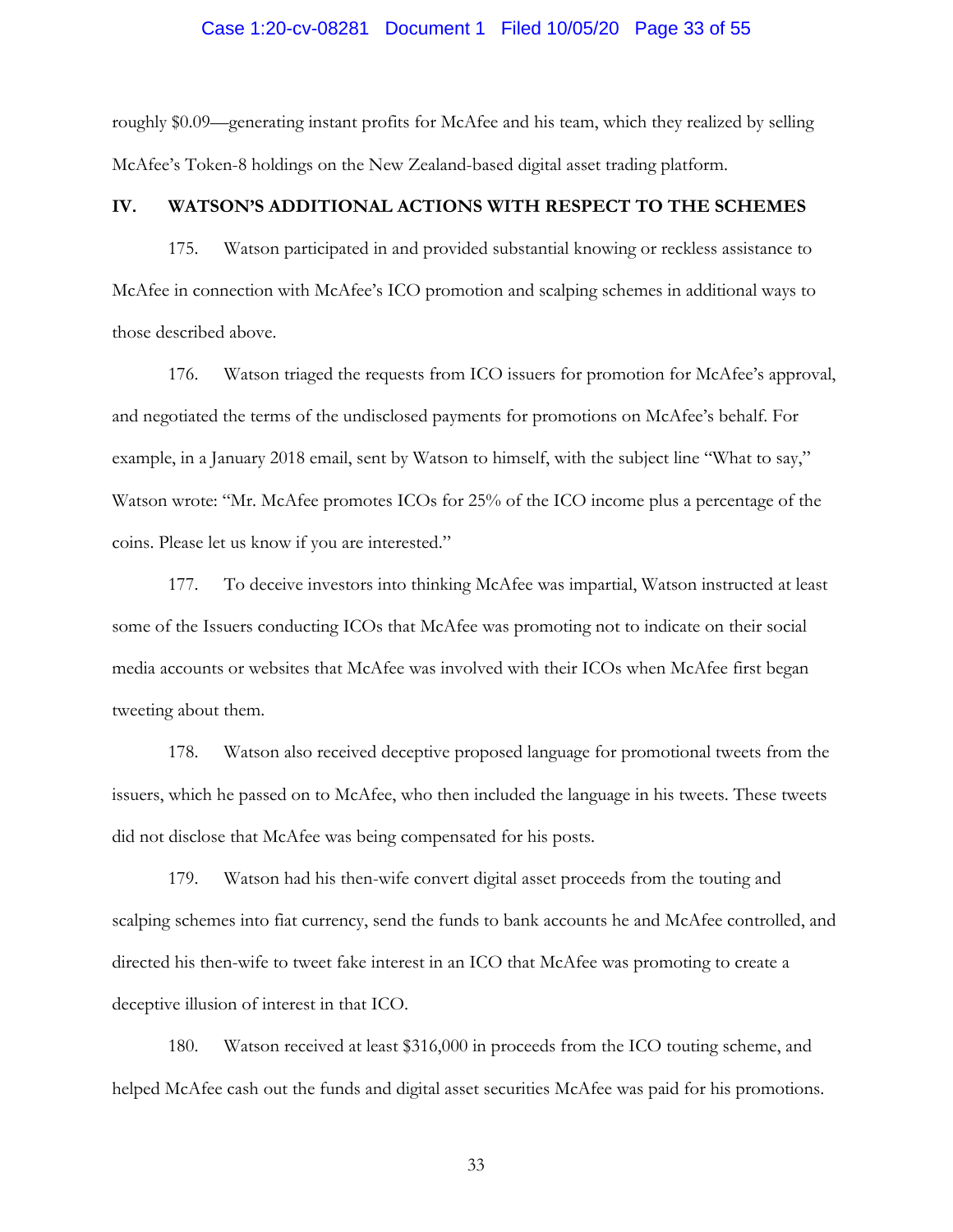roughly $0.09—generating instant profits for McAfee and his team, which they realized by selling McAfee's Token-8 holdings on the New Zealand-based digital asset trading platform.

## IV. WATSON'S ADDITIONAL ACTIONS WITH RESPECT TO THE SCHEMES

175. Watson participated in and provided substantial knowing or reckless assistance to McAfee in connection with McAfee's ICO promotion and scalping schemes in additional ways to those described above.

176. Watson triaged the requests from ICO issuers for promotion for McAfee's approval, and negotiated the terms of the undisclosed payments for promotions on McAfee's behalf. For example, in a January 2018 email, sent by Watson to himself, with the subject line "What to say," Watson wrote: "Mr. McAfee promotes ICOs for 25% of the ICO income plus a percentage of the coins. Please let us know if you are interested."

177. To deceive investors into thinking McAfee was impartial, Watson instructed at least some of the Issuers conducting ICOs that McAfee was promoting not to indicate on their social media accounts or websites that McAfee was involved with their ICOs when McAfee first began tweeting about them.

178. Watson also received deceptive proposed language for promotional tweets from the issuers, which he passed on to McAfee, who then included the language in his tweets. These tweets did not disclose that McAfee was being compensated for his posts.

179. Watson had his then-wife convert digital asset proceeds from the touting and scalping schemes into fiat currency, send the funds to bank accounts he and McAfee controlled, and directed his then-wife to tweet fake interest in an ICO that McAfee was promoting to create a deceptive illusion of interest in that ICO.

180. Watson received at least $316,000 in proceeds from the ICO touting scheme, and helped McAfee cash out the funds and digital asset securities McAfee was paid for his promotions.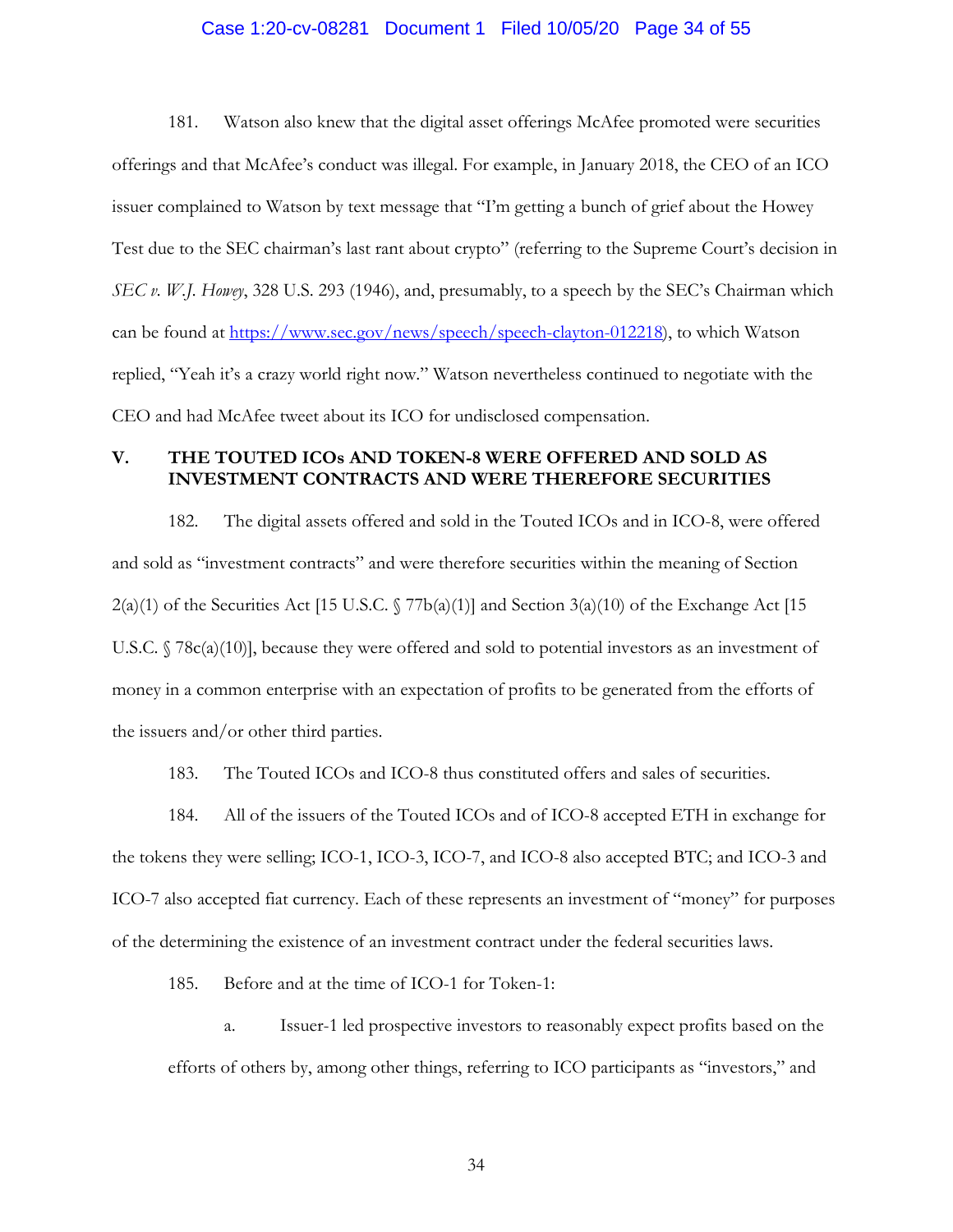181. Watson also knew that the digital asset offerings McAfee promoted were securities offerings and that McAfee's conduct was illegal. For example, in January 2018, the CEO of an ICO issuer complained to Watson by text message that "I'm getting a bunch of grief about the Howey Test due to the SEC chairman's last rant about crypto" (referring to the Supreme Court's decision in *SEC v. W.J. Howey*, 328 U.S. 293 (1946), and, presumably, to a speech by the SEC's Chairman which can be found at https://www.sec.gov/news/speech/speech-clayton-012218), to which Watson replied, "Yeah it's a crazy world right now." Watson nevertheless continued to negotiate with the CEO and had McAfee tweet about its ICO for undisclosed compensation.

## V. THE TOUTED ICOs AND TOKEN-8 WERE OFFERED AND SOLD AS INVESTMENT CONTRACTS AND WERE THEREFORE SECURITIES

182. The digital assets offered and sold in the Touted ICOs and in ICO-8, were offered and sold as "investment contracts" and were therefore securities within the meaning of Section 2(a)(1) of the Securities Act [15 U.S.C. § 77b(a)(1)] and Section 3(a)(10) of the Exchange Act [15 U.S.C. § 78c(a)(10)], because they were offered and sold to potential investors as an investment of money in a common enterprise with an expectation of profits to be generated from the efforts of the issuers and/or other third parties.

183. The Touted ICOs and ICO-8 thus constituted offers and sales of securities.

184. All of the issuers of the Touted ICOs and of ICO-8 accepted ETH in exchange for the tokens they were selling; ICO-1, ICO-3, ICO-7, and ICO-8 also accepted BTC; and ICO-3 and ICO-7 also accepted fiat currency. Each of these represents an investment of "money" for purposes of the determining the existence of an investment contract under the federal securities laws.

185. Before and at the time of ICO-1 for Token-1:

a. Issuer-1 led prospective investors to reasonably expect profits based on the efforts of others by, among other things, referring to ICO participants as "investors," and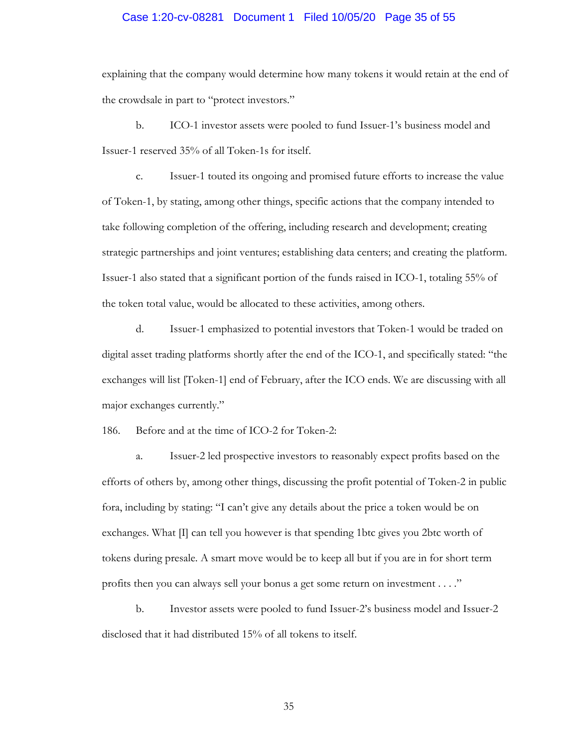explaining that the company would determine how many tokens it would retain at the end of the crowdsale in part to "protect investors."

b. ICO-1 investor assets were pooled to fund Issuer-1's business model and Issuer-1 reserved 35% of all Token-1s for itself.

c. Issuer-1 touted its ongoing and promised future efforts to increase the value of Token-1, by stating, among other things, specific actions that the company intended to take following completion of the offering, including research and development; creating strategic partnerships and joint ventures; establishing data centers; and creating the platform. Issuer-1 also stated that a significant portion of the funds raised in ICO-1, totaling 55% of the token total value, would be allocated to these activities, among others.

d. Issuer-1 emphasized to potential investors that Token-1 would be traded on digital asset trading platforms shortly after the end of the ICO-1, and specifically stated: "the exchanges will list [Token-1] end of February, after the ICO ends. We are discussing with all major exchanges currently."

186. Before and at the time of ICO-2 for Token-2:

a. Issuer-2 led prospective investors to reasonably expect profits based on the efforts of others by, among other things, discussing the profit potential of Token-2 in public fora, including by stating: "I can't give any details about the price a token would be on exchanges. What [I] can tell you however is that spending 1btc gives you 2btc worth of tokens during presale. A smart move would be to keep all but if you are in for short term profits then you can always sell your bonus a get some return on investment . . . ."

b. Investor assets were pooled to fund Issuer-2's business model and Issuer-2 disclosed that it had distributed 15% of all tokens to itself.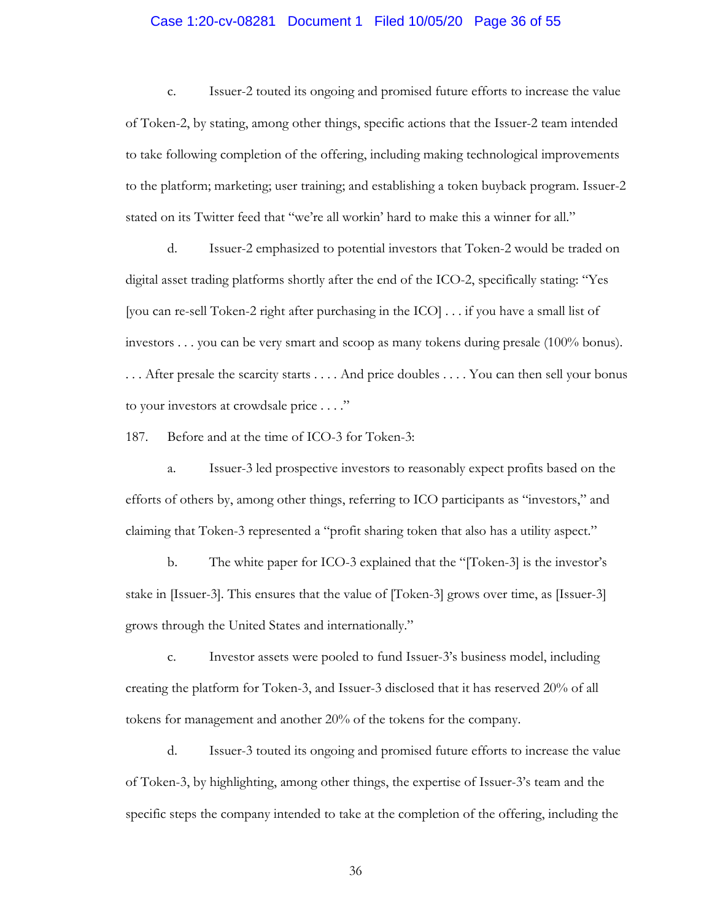c. Issuer-2 touted its ongoing and promised future efforts to increase the value of Token-2, by stating, among other things, specific actions that the Issuer-2 team intended to take following completion of the offering, including making technological improvements to the platform; marketing; user training; and establishing a token buyback program. Issuer-2 stated on its Twitter feed that "we're all workin' hard to make this a winner for all."

d. Issuer-2 emphasized to potential investors that Token-2 would be traded on digital asset trading platforms shortly after the end of the ICO-2, specifically stating: "Yes [you can re-sell Token-2 right after purchasing in the ICO] . . . if you have a small list of investors . . . you can be very smart and scoop as many tokens during presale (100% bonus). . . . After presale the scarcity starts . . . . And price doubles . . . . You can then sell your bonus to your investors at crowdsale price . . . ."

187. Before and at the time of ICO-3 for Token-3:

a. Issuer-3 led prospective investors to reasonably expect profits based on the efforts of others by, among other things, referring to ICO participants as "investors," and claiming that Token-3 represented a "profit sharing token that also has a utility aspect."

b. The white paper for ICO-3 explained that the "[Token-3] is the investor's stake in [Issuer-3]. This ensures that the value of [Token-3] grows over time, as [Issuer-3] grows through the United States and internationally."

c. Investor assets were pooled to fund Issuer-3's business model, including creating the platform for Token-3, and Issuer-3 disclosed that it has reserved 20% of all tokens for management and another 20% of the tokens for the company.

d. Issuer-3 touted its ongoing and promised future efforts to increase the value of Token-3, by highlighting, among other things, the expertise of Issuer-3's team and the specific steps the company intended to take at the completion of the offering, including the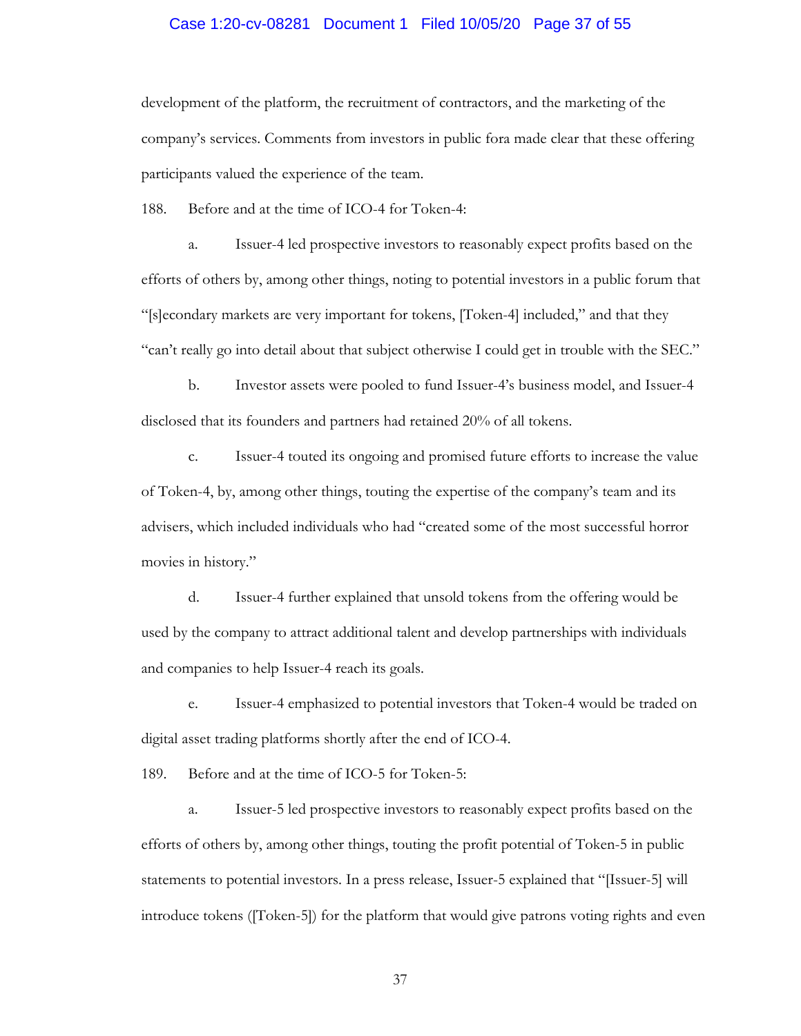development of the platform, the recruitment of contractors, and the marketing of the company's services. Comments from investors in public fora made clear that these offering participants valued the experience of the team.

188. Before and at the time of ICO-4 for Token-4:

a. Issuer-4 led prospective investors to reasonably expect profits based on the efforts of others by, among other things, noting to potential investors in a public forum that "[s]econdary markets are very important for tokens, [Token-4] included," and that they "can't really go into detail about that subject otherwise I could get in trouble with the SEC."

b. Investor assets were pooled to fund Issuer-4's business model, and Issuer-4 disclosed that its founders and partners had retained 20% of all tokens.

c. Issuer-4 touted its ongoing and promised future efforts to increase the value of Token-4, by, among other things, touting the expertise of the company's team and its advisers, which included individuals who had "created some of the most successful horror movies in history."

d. Issuer-4 further explained that unsold tokens from the offering would be used by the company to attract additional talent and develop partnerships with individuals and companies to help Issuer-4 reach its goals.

e. Issuer-4 emphasized to potential investors that Token-4 would be traded on digital asset trading platforms shortly after the end of ICO-4.

189. Before and at the time of ICO-5 for Token-5:

a. Issuer-5 led prospective investors to reasonably expect profits based on the efforts of others by, among other things, touting the profit potential of Token-5 in public statements to potential investors. In a press release, Issuer-5 explained that "[Issuer-5] will introduce tokens ([Token-5]) for the platform that would give patrons voting rights and even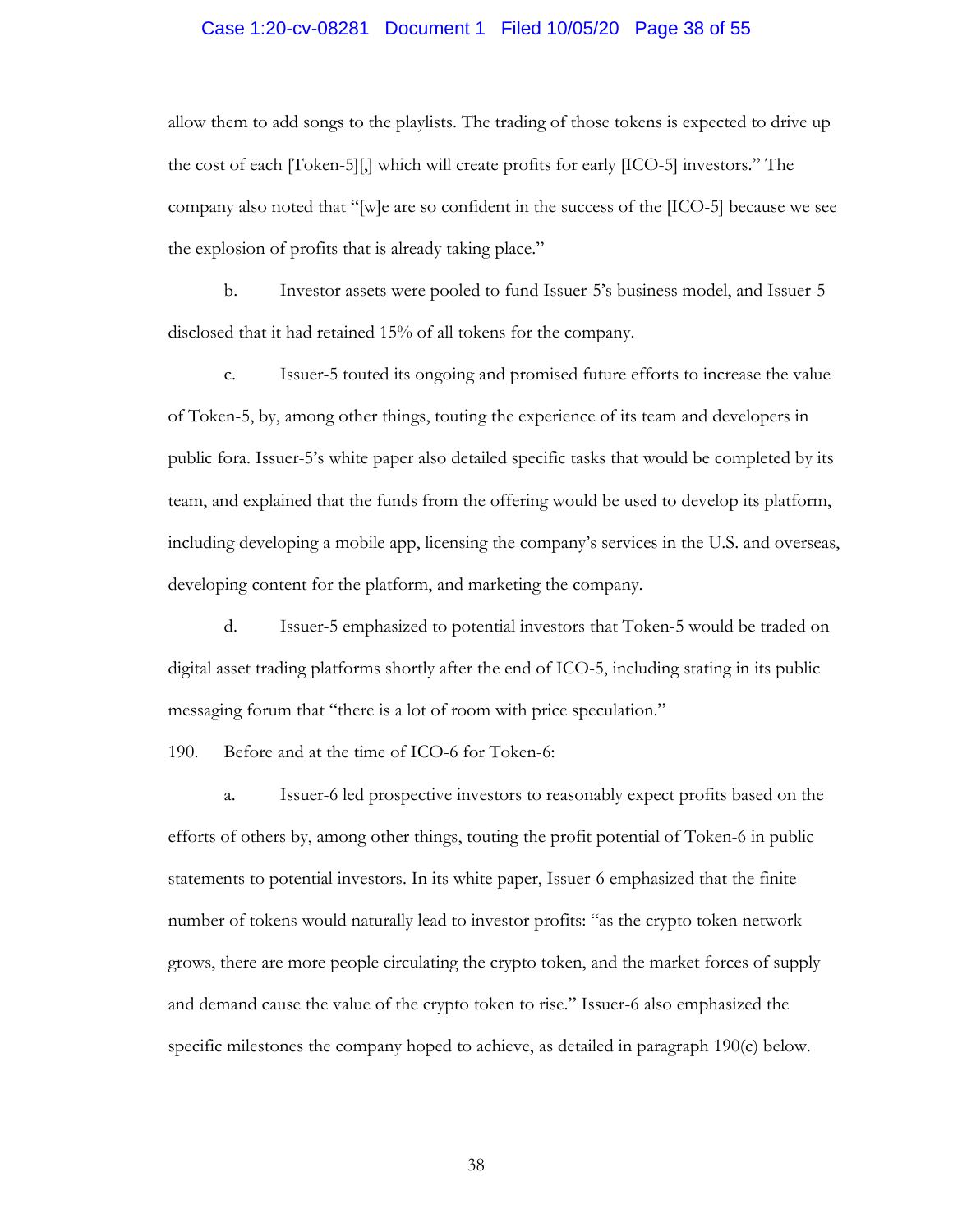allow them to add songs to the playlists. The trading of those tokens is expected to drive up the cost of each [Token-5][,] which will create profits for early [ICO-5] investors." The company also noted that "[w]e are so confident in the success of the [ICO-5] because we see the explosion of profits that is already taking place."

b. Investor assets were pooled to fund Issuer-5's business model, and Issuer-5 disclosed that it had retained 15% of all tokens for the company.

c. Issuer-5 touted its ongoing and promised future efforts to increase the value of Token-5, by, among other things, touting the experience of its team and developers in public fora. Issuer-5's white paper also detailed specific tasks that would be completed by its team, and explained that the funds from the offering would be used to develop its platform, including developing a mobile app, licensing the company's services in the U.S. and overseas, developing content for the platform, and marketing the company.

d. Issuer-5 emphasized to potential investors that Token-5 would be traded on digital asset trading platforms shortly after the end of ICO-5, including stating in its public messaging forum that "there is a lot of room with price speculation."

190. Before and at the time of ICO-6 for Token-6:

a. Issuer-6 led prospective investors to reasonably expect profits based on the efforts of others by, among other things, touting the profit potential of Token-6 in public statements to potential investors. In its white paper, Issuer-6 emphasized that the finite number of tokens would naturally lead to investor profits: "as the crypto token network grows, there are more people circulating the crypto token, and the market forces of supply and demand cause the value of the crypto token to rise." Issuer-6 also emphasized the specific milestones the company hoped to achieve, as detailed in paragraph 190(c) below.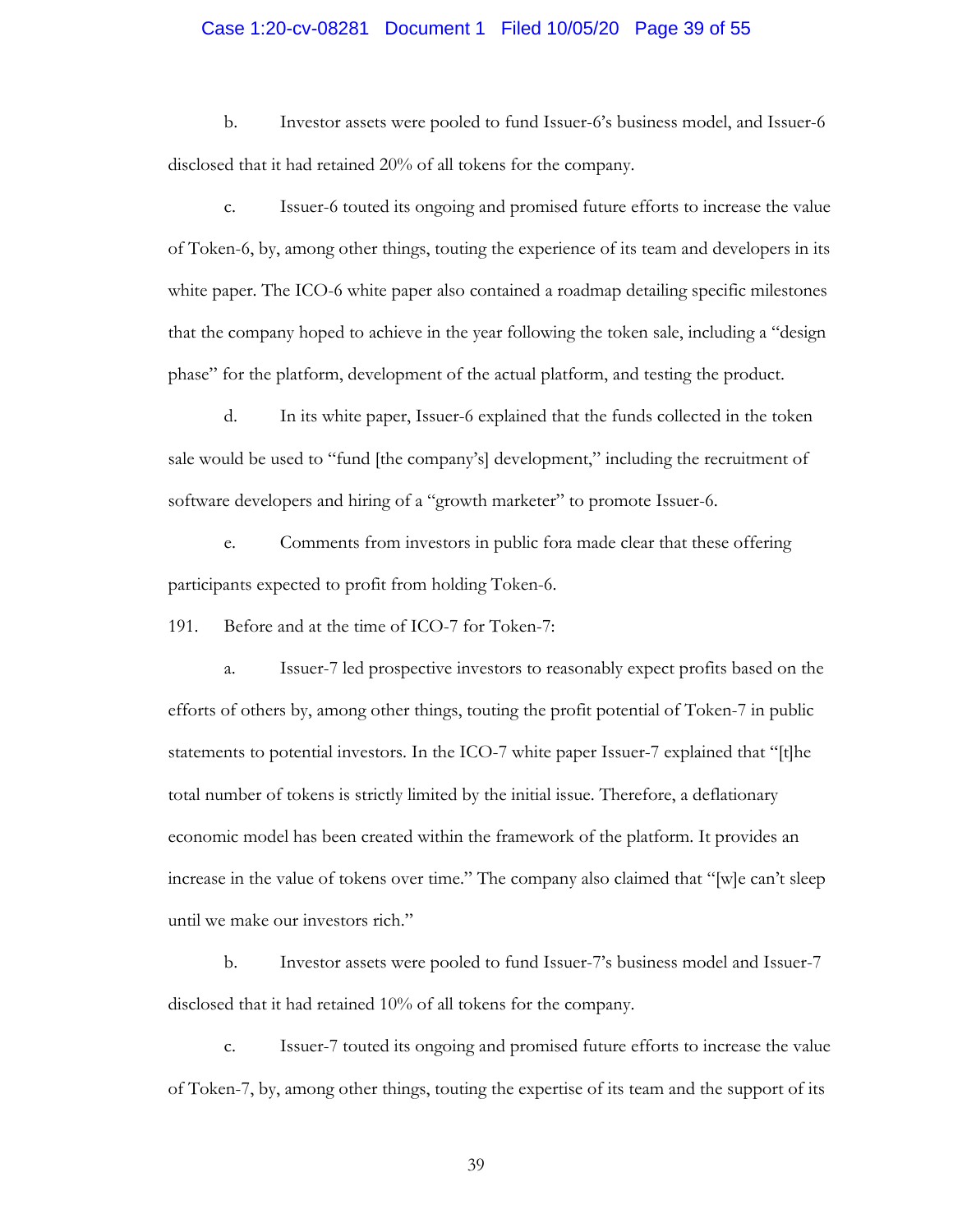b. Investor assets were pooled to fund Issuer-6's business model, and Issuer-6 disclosed that it had retained 20% of all tokens for the company.

c. Issuer-6 touted its ongoing and promised future efforts to increase the value of Token-6, by, among other things, touting the experience of its team and developers in its white paper. The ICO-6 white paper also contained a roadmap detailing specific milestones that the company hoped to achieve in the year following the token sale, including a "design phase" for the platform, development of the actual platform, and testing the product.

d. In its white paper, Issuer-6 explained that the funds collected in the token sale would be used to "fund [the company's] development," including the recruitment of software developers and hiring of a "growth marketer" to promote Issuer-6.

e. Comments from investors in public fora made clear that these offering participants expected to profit from holding Token-6.

191. Before and at the time of ICO-7 for Token-7:

a. Issuer-7 led prospective investors to reasonably expect profits based on the efforts of others by, among other things, touting the profit potential of Token-7 in public statements to potential investors. In the ICO-7 white paper Issuer-7 explained that "[t]he total number of tokens is strictly limited by the initial issue. Therefore, a deflationary economic model has been created within the framework of the platform. It provides an increase in the value of tokens over time." The company also claimed that "[w]e can't sleep until we make our investors rich."

b. Investor assets were pooled to fund Issuer-7's business model and Issuer-7 disclosed that it had retained 10% of all tokens for the company.

c. Issuer-7 touted its ongoing and promised future efforts to increase the value of Token-7, by, among other things, touting the expertise of its team and the support of its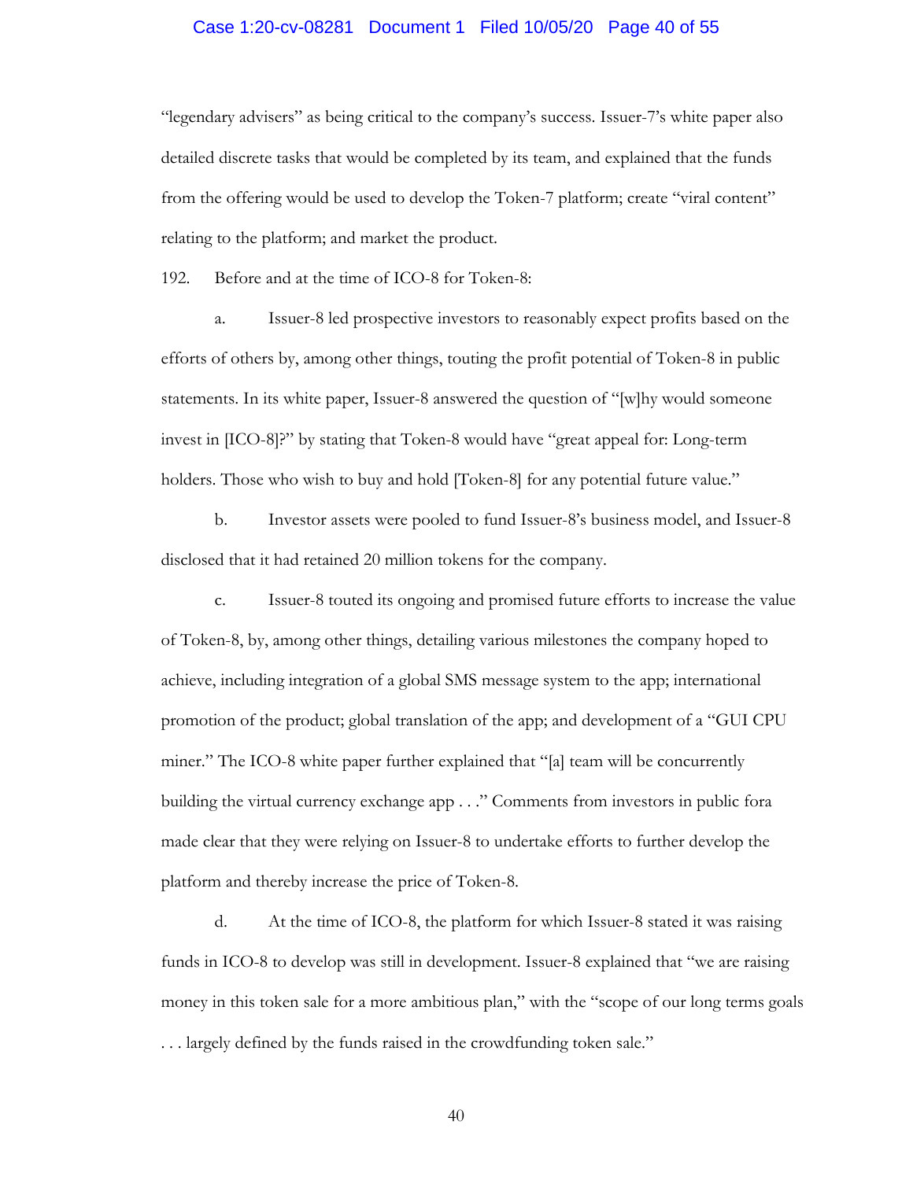"legendary advisers" as being critical to the company's success. Issuer-7's white paper also detailed discrete tasks that would be completed by its team, and explained that the funds from the offering would be used to develop the Token-7 platform; create "viral content" relating to the platform; and market the product.

192. Before and at the time of ICO-8 for Token-8:

a. Issuer-8 led prospective investors to reasonably expect profits based on the efforts of others by, among other things, touting the profit potential of Token-8 in public statements. In its white paper, Issuer-8 answered the question of "[w]hy would someone invest in [ICO-8]?" by stating that Token-8 would have "great appeal for: Long-term holders. Those who wish to buy and hold [Token-8] for any potential future value."

b. Investor assets were pooled to fund Issuer-8's business model, and Issuer-8 disclosed that it had retained 20 million tokens for the company.

c. Issuer-8 touted its ongoing and promised future efforts to increase the value of Token-8, by, among other things, detailing various milestones the company hoped to achieve, including integration of a global SMS message system to the app; international promotion of the product; global translation of the app; and development of a "GUI CPU miner." The ICO-8 white paper further explained that "[a] team will be concurrently building the virtual currency exchange app . . ." Comments from investors in public fora made clear that they were relying on Issuer-8 to undertake efforts to further develop the platform and thereby increase the price of Token-8.

d. At the time of ICO-8, the platform for which Issuer-8 stated it was raising funds in ICO-8 to develop was still in development. Issuer-8 explained that "we are raising money in this token sale for a more ambitious plan," with the "scope of our long terms goals . . . largely defined by the funds raised in the crowdfunding token sale."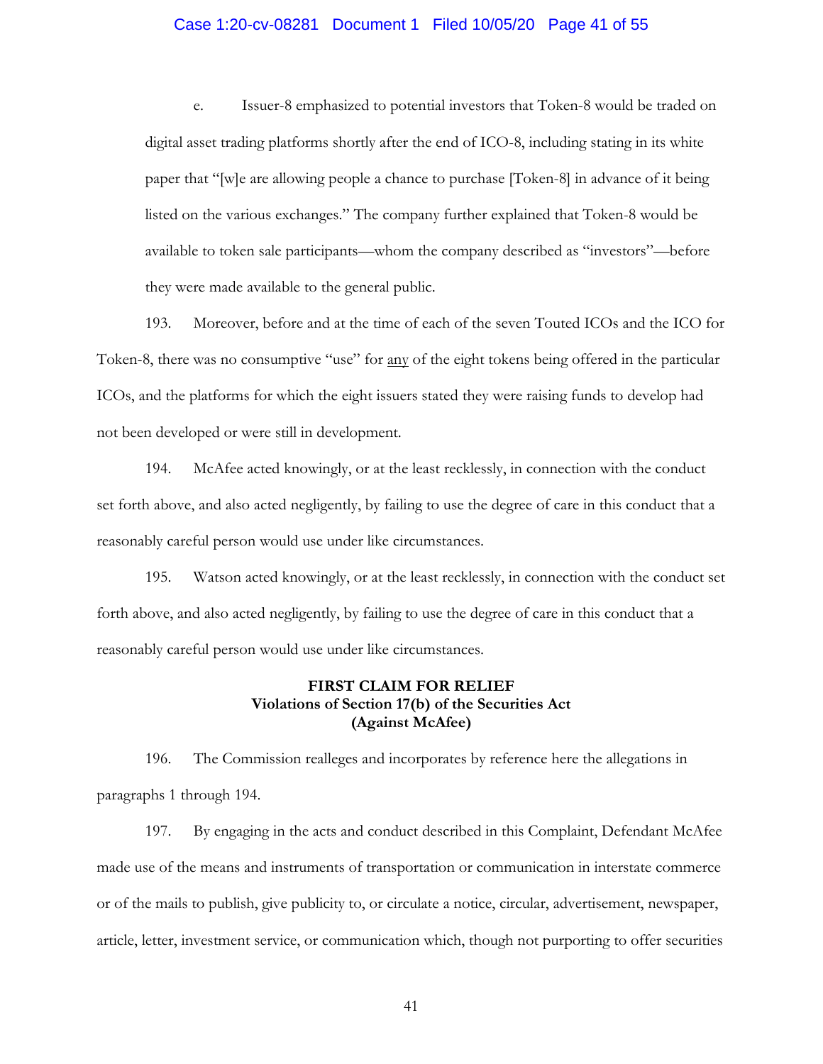e. Issuer-8 emphasized to potential investors that Token-8 would be traded on digital asset trading platforms shortly after the end of ICO-8, including stating in its white paper that "[w]e are allowing people a chance to purchase [Token-8] in advance of it being listed on the various exchanges." The company further explained that Token-8 would be available to token sale participants—whom the company described as "investors"—before they were made available to the general public.

193. Moreover, before and at the time of each of the seven Touted ICOs and the ICO for Token-8, there was no consumptive "use" for <u>any</u> of the eight tokens being offered in the particular ICOs, and the platforms for which the eight issuers stated they were raising funds to develop had not been developed or were still in development.

194. McAfee acted knowingly, or at the least recklessly, in connection with the conduct set forth above, and also acted negligently, by failing to use the degree of care in this conduct that a reasonably careful person would use under like circumstances.

195. Watson acted knowingly, or at the least recklessly, in connection with the conduct set forth above, and also acted negligently, by failing to use the degree of care in this conduct that a reasonably careful person would use under like circumstances.

**FIRST CLAIM FOR RELIEF**
**Violations of Section 17(b) of the Securities Act**
**(Against McAfee)**

196. The Commission realleges and incorporates by reference here the allegations in paragraphs 1 through 194.

197. By engaging in the acts and conduct described in this Complaint, Defendant McAfee made use of the means and instruments of transportation or communication in interstate commerce or of the mails to publish, give publicity to, or circulate a notice, circular, advertisement, newspaper, article, letter, investment service, or communication which, though not purporting to offer securities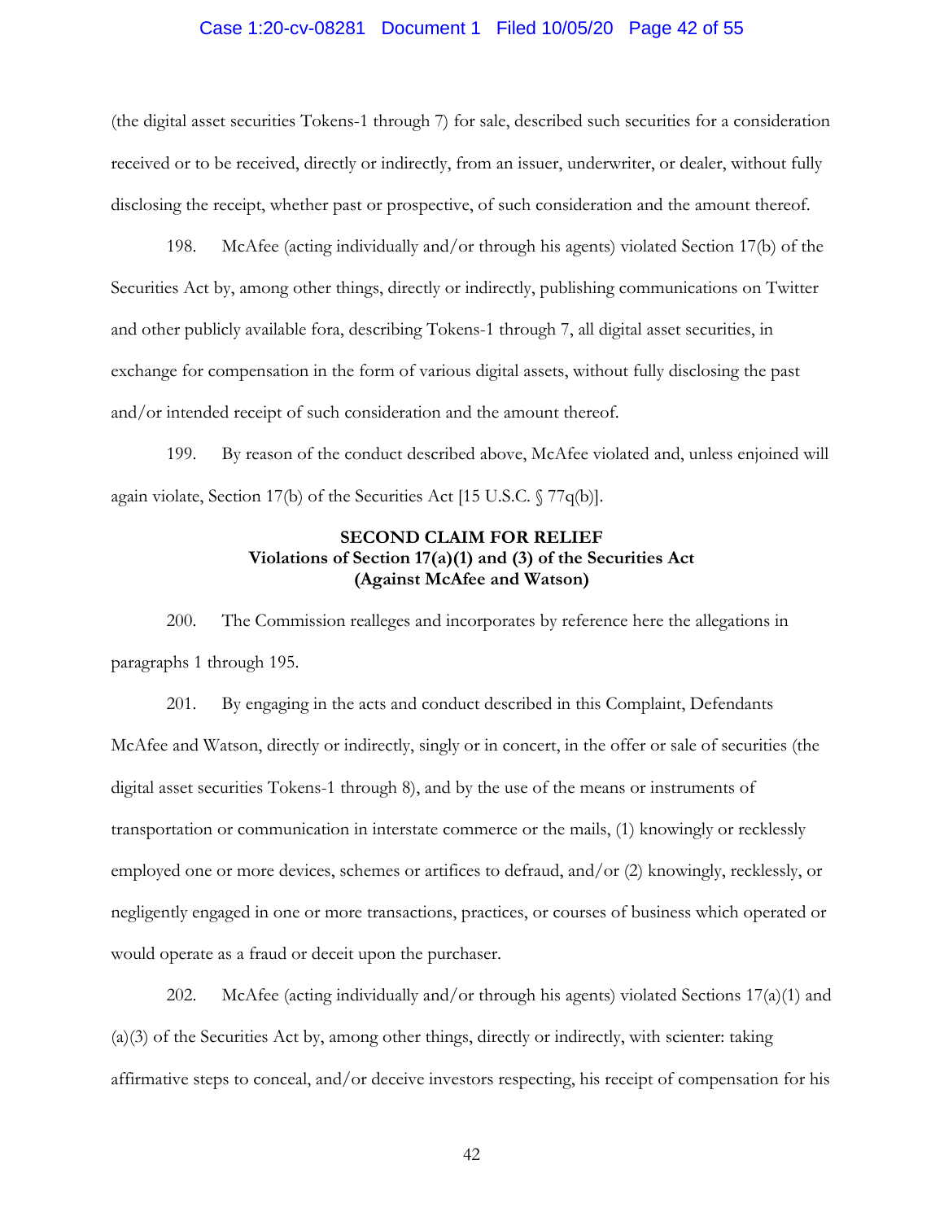(the digital asset securities Tokens-1 through 7) for sale, described such securities for a consideration received or to be received, directly or indirectly, from an issuer, underwriter, or dealer, without fully disclosing the receipt, whether past or prospective, of such consideration and the amount thereof.

198. McAfee (acting individually and/or through his agents) violated Section 17(b) of the Securities Act by, among other things, directly or indirectly, publishing communications on Twitter and other publicly available fora, describing Tokens-1 through 7, all digital asset securities, in exchange for compensation in the form of various digital assets, without fully disclosing the past and/or intended receipt of such consideration and the amount thereof.

199. By reason of the conduct described above, McAfee violated and, unless enjoined will again violate, Section 17(b) of the Securities Act [15 U.S.C. § 77q(b)].

**SECOND CLAIM FOR RELIEF**
**Violations of Section 17(a)(1) and (3) of the Securities Act**
**(Against McAfee and Watson)**

200. The Commission realleges and incorporates by reference here the allegations in paragraphs 1 through 195.

201. By engaging in the acts and conduct described in this Complaint, Defendants McAfee and Watson, directly or indirectly, singly or in concert, in the offer or sale of securities (the digital asset securities Tokens-1 through 8), and by the use of the means or instruments of transportation or communication in interstate commerce or the mails, (1) knowingly or recklessly employed one or more devices, schemes or artifices to defraud, and/or (2) knowingly, recklessly, or negligently engaged in one or more transactions, practices, or courses of business which operated or would operate as a fraud or deceit upon the purchaser.

202. McAfee (acting individually and/or through his agents) violated Sections 17(a)(1) and (a)(3) of the Securities Act by, among other things, directly or indirectly, with scienter: taking affirmative steps to conceal, and/or deceive investors respecting, his receipt of compensation for his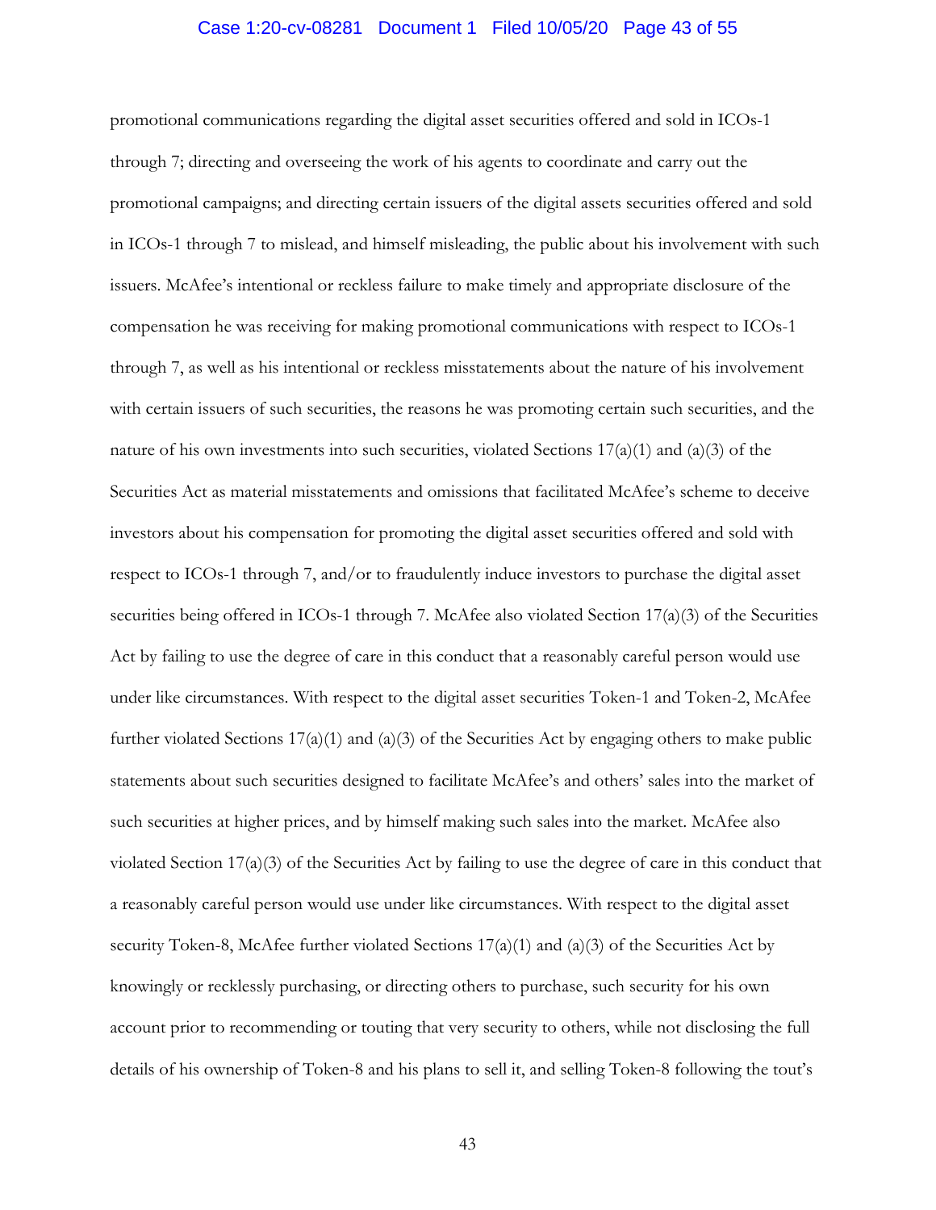promotional communications regarding the digital asset securities offered and sold in ICOs-1 through 7; directing and overseeing the work of his agents to coordinate and carry out the promotional campaigns; and directing certain issuers of the digital assets securities offered and sold in ICOs-1 through 7 to mislead, and himself misleading, the public about his involvement with such issuers. McAfee's intentional or reckless failure to make timely and appropriate disclosure of the compensation he was receiving for making promotional communications with respect to ICOs-1 through 7, as well as his intentional or reckless misstatements about the nature of his involvement with certain issuers of such securities, the reasons he was promoting certain such securities, and the nature of his own investments into such securities, violated Sections 17(a)(1) and (a)(3) of the Securities Act as material misstatements and omissions that facilitated McAfee's scheme to deceive investors about his compensation for promoting the digital asset securities offered and sold with respect to ICOs-1 through 7, and/or to fraudulently induce investors to purchase the digital asset securities being offered in ICOs-1 through 7. McAfee also violated Section 17(a)(3) of the Securities Act by failing to use the degree of care in this conduct that a reasonably careful person would use under like circumstances. With respect to the digital asset securities Token-1 and Token-2, McAfee further violated Sections 17(a)(1) and (a)(3) of the Securities Act by engaging others to make public statements about such securities designed to facilitate McAfee's and others' sales into the market of such securities at higher prices, and by himself making such sales into the market. McAfee also violated Section 17(a)(3) of the Securities Act by failing to use the degree of care in this conduct that a reasonably careful person would use under like circumstances. With respect to the digital asset security Token-8, McAfee further violated Sections 17(a)(1) and (a)(3) of the Securities Act by knowingly or recklessly purchasing, or directing others to purchase, such security for his own account prior to recommending or touting that very security to others, while not disclosing the full details of his ownership of Token-8 and his plans to sell it, and selling Token-8 following the tout's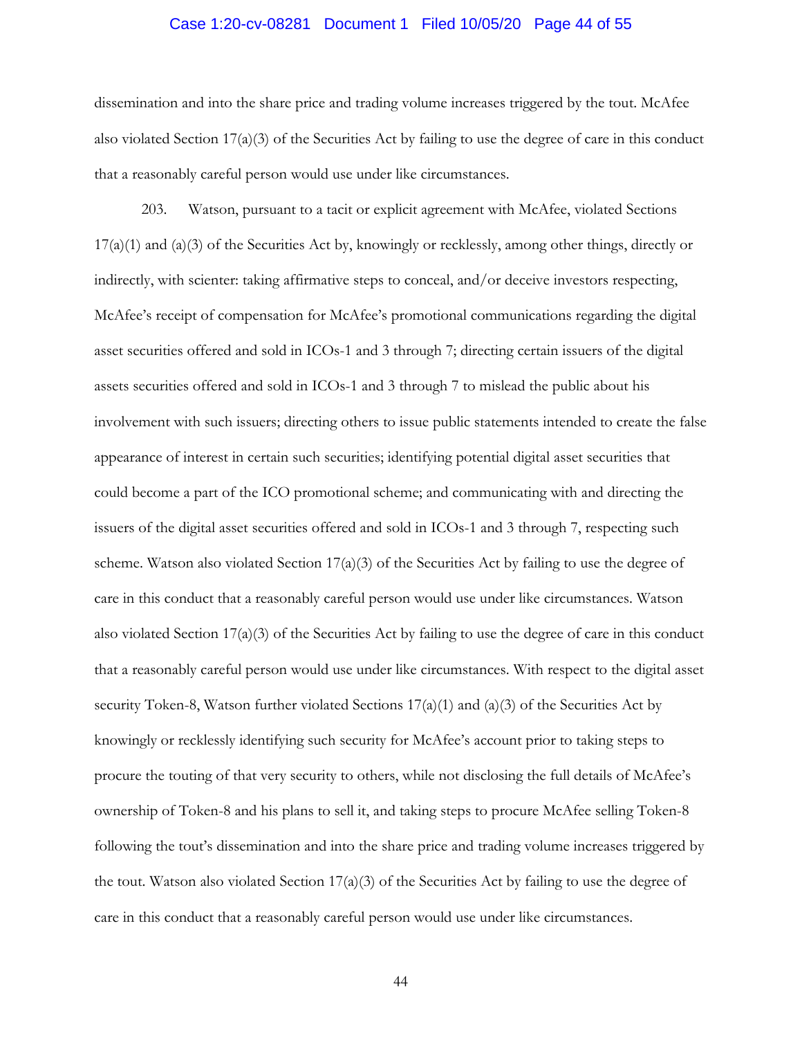dissemination and into the share price and trading volume increases triggered by the tout. McAfee also violated Section 17(a)(3) of the Securities Act by failing to use the degree of care in this conduct that a reasonably careful person would use under like circumstances.

203. Watson, pursuant to a tacit or explicit agreement with McAfee, violated Sections 17(a)(1) and (a)(3) of the Securities Act by, knowingly or recklessly, among other things, directly or indirectly, with scienter: taking affirmative steps to conceal, and/or deceive investors respecting, McAfee's receipt of compensation for McAfee's promotional communications regarding the digital asset securities offered and sold in ICOs-1 and 3 through 7; directing certain issuers of the digital assets securities offered and sold in ICOs-1 and 3 through 7 to mislead the public about his involvement with such issuers; directing others to issue public statements intended to create the false appearance of interest in certain such securities; identifying potential digital asset securities that could become a part of the ICO promotional scheme; and communicating with and directing the issuers of the digital asset securities offered and sold in ICOs-1 and 3 through 7, respecting such scheme. Watson also violated Section 17(a)(3) of the Securities Act by failing to use the degree of care in this conduct that a reasonably careful person would use under like circumstances. Watson also violated Section 17(a)(3) of the Securities Act by failing to use the degree of care in this conduct that a reasonably careful person would use under like circumstances. With respect to the digital asset security Token-8, Watson further violated Sections 17(a)(1) and (a)(3) of the Securities Act by knowingly or recklessly identifying such security for McAfee's account prior to taking steps to procure the touting of that very security to others, while not disclosing the full details of McAfee's ownership of Token-8 and his plans to sell it, and taking steps to procure McAfee selling Token-8 following the tout's dissemination and into the share price and trading volume increases triggered by the tout. Watson also violated Section 17(a)(3) of the Securities Act by failing to use the degree of care in this conduct that a reasonably careful person would use under like circumstances.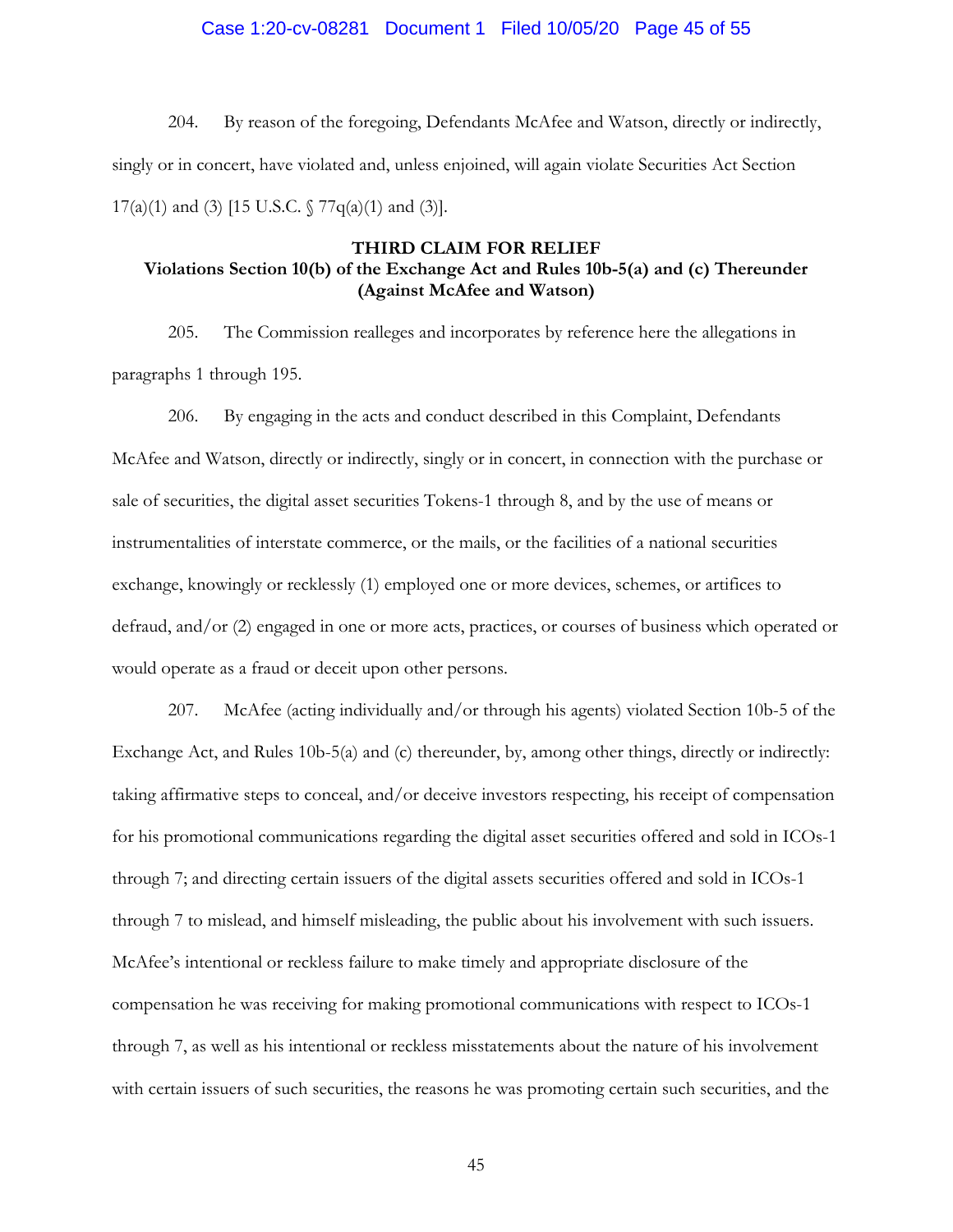204. By reason of the foregoing, Defendants McAfee and Watson, directly or indirectly, singly or in concert, have violated and, unless enjoined, will again violate Securities Act Section 17(a)(1) and (3) [15 U.S.C. § 77q(a)(1) and (3)].

**THIRD CLAIM FOR RELIEF**
**Violations Section 10(b) of the Exchange Act and Rules 10b-5(a) and (c) Thereunder**
**(Against McAfee and Watson)**

205. The Commission realleges and incorporates by reference here the allegations in paragraphs 1 through 195.

206. By engaging in the acts and conduct described in this Complaint, Defendants McAfee and Watson, directly or indirectly, singly or in concert, in connection with the purchase or sale of securities, the digital asset securities Tokens-1 through 8, and by the use of means or instrumentalities of interstate commerce, or the mails, or the facilities of a national securities exchange, knowingly or recklessly (1) employed one or more devices, schemes, or artifices to defraud, and/or (2) engaged in one or more acts, practices, or courses of business which operated or would operate as a fraud or deceit upon other persons.

207. McAfee (acting individually and/or through his agents) violated Section 10b-5 of the Exchange Act, and Rules 10b-5(a) and (c) thereunder, by, among other things, directly or indirectly: taking affirmative steps to conceal, and/or deceive investors respecting, his receipt of compensation for his promotional communications regarding the digital asset securities offered and sold in ICOs-1 through 7; and directing certain issuers of the digital assets securities offered and sold in ICOs-1 through 7 to mislead, and himself misleading, the public about his involvement with such issuers. McAfee's intentional or reckless failure to make timely and appropriate disclosure of the compensation he was receiving for making promotional communications with respect to ICOs-1 through 7, as well as his intentional or reckless misstatements about the nature of his involvement with certain issuers of such securities, the reasons he was promoting certain such securities, and the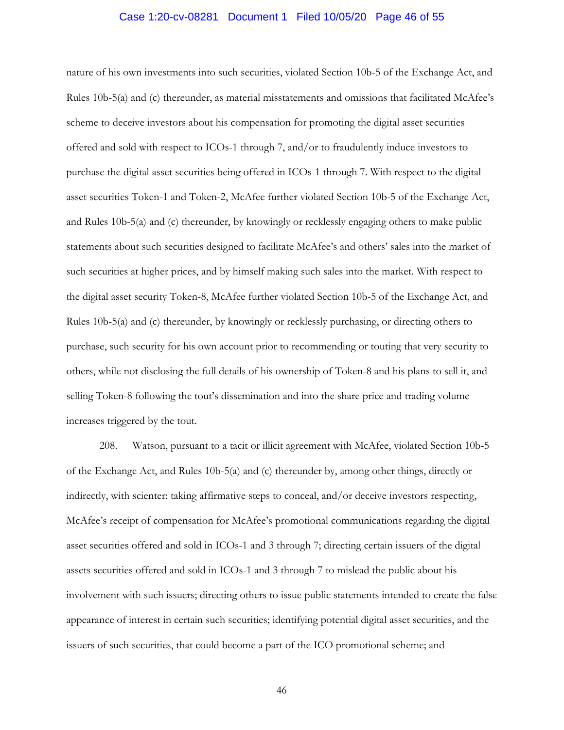nature of his own investments into such securities, violated Section 10b-5 of the Exchange Act, and Rules 10b-5(a) and (c) thereunder, as material misstatements and omissions that facilitated McAfee's scheme to deceive investors about his compensation for promoting the digital asset securities offered and sold with respect to ICOs-1 through 7, and/or to fraudulently induce investors to purchase the digital asset securities being offered in ICOs-1 through 7. With respect to the digital asset securities Token-1 and Token-2, McAfee further violated Section 10b-5 of the Exchange Act, and Rules 10b-5(a) and (c) thereunder, by knowingly or recklessly engaging others to make public statements about such securities designed to facilitate McAfee's and others' sales into the market of such securities at higher prices, and by himself making such sales into the market. With respect to the digital asset security Token-8, McAfee further violated Section 10b-5 of the Exchange Act, and Rules 10b-5(a) and (c) thereunder, by knowingly or recklessly purchasing, or directing others to purchase, such security for his own account prior to recommending or touting that very security to others, while not disclosing the full details of his ownership of Token-8 and his plans to sell it, and selling Token-8 following the tout's dissemination and into the share price and trading volume increases triggered by the tout.

208. Watson, pursuant to a tacit or illicit agreement with McAfee, violated Section 10b-5 of the Exchange Act, and Rules 10b-5(a) and (c) thereunder by, among other things, directly or indirectly, with scienter: taking affirmative steps to conceal, and/or deceive investors respecting, McAfee's receipt of compensation for McAfee's promotional communications regarding the digital asset securities offered and sold in ICOs-1 and 3 through 7; directing certain issuers of the digital assets securities offered and sold in ICOs-1 and 3 through 7 to mislead the public about his involvement with such issuers; directing others to issue public statements intended to create the false appearance of interest in certain such securities; identifying potential digital asset securities, and the issuers of such securities, that could become a part of the ICO promotional scheme; and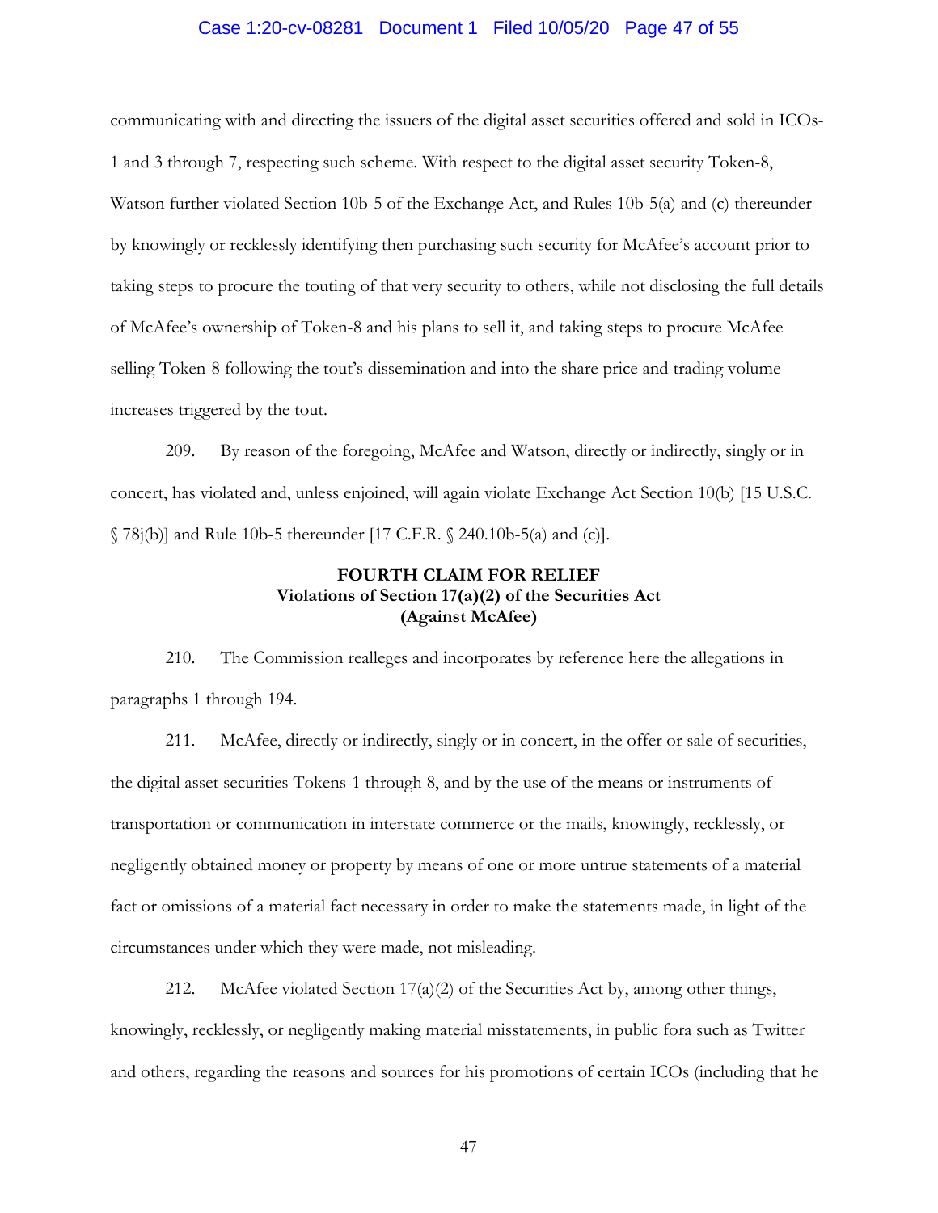communicating with and directing the issuers of the digital asset securities offered and sold in ICOs-1 and 3 through 7, respecting such scheme. With respect to the digital asset security Token-8, Watson further violated Section 10b-5 of the Exchange Act, and Rules 10b-5(a) and (c) thereunder by knowingly or recklessly identifying then purchasing such security for McAfee's account prior to taking steps to procure the touting of that very security to others, while not disclosing the full details of McAfee's ownership of Token-8 and his plans to sell it, and taking steps to procure McAfee selling Token-8 following the tout's dissemination and into the share price and trading volume increases triggered by the tout.

209. By reason of the foregoing, McAfee and Watson, directly or indirectly, singly or in concert, has violated and, unless enjoined, will again violate Exchange Act Section 10(b) [15 U.S.C. § 78j(b)] and Rule 10b-5 thereunder [17 C.F.R. § 240.10b-5(a) and (c)].

**FOURTH CLAIM FOR RELIEF**
**Violations of Section 17(a)(2) of the Securities Act**
**(Against McAfee)**

210. The Commission realleges and incorporates by reference here the allegations in paragraphs 1 through 194.

211. McAfee, directly or indirectly, singly or in concert, in the offer or sale of securities, the digital asset securities Tokens-1 through 8, and by the use of the means or instruments of transportation or communication in interstate commerce or the mails, knowingly, recklessly, or negligently obtained money or property by means of one or more untrue statements of a material fact or omissions of a material fact necessary in order to make the statements made, in light of the circumstances under which they were made, not misleading.

212. McAfee violated Section 17(a)(2) of the Securities Act by, among other things, knowingly, recklessly, or negligently making material misstatements, in public fora such as Twitter and others, regarding the reasons and sources for his promotions of certain ICOs (including that he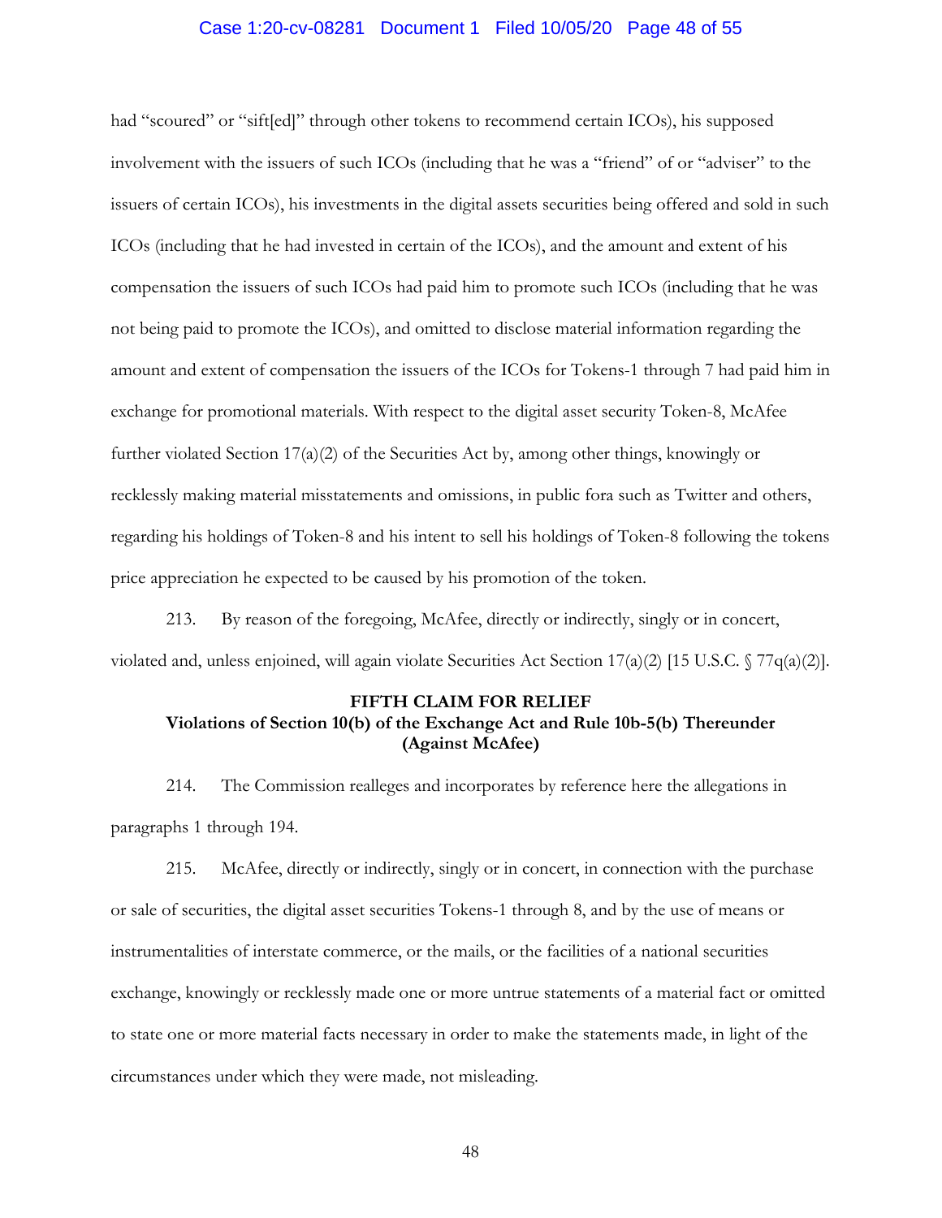had "scoured" or "sift[ed]" through other tokens to recommend certain ICOs), his supposed involvement with the issuers of such ICOs (including that he was a "friend" of or "adviser" to the issuers of certain ICOs), his investments in the digital assets securities being offered and sold in such ICOs (including that he had invested in certain of the ICOs), and the amount and extent of his compensation the issuers of such ICOs had paid him to promote such ICOs (including that he was not being paid to promote the ICOs), and omitted to disclose material information regarding the amount and extent of compensation the issuers of the ICOs for Tokens-1 through 7 had paid him in exchange for promotional materials. With respect to the digital asset security Token-8, McAfee further violated Section 17(a)(2) of the Securities Act by, among other things, knowingly or recklessly making material misstatements and omissions, in public fora such as Twitter and others, regarding his holdings of Token-8 and his intent to sell his holdings of Token-8 following the tokens price appreciation he expected to be caused by his promotion of the token.

213. By reason of the foregoing, McAfee, directly or indirectly, singly or in concert, violated and, unless enjoined, will again violate Securities Act Section 17(a)(2) [15 U.S.C. § 77q(a)(2)].

## FIFTH CLAIM FOR RELIEF
## Violations of Section 10(b) of the Exchange Act and Rule 10b-5(b) Thereunder (Against McAfee)

214. The Commission realleges and incorporates by reference here the allegations in paragraphs 1 through 194.

215. McAfee, directly or indirectly, singly or in concert, in connection with the purchase or sale of securities, the digital asset securities Tokens-1 through 8, and by the use of means or instrumentalities of interstate commerce, or the mails, or the facilities of a national securities exchange, knowingly or recklessly made one or more untrue statements of a material fact or omitted to state one or more material facts necessary in order to make the statements made, in light of the circumstances under which they were made, not misleading.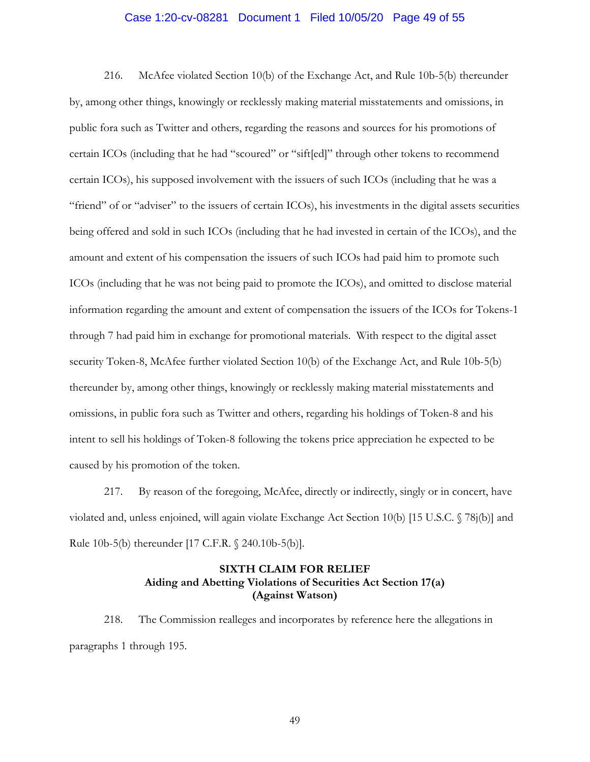216. McAfee violated Section 10(b) of the Exchange Act, and Rule 10b-5(b) thereunder by, among other things, knowingly or recklessly making material misstatements and omissions, in public fora such as Twitter and others, regarding the reasons and sources for his promotions of certain ICOs (including that he had "scoured" or "sift[ed]" through other tokens to recommend certain ICOs), his supposed involvement with the issuers of such ICOs (including that he was a "friend" of or "adviser" to the issuers of certain ICOs), his investments in the digital assets securities being offered and sold in such ICOs (including that he had invested in certain of the ICOs), and the amount and extent of his compensation the issuers of such ICOs had paid him to promote such ICOs (including that he was not being paid to promote the ICOs), and omitted to disclose material information regarding the amount and extent of compensation the issuers of the ICOs for Tokens-1 through 7 had paid him in exchange for promotional materials. With respect to the digital asset security Token-8, McAfee further violated Section 10(b) of the Exchange Act, and Rule 10b-5(b) thereunder by, among other things, knowingly or recklessly making material misstatements and omissions, in public fora such as Twitter and others, regarding his holdings of Token-8 and his intent to sell his holdings of Token-8 following the tokens price appreciation he expected to be caused by his promotion of the token.

217. By reason of the foregoing, McAfee, directly or indirectly, singly or in concert, have violated and, unless enjoined, will again violate Exchange Act Section 10(b) [15 U.S.C. § 78j(b)] and Rule 10b-5(b) thereunder [17 C.F.R. § 240.10b-5(b)].

## SIXTH CLAIM FOR RELIEF
## Aiding and Abetting Violations of Securities Act Section 17(a)
## (Against Watson)

218. The Commission realleges and incorporates by reference here the allegations in paragraphs 1 through 195.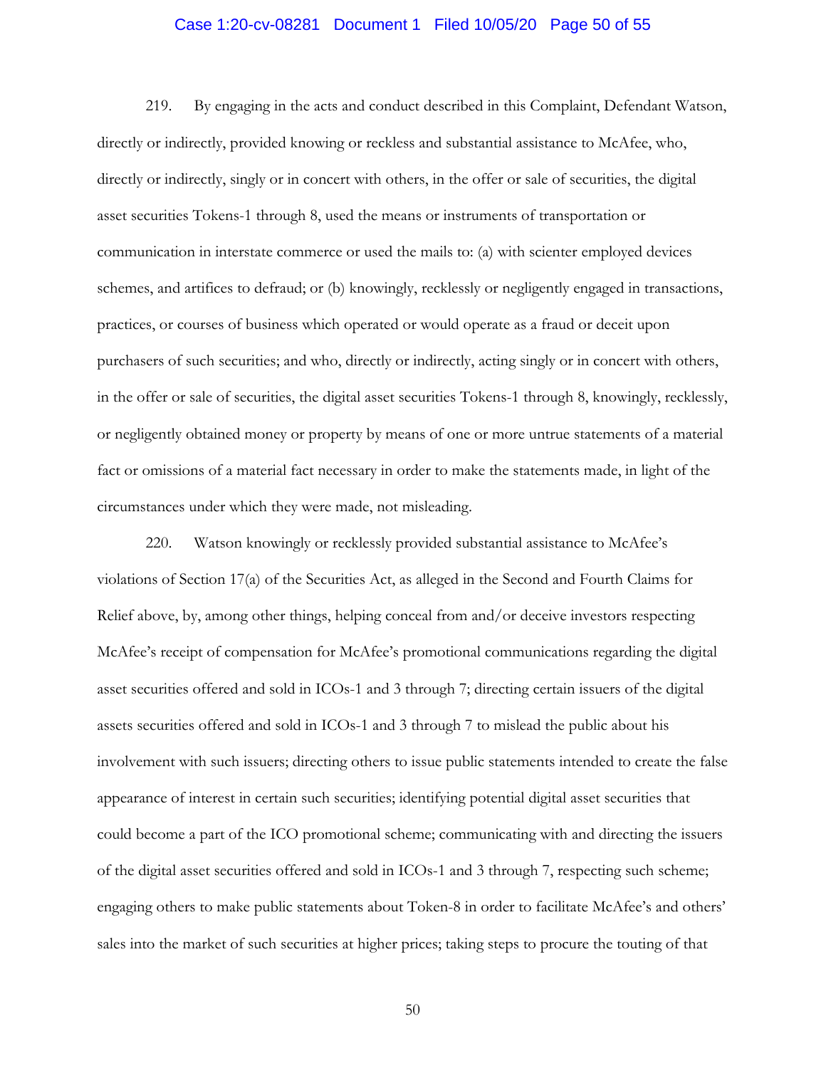219. By engaging in the acts and conduct described in this Complaint, Defendant Watson, directly or indirectly, provided knowing or reckless and substantial assistance to McAfee, who, directly or indirectly, singly or in concert with others, in the offer or sale of securities, the digital asset securities Tokens-1 through 8, used the means or instruments of transportation or communication in interstate commerce or used the mails to: (a) with scienter employed devices schemes, and artifices to defraud; or (b) knowingly, recklessly or negligently engaged in transactions, practices, or courses of business which operated or would operate as a fraud or deceit upon purchasers of such securities; and who, directly or indirectly, acting singly or in concert with others, in the offer or sale of securities, the digital asset securities Tokens-1 through 8, knowingly, recklessly, or negligently obtained money or property by means of one or more untrue statements of a material fact or omissions of a material fact necessary in order to make the statements made, in light of the circumstances under which they were made, not misleading.

220. Watson knowingly or recklessly provided substantial assistance to McAfee's violations of Section 17(a) of the Securities Act, as alleged in the Second and Fourth Claims for Relief above, by, among other things, helping conceal from and/or deceive investors respecting McAfee's receipt of compensation for McAfee's promotional communications regarding the digital asset securities offered and sold in ICOs-1 and 3 through 7; directing certain issuers of the digital assets securities offered and sold in ICOs-1 and 3 through 7 to mislead the public about his involvement with such issuers; directing others to issue public statements intended to create the false appearance of interest in certain such securities; identifying potential digital asset securities that could become a part of the ICO promotional scheme; communicating with and directing the issuers of the digital asset securities offered and sold in ICOs-1 and 3 through 7, respecting such scheme; engaging others to make public statements about Token-8 in order to facilitate McAfee's and others' sales into the market of such securities at higher prices; taking steps to procure the touting of that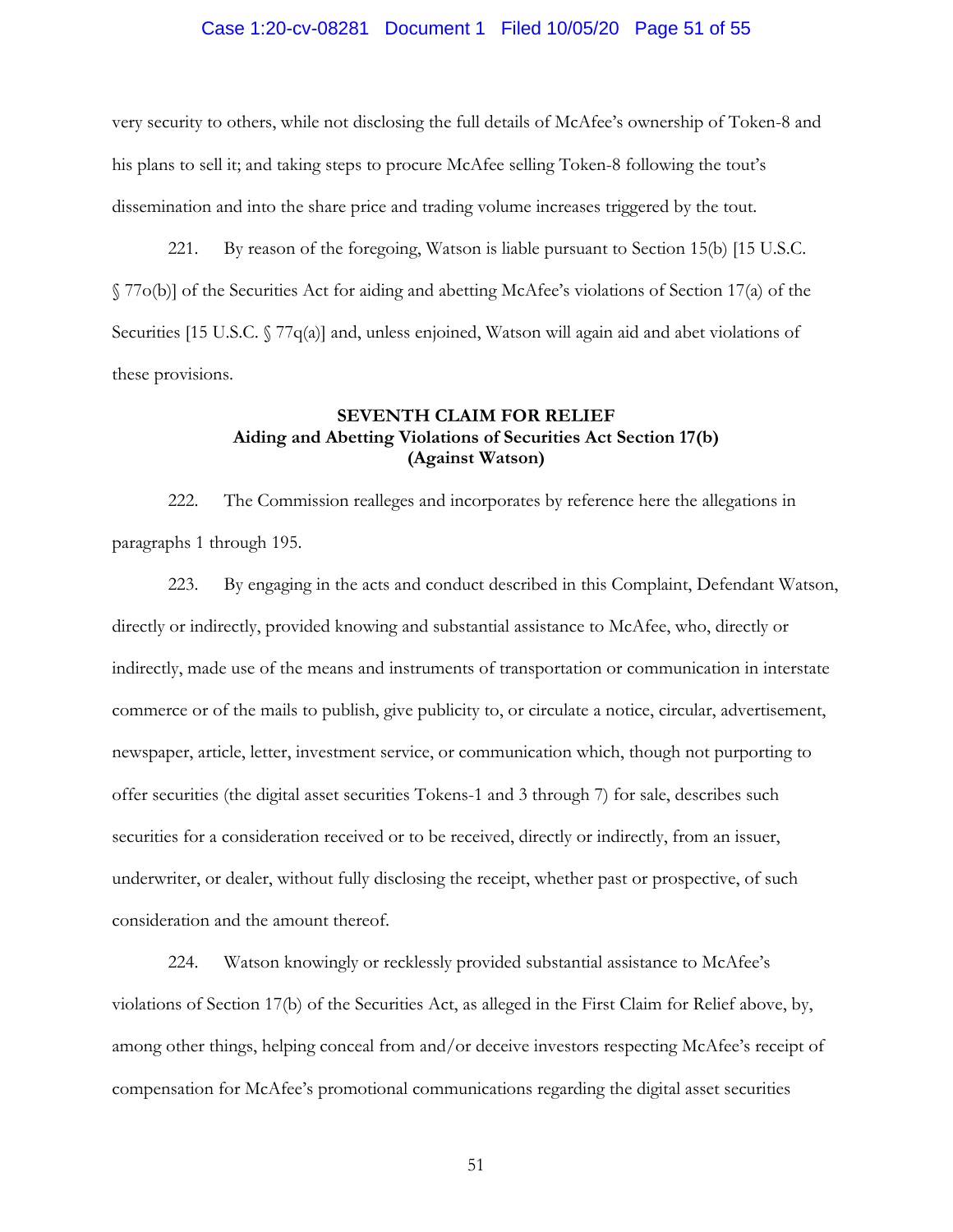very security to others, while not disclosing the full details of McAfee's ownership of Token-8 and his plans to sell it; and taking steps to procure McAfee selling Token-8 following the tout's dissemination and into the share price and trading volume increases triggered by the tout.

221. By reason of the foregoing, Watson is liable pursuant to Section 15(b) [15 U.S.C. § 77o(b)] of the Securities Act for aiding and abetting McAfee's violations of Section 17(a) of the Securities [15 U.S.C. § 77q(a)] and, unless enjoined, Watson will again aid and abet violations of these provisions.

**SEVENTH CLAIM FOR RELIEF**
**Aiding and Abetting Violations of Securities Act Section 17(b)**
**(Against Watson)**

222. The Commission realleges and incorporates by reference here the allegations in paragraphs 1 through 195.

223. By engaging in the acts and conduct described in this Complaint, Defendant Watson, directly or indirectly, provided knowing and substantial assistance to McAfee, who, directly or indirectly, made use of the means and instruments of transportation or communication in interstate commerce or of the mails to publish, give publicity to, or circulate a notice, circular, advertisement, newspaper, article, letter, investment service, or communication which, though not purporting to offer securities (the digital asset securities Tokens-1 and 3 through 7) for sale, describes such securities for a consideration received or to be received, directly or indirectly, from an issuer, underwriter, or dealer, without fully disclosing the receipt, whether past or prospective, of such consideration and the amount thereof.

224. Watson knowingly or recklessly provided substantial assistance to McAfee's violations of Section 17(b) of the Securities Act, as alleged in the First Claim for Relief above, by, among other things, helping conceal from and/or deceive investors respecting McAfee's receipt of compensation for McAfee's promotional communications regarding the digital asset securities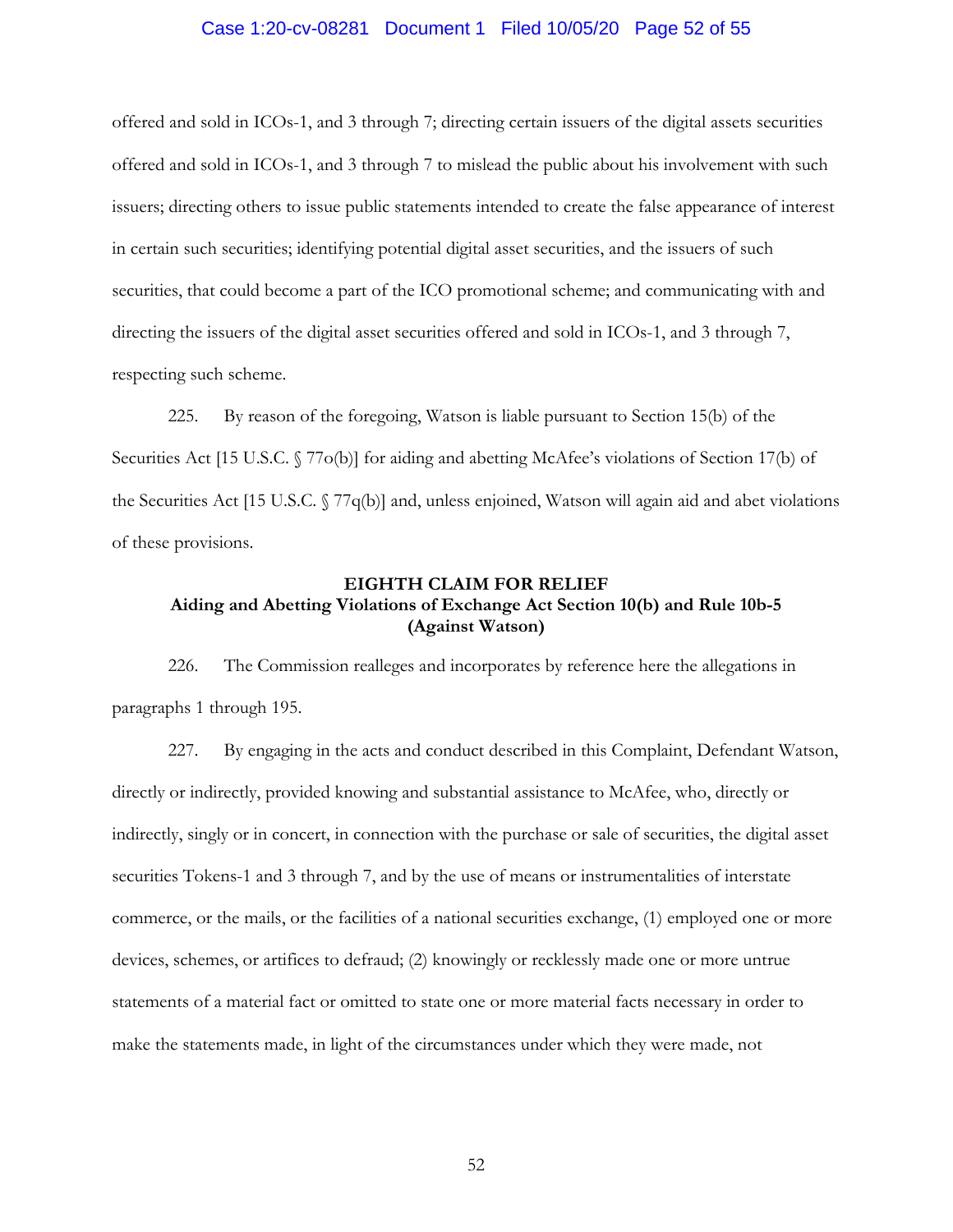offered and sold in ICOs-1, and 3 through 7; directing certain issuers of the digital assets securities offered and sold in ICOs-1, and 3 through 7 to mislead the public about his involvement with such issuers; directing others to issue public statements intended to create the false appearance of interest in certain such securities; identifying potential digital asset securities, and the issuers of such securities, that could become a part of the ICO promotional scheme; and communicating with and directing the issuers of the digital asset securities offered and sold in ICOs-1, and 3 through 7, respecting such scheme.

225. By reason of the foregoing, Watson is liable pursuant to Section 15(b) of the Securities Act [15 U.S.C. § 77o(b)] for aiding and abetting McAfee's violations of Section 17(b) of the Securities Act [15 U.S.C. § 77q(b)] and, unless enjoined, Watson will again aid and abet violations of these provisions.

## EIGHTH CLAIM FOR RELIEF
## Aiding and Abetting Violations of Exchange Act Section 10(b) and Rule 10b-5
## (Against Watson)

226. The Commission realleges and incorporates by reference here the allegations in paragraphs 1 through 195.

227. By engaging in the acts and conduct described in this Complaint, Defendant Watson, directly or indirectly, provided knowing and substantial assistance to McAfee, who, directly or indirectly, singly or in concert, in connection with the purchase or sale of securities, the digital asset securities Tokens-1 and 3 through 7, and by the use of means or instrumentalities of interstate commerce, or the mails, or the facilities of a national securities exchange, (1) employed one or more devices, schemes, or artifices to defraud; (2) knowingly or recklessly made one or more untrue statements of a material fact or omitted to state one or more material facts necessary in order to make the statements made, in light of the circumstances under which they were made, not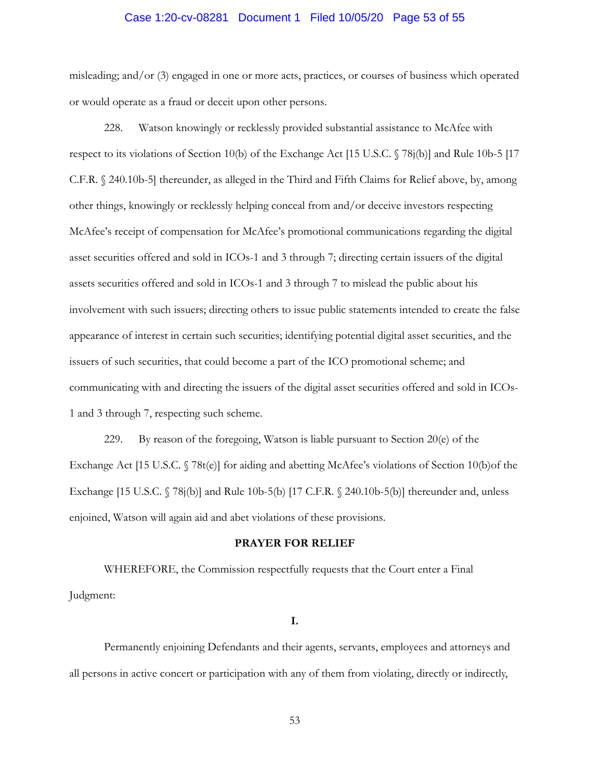misleading; and/or (3) engaged in one or more acts, practices, or courses of business which operated or would operate as a fraud or deceit upon other persons.

228. Watson knowingly or recklessly provided substantial assistance to McAfee with respect to its violations of Section 10(b) of the Exchange Act [15 U.S.C. § 78j(b)] and Rule 10b-5 [17 C.F.R. § 240.10b-5] thereunder, as alleged in the Third and Fifth Claims for Relief above, by, among other things, knowingly or recklessly helping conceal from and/or deceive investors respecting McAfee's receipt of compensation for McAfee's promotional communications regarding the digital asset securities offered and sold in ICOs-1 and 3 through 7; directing certain issuers of the digital assets securities offered and sold in ICOs-1 and 3 through 7 to mislead the public about his involvement with such issuers; directing others to issue public statements intended to create the false appearance of interest in certain such securities; identifying potential digital asset securities, and the issuers of such securities, that could become a part of the ICO promotional scheme; and communicating with and directing the issuers of the digital asset securities offered and sold in ICOs-1 and 3 through 7, respecting such scheme.

229. By reason of the foregoing, Watson is liable pursuant to Section 20(e) of the Exchange Act [15 U.S.C. § 78t(e)] for aiding and abetting McAfee's violations of Section 10(b)of the Exchange [15 U.S.C. § 78j(b)] and Rule 10b-5(b) [17 C.F.R. § 240.10b-5(b)] thereunder and, unless enjoined, Watson will again aid and abet violations of these provisions.

## PRAYER FOR RELIEF

WHEREFORE, the Commission respectfully requests that the Court enter a Final Judgment:

**I.**

Permanently enjoining Defendants and their agents, servants, employees and attorneys and all persons in active concert or participation with any of them from violating, directly or indirectly,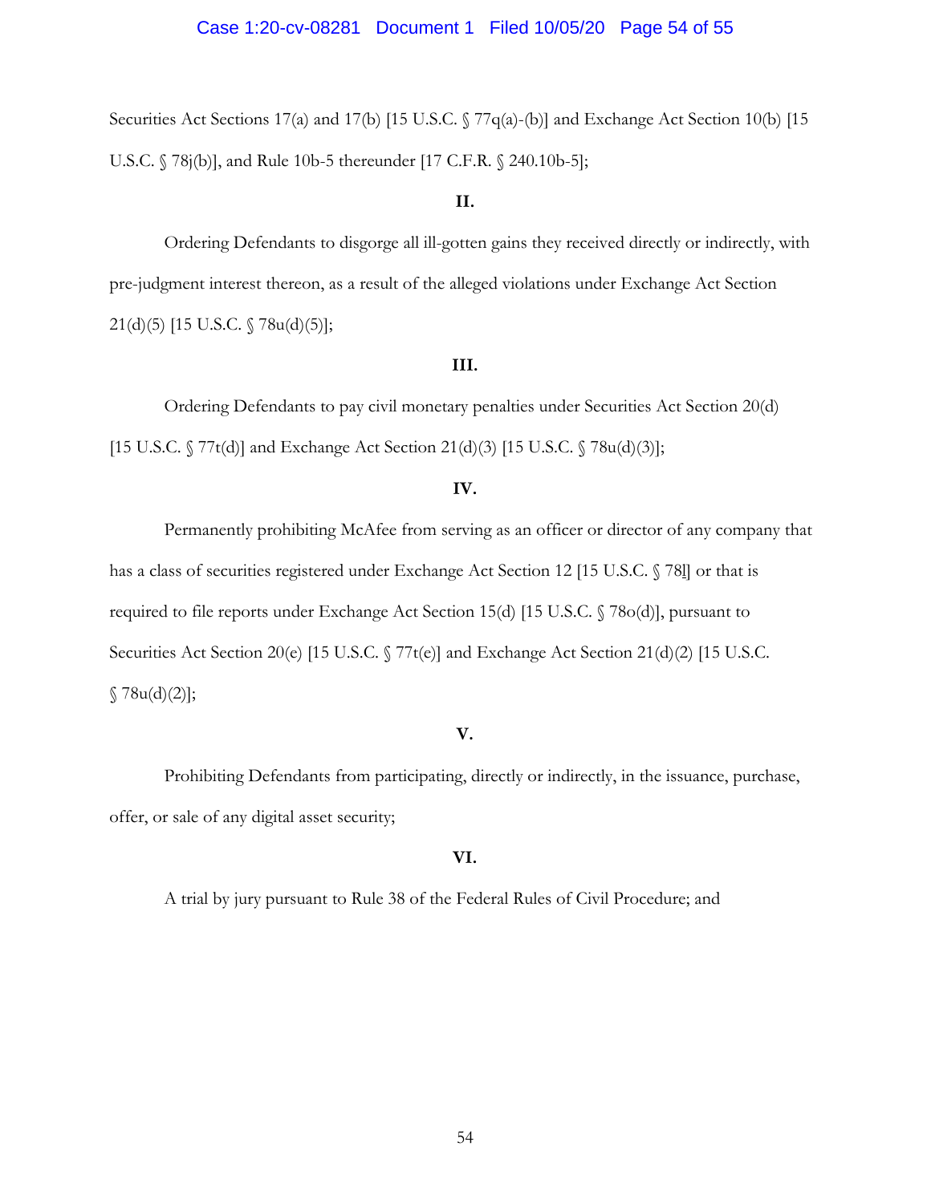Securities Act Sections 17(a) and 17(b) [15 U.S.C. § 77q(a)-(b)] and Exchange Act Section 10(b) [15 U.S.C. § 78j(b)], and Rule 10b-5 thereunder [17 C.F.R. § 240.10b-5];

**II.**

Ordering Defendants to disgorge all ill-gotten gains they received directly or indirectly, with pre-judgment interest thereon, as a result of the alleged violations under Exchange Act Section 21(d)(5) [15 U.S.C. § 78u(d)(5)];

**III.**

Ordering Defendants to pay civil monetary penalties under Securities Act Section 20(d) [15 U.S.C. § 77t(d)] and Exchange Act Section 21(d)(3) [15 U.S.C. § 78u(d)(3)];

**IV.**

Permanently prohibiting McAfee from serving as an officer or director of any company that has a class of securities registered under Exchange Act Section 12 [15 U.S.C. § 78l] or that is required to file reports under Exchange Act Section 15(d) [15 U.S.C. § 78o(d)], pursuant to Securities Act Section 20(e) [15 U.S.C. § 77t(e)] and Exchange Act Section 21(d)(2) [15 U.S.C. § 78u(d)(2)];

**V.**

Prohibiting Defendants from participating, directly or indirectly, in the issuance, purchase, offer, or sale of any digital asset security;

**VI.**

A trial by jury pursuant to Rule 38 of the Federal Rules of Civil Procedure; and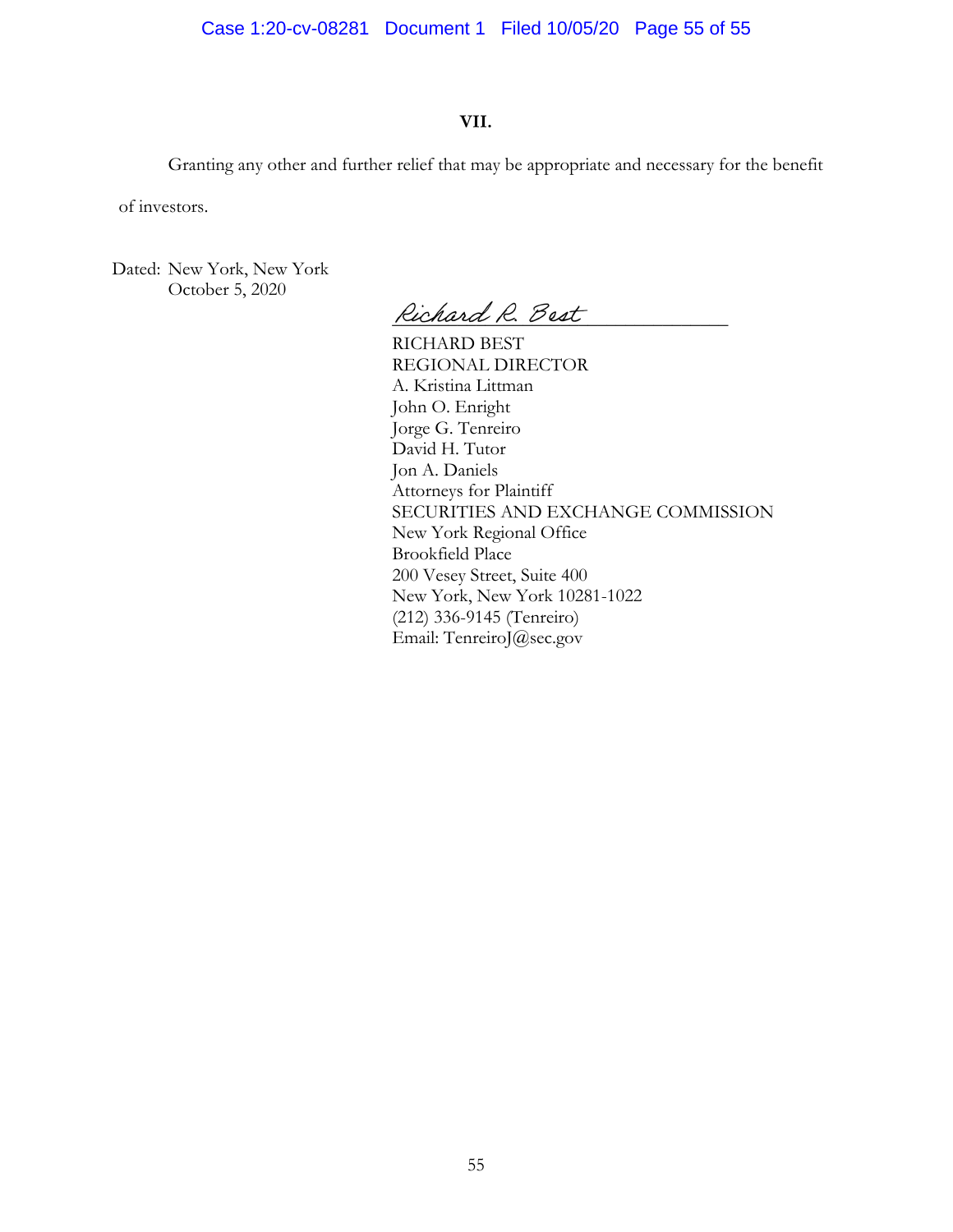**VII.**

Granting any other and further relief that may be appropriate and necessary for the benefit of investors.

Dated: New York, New York
October 5, 2020

*Richard R. Best*

RICHARD BEST
REGIONAL DIRECTOR
A. Kristina Littman
John O. Enright
Jorge G. Tenreiro
David H. Tutor
Jon A. Daniels
Attorneys for Plaintiff
SECURITIES AND EXCHANGE COMMISSION
New York Regional Office
Brookfield Place
200 Vesey Street, Suite 400
New York, New York 10281-1022
(212) 336-9145 (Tenreiro)
Email: TenreiroJ@sec.gov